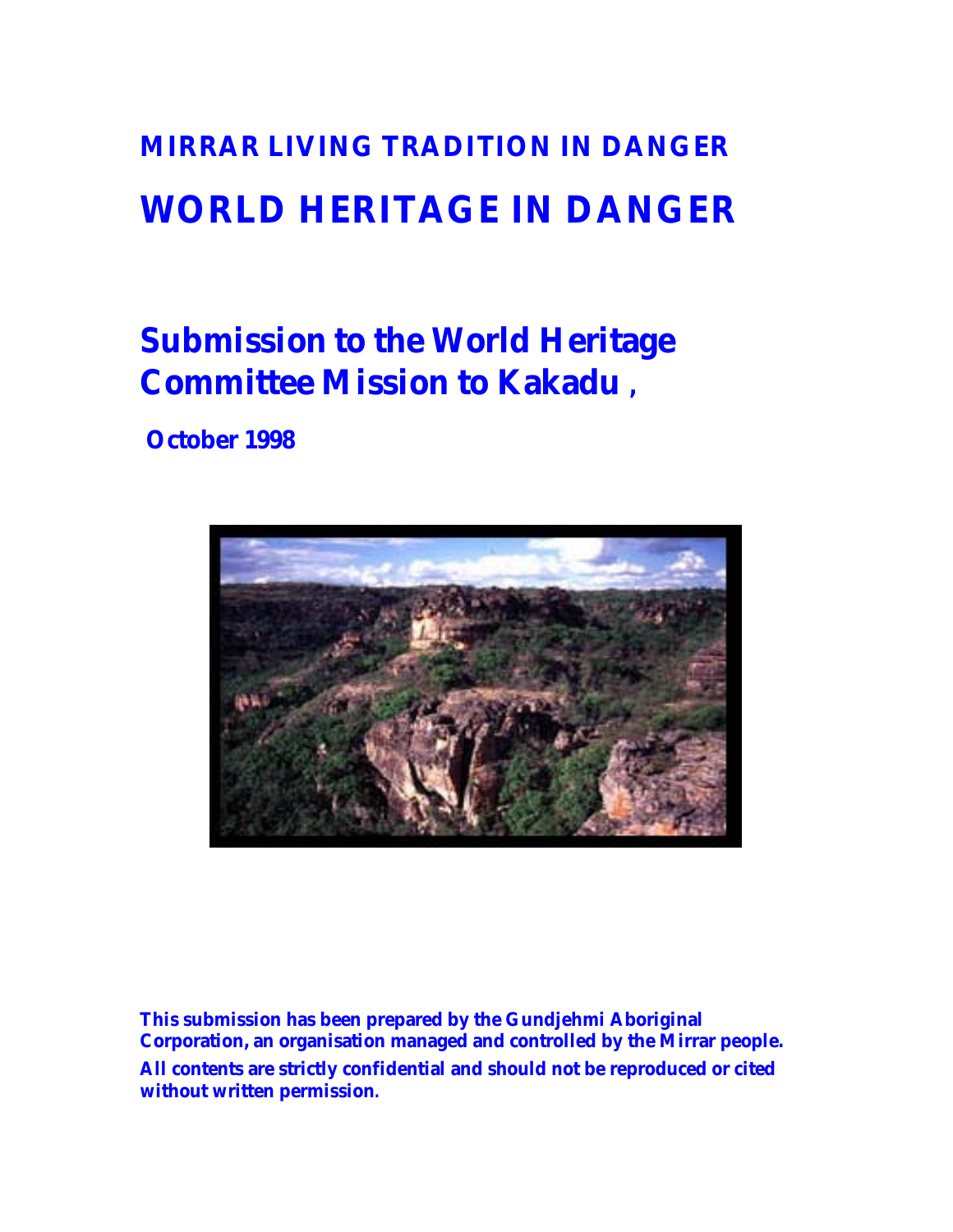# MIRRAR LIVING TRADITION IN DANGER

# WORLD HERITAGE IN DANGER

## Submission to the World Heritage Committee Mission to Kakadu ,

**October 1998**

**This submission has been prepared by the Gundjehmi Aboriginal Corporation, an organisation managed and controlled by the Mirrar people.**

**All contents are strictly confidential and should not be reproduced or cited without written permission.**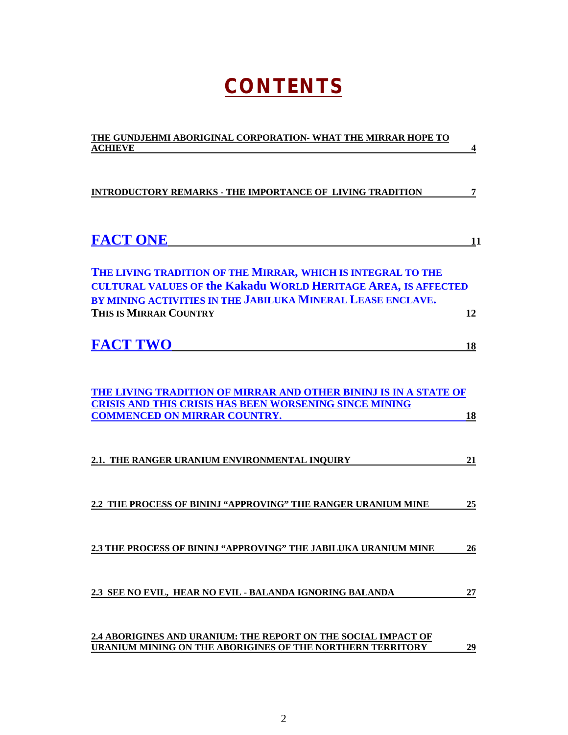# CONTENTS

**THE GUNDJEHMI ABORIGINAL CORPORATION- WHAT THE MIRRAR HOPE TO ACHIEVE** 4

**INTRODUCTORY REMARKS - THE IMPORTANCE OF LIVING TRADITION** 7

**FACT ONE** 11

**THE LIVING TRADITION OF THE MIRRAR, WHICH IS INTEGRAL TO THE CULTURAL VALUES OF the Kakadu WORLD HERITAGE AREA, IS AFFECTED BY MINING ACTIVITIES IN THE JABILUKA MINERAL LEASE ENCLAVE.**

**THIS IS MIRRAR COUNTRY** 12

**FACT TWO** 18

**THE LIVING TRADITION OF MIRRAR AND OTHER BININJ IS IN A STATE OF CRISIS AND THIS CRISIS HAS BEEN WORSENING SINCE MINING COMMENCED ON MIRRAR COUNTRY.** 18

**2.1. THE RANGER URANIUM ENVIRONMENTAL INQUIRY** 21

**2.2 THE PROCESS OF BININJ "APPROVING" THE RANGER URANIUM MINE** 25

**2.3 THE PROCESS OF BININJ "APPROVING" THE JABILUKA URANIUM MINE** 26

**2.3 SEE NO EVIL, HEAR NO EVIL - BALANDA IGNORING BALANDA** 27

**2.4 ABORIGINES AND URANIUM: THE REPORT ON THE SOCIAL IMPACT OF URANIUM MINING ON THE ABORIGINES OF THE NORTHERN TERRITORY** 29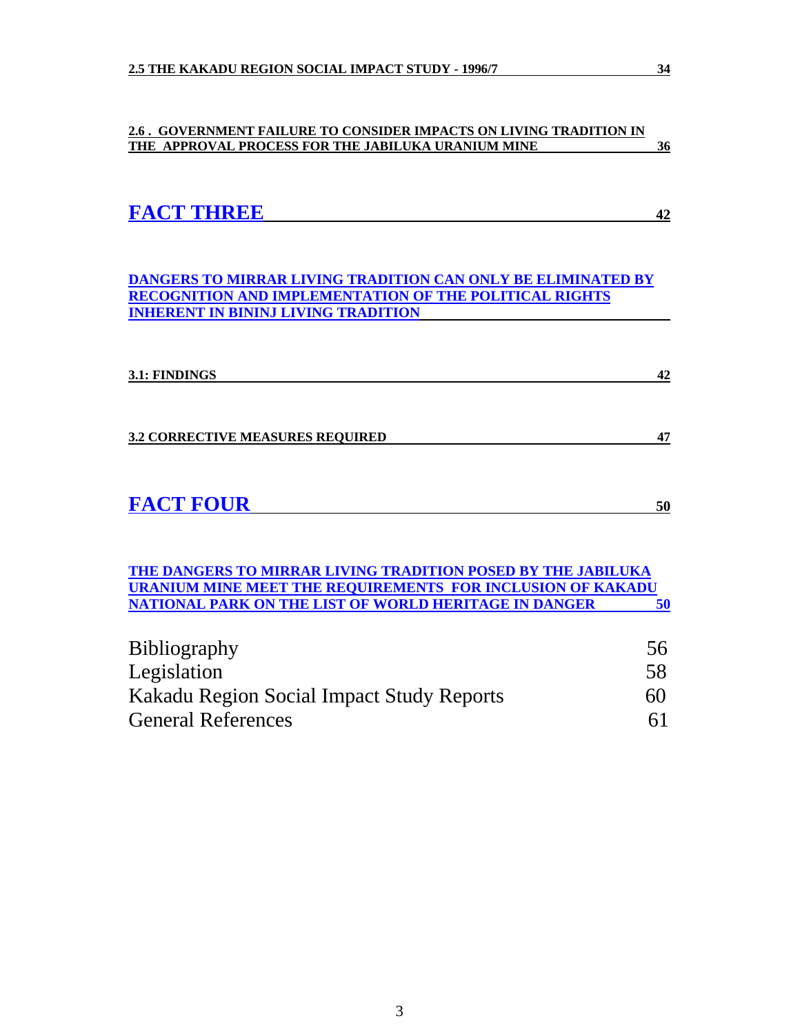**2.5 THE KAKADU REGION SOCIAL IMPACT STUDY - 1996/7 34**

**2.6 . GOVERNMENT FAILURE TO CONSIDER IMPACTS ON LIVING TRADITION IN THE APPROVAL PROCESS FOR THE JABILUKA URANIUM MINE 36**

# FACT THREE 42

**DANGERS TO MIRRAR LIVING TRADITION CAN ONLY BE ELIMINATED BY RECOGNITION AND IMPLEMENTATION OF THE POLITICAL RIGHTS INHERENT IN BININJ LIVING TRADITION**

**3.1: FINDINGS 42**

**3.2 CORRECTIVE MEASURES REQUIRED 47**

# FACT FOUR 50

**THE DANGERS TO MIRRAR LIVING TRADITION POSED BY THE JABILUKA URANIUM MINE MEET THE REQUIREMENTS FOR INCLUSION OF KAKADU NATIONAL PARK ON THE LIST OF WORLD HERITAGE IN DANGER 50**

Bibliography 56
Legislation 58
Kakadu Region Social Impact Study Reports 60
General References 61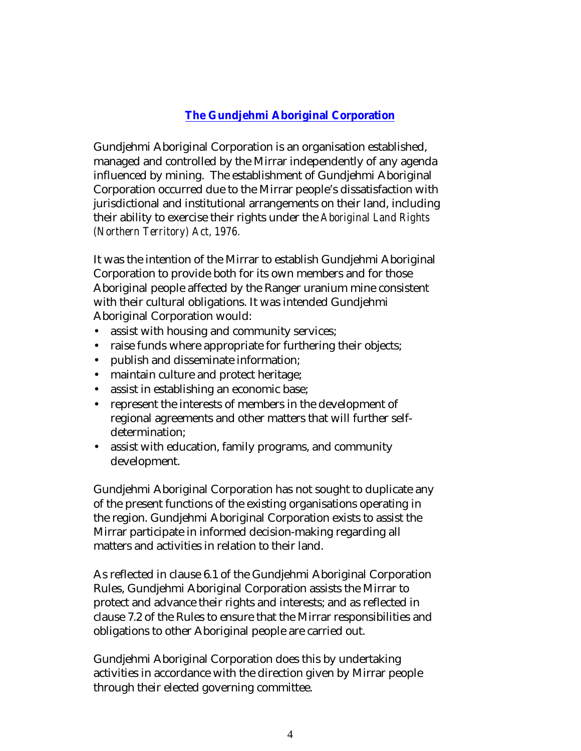## The Gundjehmi Aboriginal Corporation

Gundjehmi Aboriginal Corporation is an organisation established, managed and controlled by the Mirrar independently of any agenda influenced by mining. The establishment of Gundjehmi Aboriginal Corporation occurred due to the Mirrar people's dissatisfaction with jurisdictional and institutional arrangements on their land, including their ability to exercise their rights under the *Aboriginal Land Rights (Northern Territory) Act, 1976.*

It was the intention of the Mirrar to establish Gundjehmi Aboriginal Corporation to provide both for its own members and for those Aboriginal people affected by the Ranger uranium mine consistent with their cultural obligations. It was intended Gundjehmi Aboriginal Corporation would:

- assist with housing and community services;
- raise funds where appropriate for furthering their objects;
- publish and disseminate information;
- maintain culture and protect heritage;
- assist in establishing an economic base;
- represent the interests of members in the development of regional agreements and other matters that will further self-determination;
- assist with education, family programs, and community development.

Gundjehmi Aboriginal Corporation has not sought to duplicate any of the present functions of the existing organisations operating in the region. Gundjehmi Aboriginal Corporation exists to assist the Mirrar participate in informed decision-making regarding all matters and activities in relation to their land.

As reflected in clause 6.1 of the Gundjehmi Aboriginal Corporation Rules, Gundjehmi Aboriginal Corporation assists the Mirrar to protect and advance their rights and interests; and as reflected in clause 7.2 of the Rules to ensure that the Mirrar responsibilities and obligations to other Aboriginal people are carried out.

Gundjehmi Aboriginal Corporation does this by undertaking activities in accordance with the direction given by Mirrar people through their elected governing committee.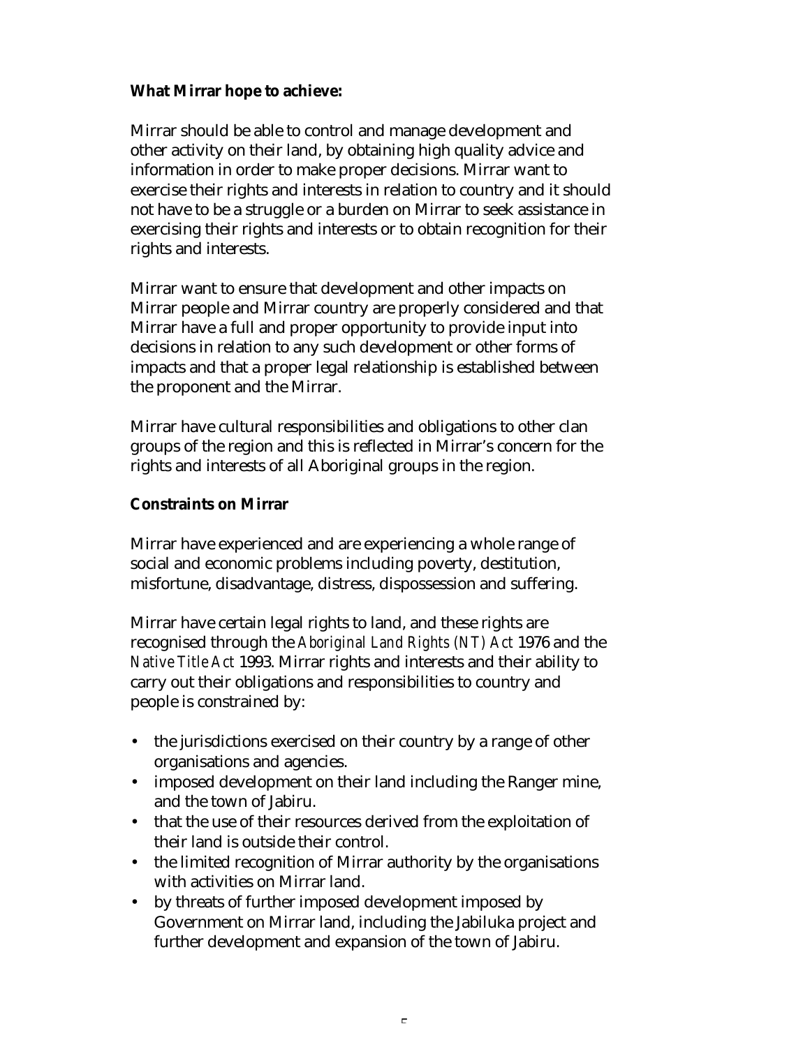**What Mirrar hope to achieve:**

Mirrar should be able to control and manage development and other activity on their land, by obtaining high quality advice and information in order to make proper decisions. Mirrar want to exercise their rights and interests in relation to country and it should not have to be a struggle or a burden on Mirrar to seek assistance in exercising their rights and interests or to obtain recognition for their rights and interests.

Mirrar want to ensure that development and other impacts on Mirrar people and Mirrar country are properly considered and that Mirrar have a full and proper opportunity to provide input into decisions in relation to any such development or other forms of impacts and that a proper legal relationship is established between the proponent and the Mirrar.

Mirrar have cultural responsibilities and obligations to other clan groups of the region and this is reflected in Mirrar's concern for the rights and interests of all Aboriginal groups in the region.

**Constraints on Mirrar**

Mirrar have experienced and are experiencing a whole range of social and economic problems including poverty, destitution, misfortune, disadvantage, distress, dispossession and suffering.

Mirrar have certain legal rights to land, and these rights are recognised through the *Aboriginal Land Rights (NT) Act* 1976 and the *Native Title Act* 1993. Mirrar rights and interests and their ability to carry out their obligations and responsibilities to country and people is constrained by:

- the jurisdictions exercised on their country by a range of other organisations and agencies.
- imposed development on their land including the Ranger mine, and the town of Jabiru.
- that the use of their resources derived from the exploitation of their land is outside their control.
- the limited recognition of Mirrar authority by the organisations with activities on Mirrar land.
- by threats of further imposed development imposed by Government on Mirrar land, including the Jabiluka project and further development and expansion of the town of Jabiru.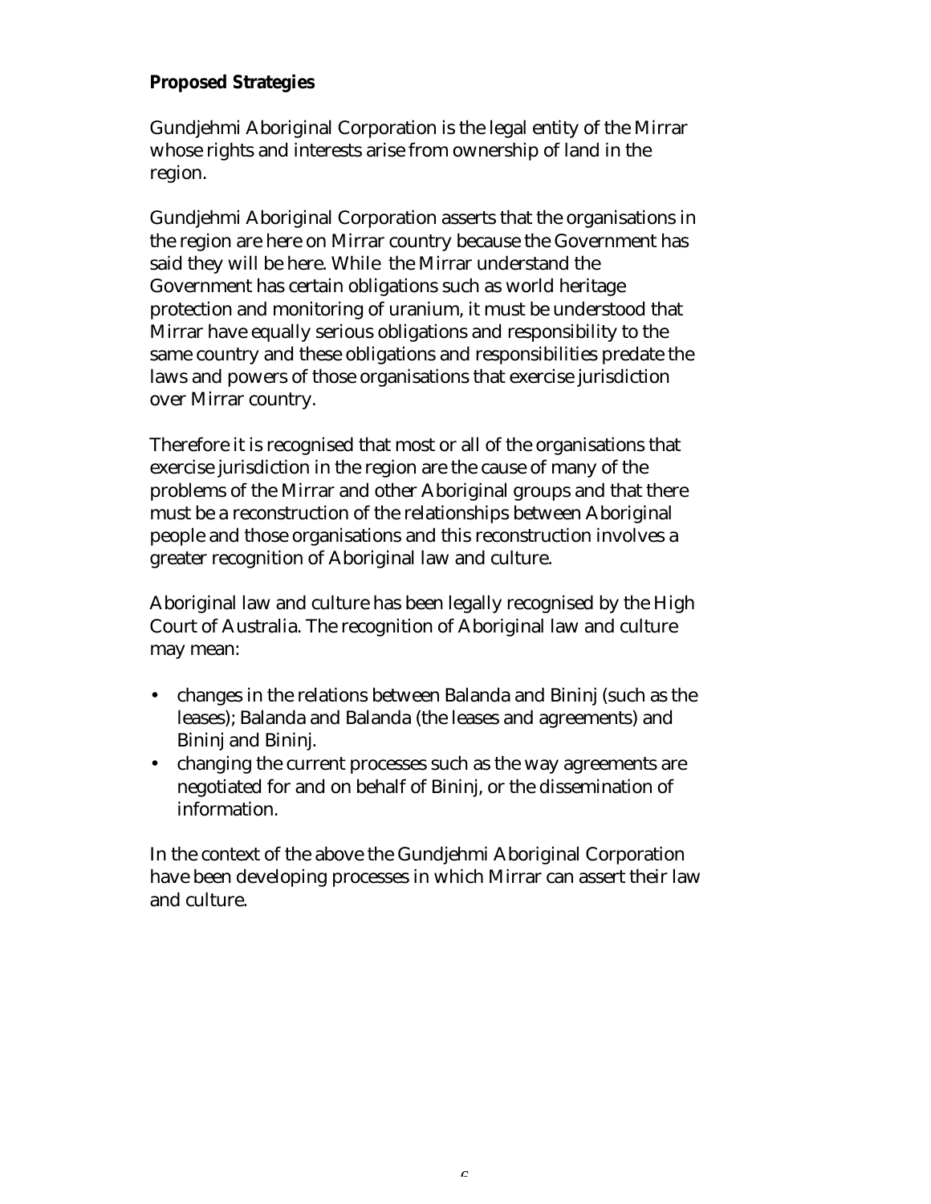**Proposed Strategies**

Gundjehmi Aboriginal Corporation is the legal entity of the Mirrar whose rights and interests arise from ownership of land in the region.

Gundjehmi Aboriginal Corporation asserts that the organisations in the region are here on Mirrar country because the Government has said they will be here. While the Mirrar understand the Government has certain obligations such as world heritage protection and monitoring of uranium, it must be understood that Mirrar have equally serious obligations and responsibility to the same country and these obligations and responsibilities predate the laws and powers of those organisations that exercise jurisdiction over Mirrar country.

Therefore it is recognised that most or all of the organisations that exercise jurisdiction in the region are the cause of many of the problems of the Mirrar and other Aboriginal groups and that there must be a reconstruction of the relationships between Aboriginal people and those organisations and this reconstruction involves a greater recognition of Aboriginal law and culture.

Aboriginal law and culture has been legally recognised by the High Court of Australia. The recognition of Aboriginal law and culture may mean:

- changes in the relations between Balanda and Bininj (such as the leases); Balanda and Balanda (the leases and agreements) and Bininj and Bininj.
- changing the current processes such as the way agreements are negotiated for and on behalf of Bininj, or the dissemination of information.

In the context of the above the Gundjehmi Aboriginal Corporation have been developing processes in which Mirrar can assert their law and culture.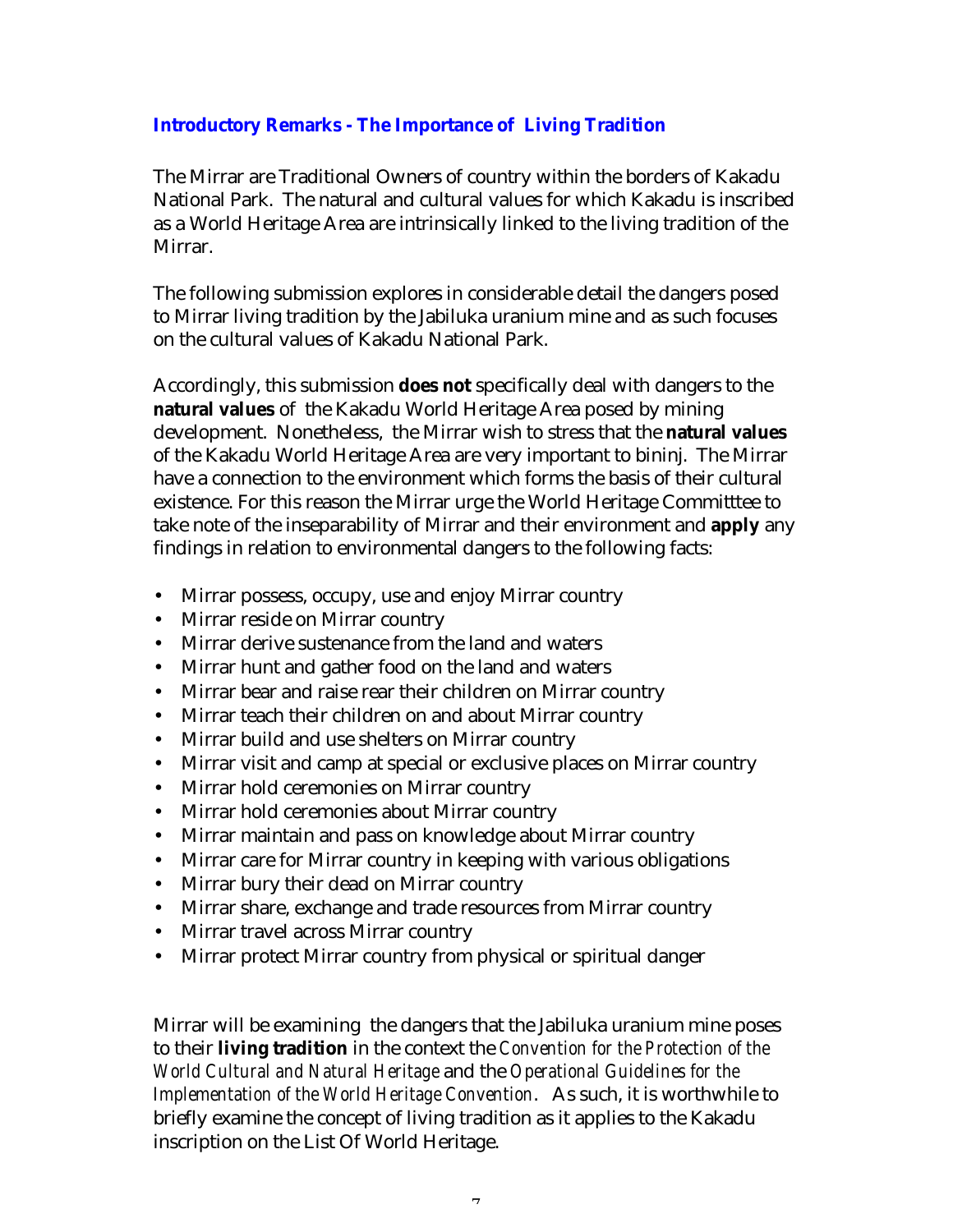## Introductory Remarks - The Importance of Living Tradition

The Mirrar are Traditional Owners of country within the borders of Kakadu National Park. The natural and cultural values for which Kakadu is inscribed as a World Heritage Area are intrinsically linked to the living tradition of the Mirrar.

The following submission explores in considerable detail the dangers posed to Mirrar living tradition by the Jabiluka uranium mine and as such focuses on the cultural values of Kakadu National Park.

Accordingly, this submission **does not** specifically deal with dangers to the **natural values** of the Kakadu World Heritage Area posed by mining development. Nonetheless, the Mirrar wish to stress that the **natural values** of the Kakadu World Heritage Area are very important to bininj. The Mirrar have a connection to the environment which forms the basis of their cultural existence. For this reason the Mirrar urge the World Heritage Committtee to take note of the inseparability of Mirrar and their environment and **apply** any findings in relation to environmental dangers to the following facts:

- Mirrar possess, occupy, use and enjoy Mirrar country
- Mirrar reside on Mirrar country
- Mirrar derive sustenance from the land and waters
- Mirrar hunt and gather food on the land and waters
- Mirrar bear and raise rear their children on Mirrar country
- Mirrar teach their children on and about Mirrar country
- Mirrar build and use shelters on Mirrar country
- Mirrar visit and camp at special or exclusive places on Mirrar country
- Mirrar hold ceremonies on Mirrar country
- Mirrar hold ceremonies about Mirrar country
- Mirrar maintain and pass on knowledge about Mirrar country
- Mirrar care for Mirrar country in keeping with various obligations
- Mirrar bury their dead on Mirrar country
- Mirrar share, exchange and trade resources from Mirrar country
- Mirrar travel across Mirrar country
- Mirrar protect Mirrar country from physical or spiritual danger

Mirrar will be examining the dangers that the Jabiluka uranium mine poses to their **living tradition** in the context the *Convention for the Protection of the World Cultural and Natural Heritage* and the *Operational Guidelines for the Implementation of the World Heritage Convention*. As such, it is worthwhile to briefly examine the concept of living tradition as it applies to the Kakadu inscription on the List Of World Heritage.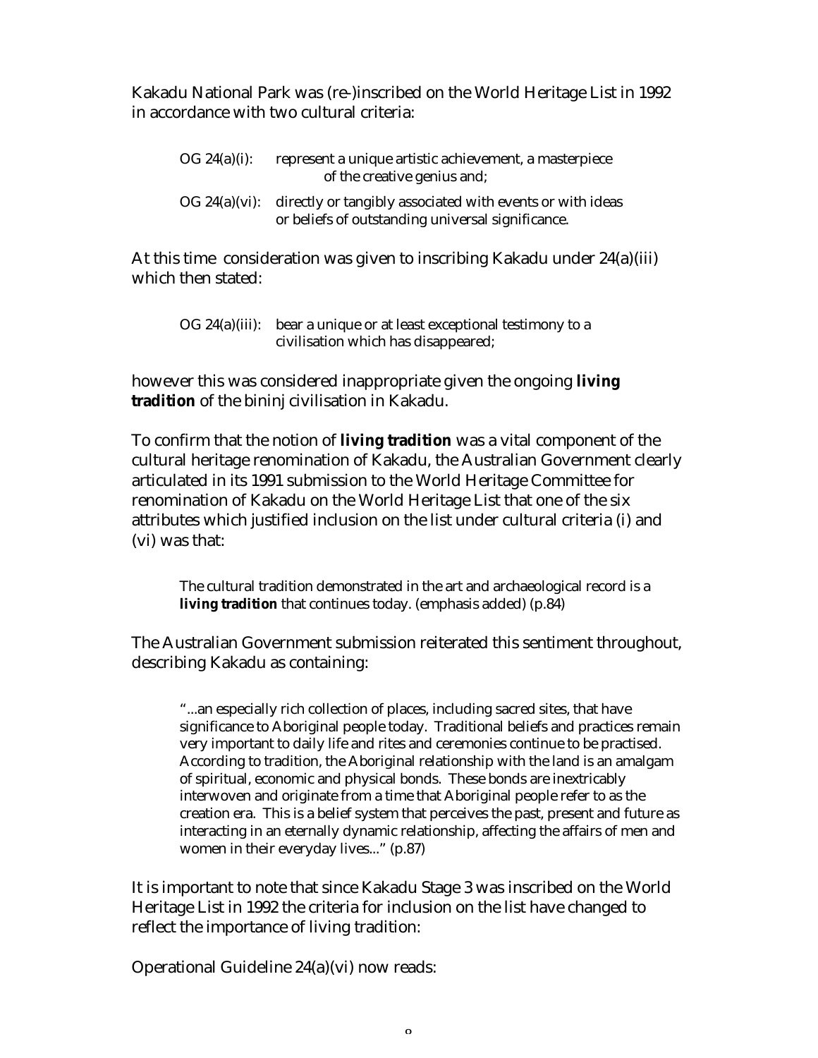Kakadu National Park was (re-)inscribed on the World Heritage List in 1992 in accordance with two cultural criteria:

> OG 24(a)(i): represent a unique artistic achievement, a masterpiece of the creative genius and;
>
> OG 24(a)(vi): directly or tangibly associated with events or with ideas or beliefs of outstanding universal significance.

At this time consideration was given to inscribing Kakadu under 24(a)(iii) which then stated:

> OG 24(a)(iii): bear a unique or at least exceptional testimony to a civilisation which has disappeared;

however this was considered inappropriate given the ongoing **living tradition** of the bininj civilisation in Kakadu.

To confirm that the notion of **living tradition** was a vital component of the cultural heritage renomination of Kakadu, the Australian Government clearly articulated in its 1991 submission to the World Heritage Committee for renomination of Kakadu on the World Heritage List that one of the six attributes which justified inclusion on the list under cultural criteria (i) and (vi) was that:

> The cultural tradition demonstrated in the art and archaeological record is a **living tradition** that continues today. (emphasis added) (p.84)

The Australian Government submission reiterated this sentiment throughout, describing Kakadu as containing:

> "...an especially rich collection of places, including sacred sites, that have significance to Aboriginal people today. Traditional beliefs and practices remain very important to daily life and rites and ceremonies continue to be practised. According to tradition, the Aboriginal relationship with the land is an amalgam of spiritual, economic and physical bonds. These bonds are inextricably interwoven and originate from a time that Aboriginal people refer to as the creation era. This is a belief system that perceives the past, present and future as interacting in an eternally dynamic relationship, affecting the affairs of men and women in their everyday lives..." (p.87)

It is important to note that since Kakadu Stage 3 was inscribed on the World Heritage List in 1992 the criteria for inclusion on the list have changed to reflect the importance of living tradition:

Operational Guideline 24(a)(vi) now reads: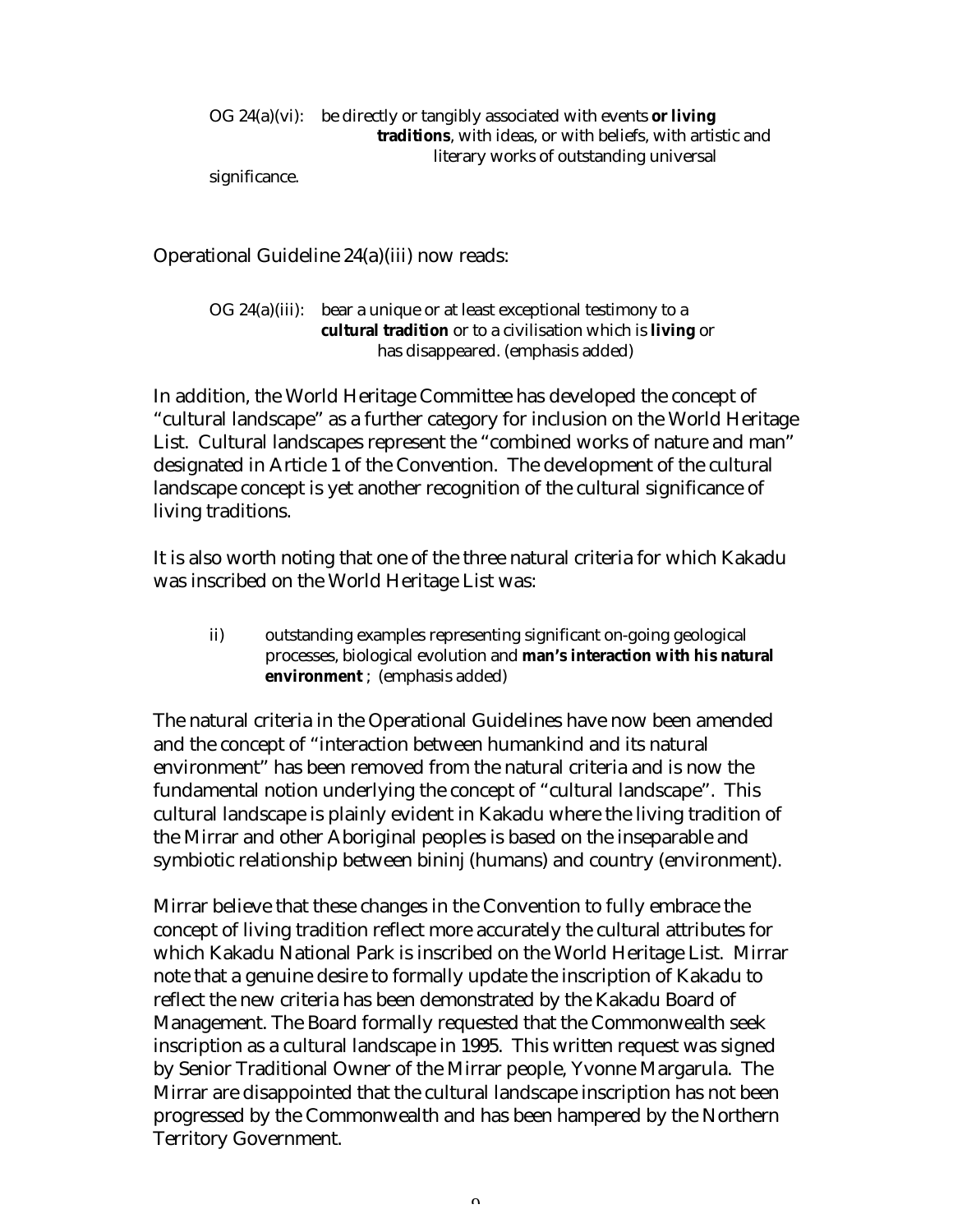OG 24(a)(vi): be directly or tangibly associated with events **or living traditions**, with ideas, or with beliefs, with artistic and literary works of outstanding universal significance.

Operational Guideline 24(a)(iii) now reads:

OG 24(a)(iii): bear a unique or at least exceptional testimony to a **cultural tradition** or to a civilisation which is **living** or has disappeared. (emphasis added)

In addition, the World Heritage Committee has developed the concept of "cultural landscape" as a further category for inclusion on the World Heritage List. Cultural landscapes represent the "combined works of nature and man" designated in Article 1 of the Convention. The development of the cultural landscape concept is yet another recognition of the cultural significance of living traditions.

It is also worth noting that one of the three natural criteria for which Kakadu was inscribed on the World Heritage List was:

ii) outstanding examples representing significant on-going geological processes, biological evolution and **man's interaction with his natural environment** ; (emphasis added)

The natural criteria in the Operational Guidelines have now been amended and the concept of "interaction between humankind and its natural environment" has been removed from the natural criteria and is now the fundamental notion underlying the concept of "cultural landscape". This cultural landscape is plainly evident in Kakadu where the living tradition of the Mirrar and other Aboriginal peoples is based on the inseparable and symbiotic relationship between bininj (humans) and country (environment).

Mirrar believe that these changes in the Convention to fully embrace the concept of living tradition reflect more accurately the cultural attributes for which Kakadu National Park is inscribed on the World Heritage List. Mirrar note that a genuine desire to formally update the inscription of Kakadu to reflect the new criteria has been demonstrated by the Kakadu Board of Management. The Board formally requested that the Commonwealth seek inscription as a cultural landscape in 1995. This written request was signed by Senior Traditional Owner of the Mirrar people, Yvonne Margarula. The Mirrar are disappointed that the cultural landscape inscription has not been progressed by the Commonwealth and has been hampered by the Northern Territory Government.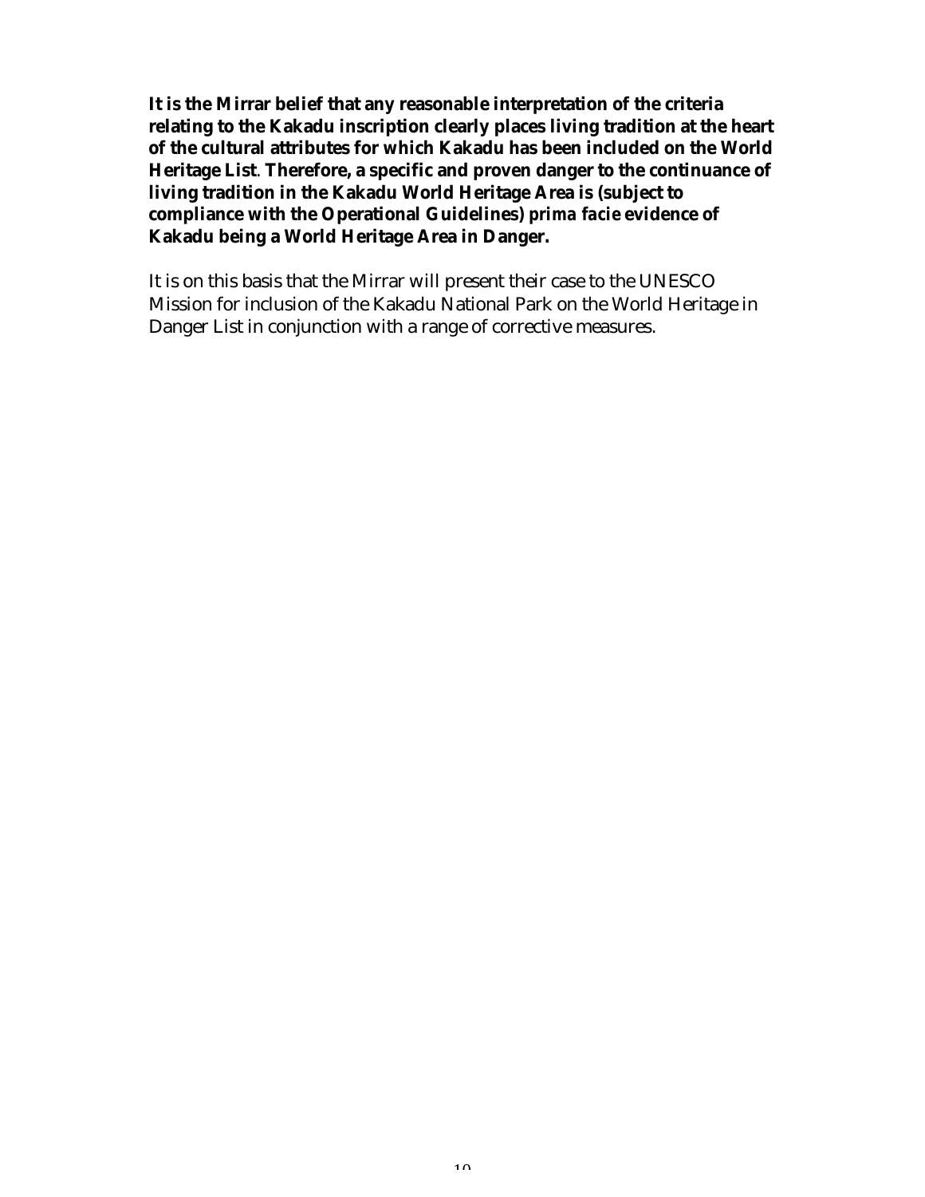**It is the Mirrar belief that any reasonable interpretation of the criteria relating to the Kakadu inscription clearly places living tradition at the heart of the cultural attributes for which Kakadu has been included on the World Heritage List. Therefore, a specific and proven danger to the continuance of living tradition in the Kakadu World Heritage Area is (subject to compliance with the Operational Guidelines) *prima facie* evidence of Kakadu being a World Heritage Area in Danger.**

It is on this basis that the Mirrar will present their case to the UNESCO Mission for inclusion of the Kakadu National Park on the World Heritage in Danger List in conjunction with a range of corrective measures.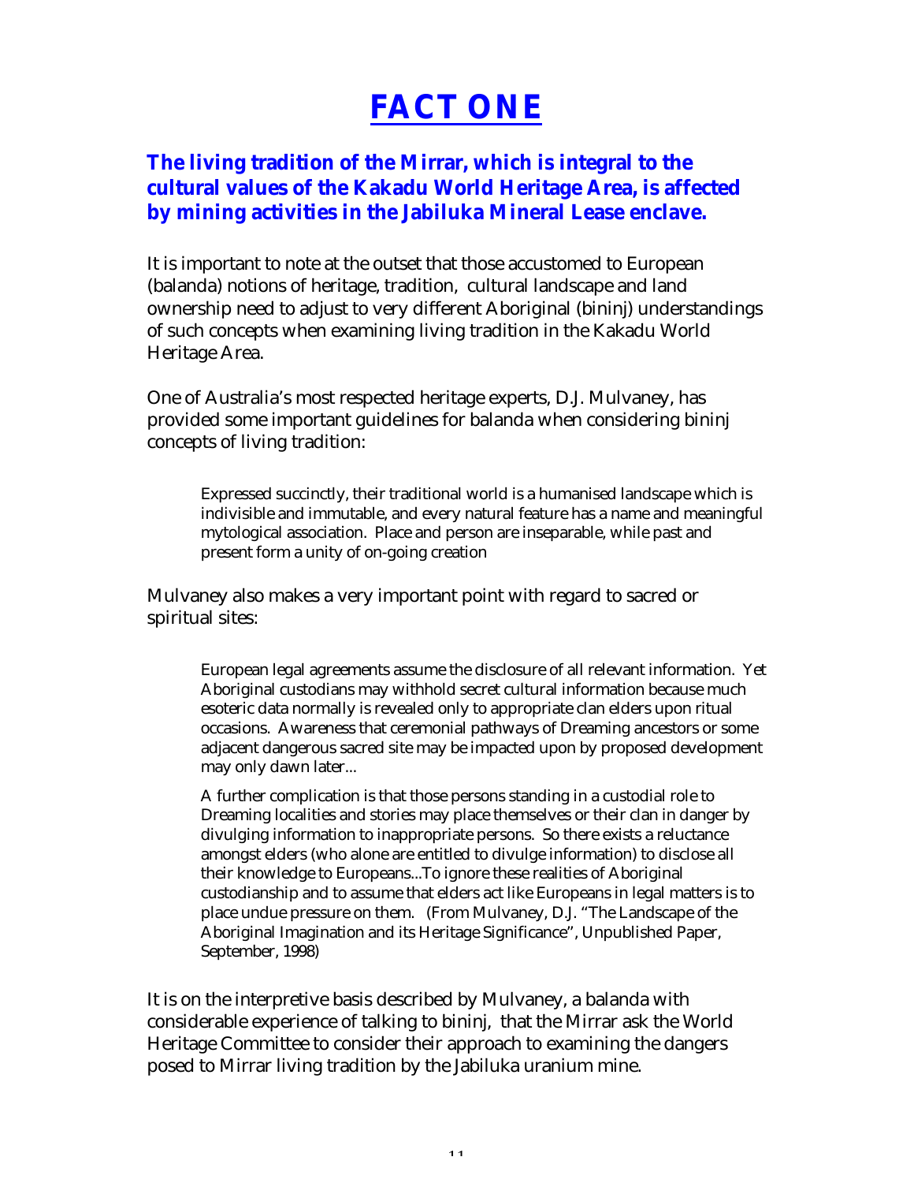# FACT ONE

## The living tradition of the Mirrar, which is integral to the cultural values of the Kakadu World Heritage Area, is affected by mining activities in the Jabiluka Mineral Lease enclave.

It is important to note at the outset that those accustomed to European (balanda) notions of heritage, tradition, cultural landscape and land ownership need to adjust to very different Aboriginal (bininj) understandings of such concepts when examining living tradition in the Kakadu World Heritage Area.

One of Australia's most respected heritage experts, D.J. Mulvaney, has provided some important guidelines for balanda when considering bininj concepts of living tradition:

> Expressed succinctly, their traditional world is a humanised landscape which is indivisible and immutable, and every natural feature has a name and meaningful mytological association. Place and person are inseparable, while past and present form a unity of on-going creation

Mulvaney also makes a very important point with regard to sacred or spiritual sites:

> European legal agreements assume the disclosure of all relevant information. Yet Aboriginal custodians may withhold secret cultural information because much esoteric data normally is revealed only to appropriate clan elders upon ritual occasions. Awareness that ceremonial pathways of Dreaming ancestors or some adjacent dangerous sacred site may be impacted upon by proposed development may only dawn later...
>
> A further complication is that those persons standing in a custodial role to Dreaming localities and stories may place themselves or their clan in danger by divulging information to inappropriate persons. So there exists a reluctance amongst elders (who alone are entitled to divulge information) to disclose all their knowledge to Europeans...To ignore these realities of Aboriginal custodianship and to assume that elders act like Europeans in legal matters is to place undue pressure on them. (From Mulvaney, D.J. "The Landscape of the Aboriginal Imagination and its Heritage Significance", Unpublished Paper, September, 1998)

It is on the interpretive basis described by Mulvaney, a balanda with considerable experience of talking to bininj, that the Mirrar ask the World Heritage Committee to consider their approach to examining the dangers posed to Mirrar living tradition by the Jabiluka uranium mine.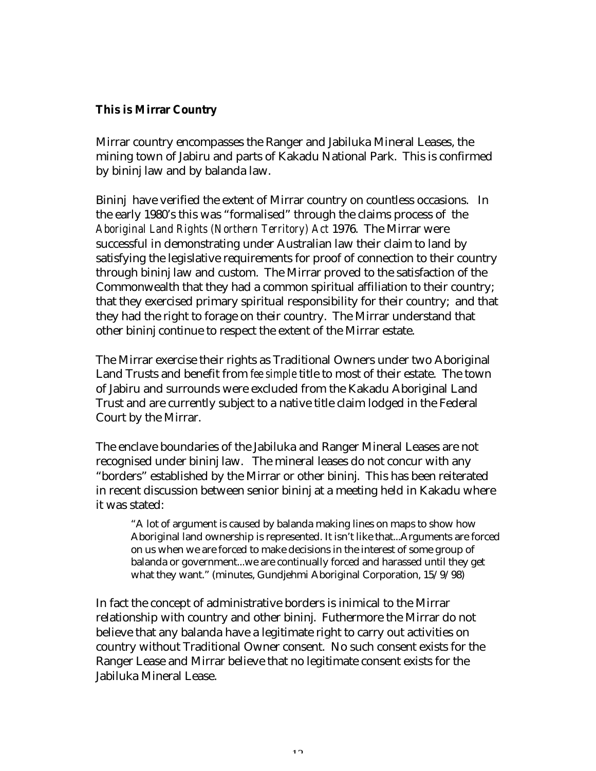**This is Mirrar Country**

Mirrar country encompasses the Ranger and Jabiluka Mineral Leases, the mining town of Jabiru and parts of Kakadu National Park. This is confirmed by bininj law and by balanda law.

Bininj have verified the extent of Mirrar country on countless occasions. In the early 1980's this was "formalised" through the claims process of the *Aboriginal Land Rights (Northern Territory) Act* 1976. The Mirrar were successful in demonstrating under Australian law their claim to land by satisfying the legislative requirements for proof of connection to their country through bininj law and custom. The Mirrar proved to the satisfaction of the Commonwealth that they had a common spiritual affiliation to their country; that they exercised primary spiritual responsibility for their country; and that they had the right to forage on their country. The Mirrar understand that other bininj continue to respect the extent of the Mirrar estate.

The Mirrar exercise their rights as Traditional Owners under two Aboriginal Land Trusts and benefit from *fee simple* title to most of their estate. The town of Jabiru and surrounds were excluded from the Kakadu Aboriginal Land Trust and are currently subject to a native title claim lodged in the Federal Court by the Mirrar.

The enclave boundaries of the Jabiluka and Ranger Mineral Leases are not recognised under bininj law. The mineral leases do not concur with any "borders" established by the Mirrar or other bininj. This has been reiterated in recent discussion between senior bininj at a meeting held in Kakadu where it was stated:

> "A lot of argument is caused by balanda making lines on maps to show how Aboriginal land ownership is represented. It isn't like that...Arguments are forced on us when we are forced to make decisions in the interest of some group of balanda or government...we are continually forced and harassed until they get what they want." (minutes, Gundjehmi Aboriginal Corporation, 15/9/98)

In fact the concept of administrative borders is inimical to the Mirrar relationship with country and other bininj. Futhermore the Mirrar do not believe that any balanda have a legitimate right to carry out activities on country without Traditional Owner consent. No such consent exists for the Ranger Lease and Mirrar believe that no legitimate consent exists for the Jabiluka Mineral Lease.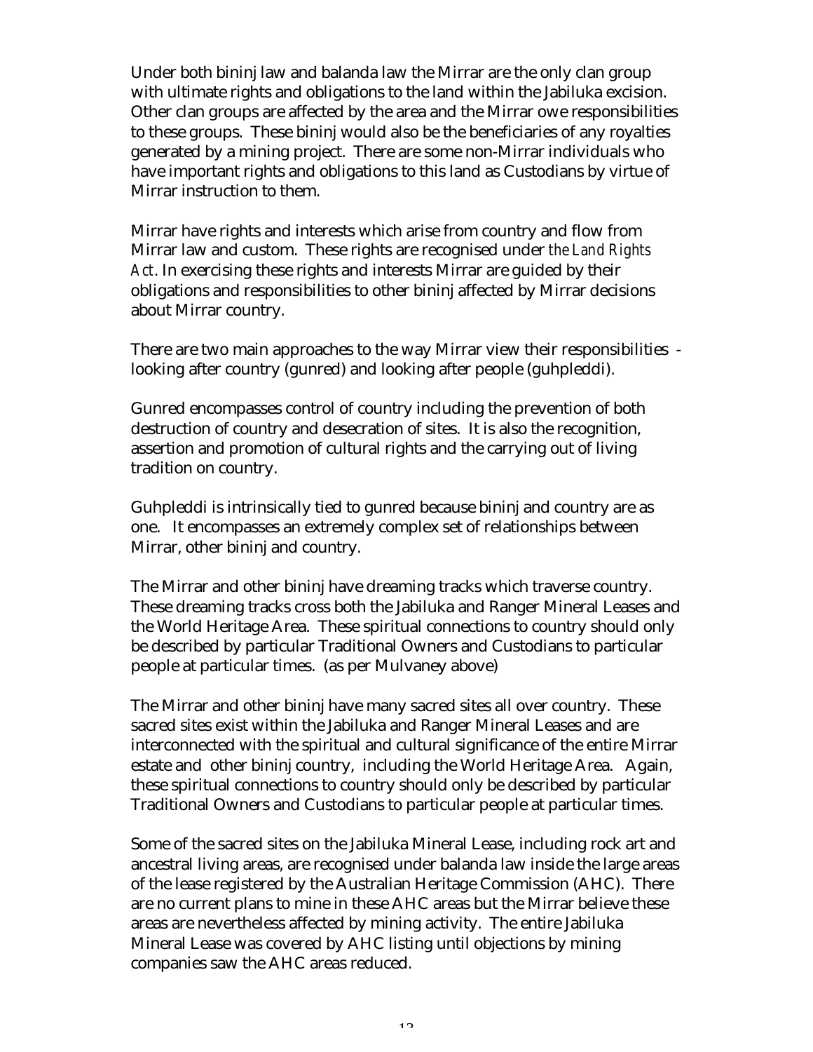Under both bininj law and balanda law the Mirrar are the only clan group with ultimate rights and obligations to the land within the Jabiluka excision. Other clan groups are affected by the area and the Mirrar owe responsibilities to these groups. These bininj would also be the beneficiaries of any royalties generated by a mining project. There are some non-Mirrar individuals who have important rights and obligations to this land as Custodians by virtue of Mirrar instruction to them.

Mirrar have rights and interests which arise from country and flow from Mirrar law and custom. These rights are recognised under *the Land Rights Act*. In exercising these rights and interests Mirrar are guided by their obligations and responsibilities to other bininj affected by Mirrar decisions about Mirrar country.

There are two main approaches to the way Mirrar view their responsibilities - looking after country (gunred) and looking after people (guhpleddi).

Gunred encompasses control of country including the prevention of both destruction of country and desecration of sites. It is also the recognition, assertion and promotion of cultural rights and the carrying out of living tradition on country.

Guhpleddi is intrinsically tied to gunred because bininj and country are as one. It encompasses an extremely complex set of relationships between Mirrar, other bininj and country.

The Mirrar and other bininj have dreaming tracks which traverse country. These dreaming tracks cross both the Jabiluka and Ranger Mineral Leases and the World Heritage Area. These spiritual connections to country should only be described by particular Traditional Owners and Custodians to particular people at particular times. (as per Mulvaney above)

The Mirrar and other bininj have many sacred sites all over country. These sacred sites exist within the Jabiluka and Ranger Mineral Leases and are interconnected with the spiritual and cultural significance of the entire Mirrar estate and other bininj country, including the World Heritage Area. Again, these spiritual connections to country should only be described by particular Traditional Owners and Custodians to particular people at particular times.

Some of the sacred sites on the Jabiluka Mineral Lease, including rock art and ancestral living areas, are recognised under balanda law inside the large areas of the lease registered by the Australian Heritage Commission (AHC). There are no current plans to mine in these AHC areas but the Mirrar believe these areas are nevertheless affected by mining activity. The entire Jabiluka Mineral Lease was covered by AHC listing until objections by mining companies saw the AHC areas reduced.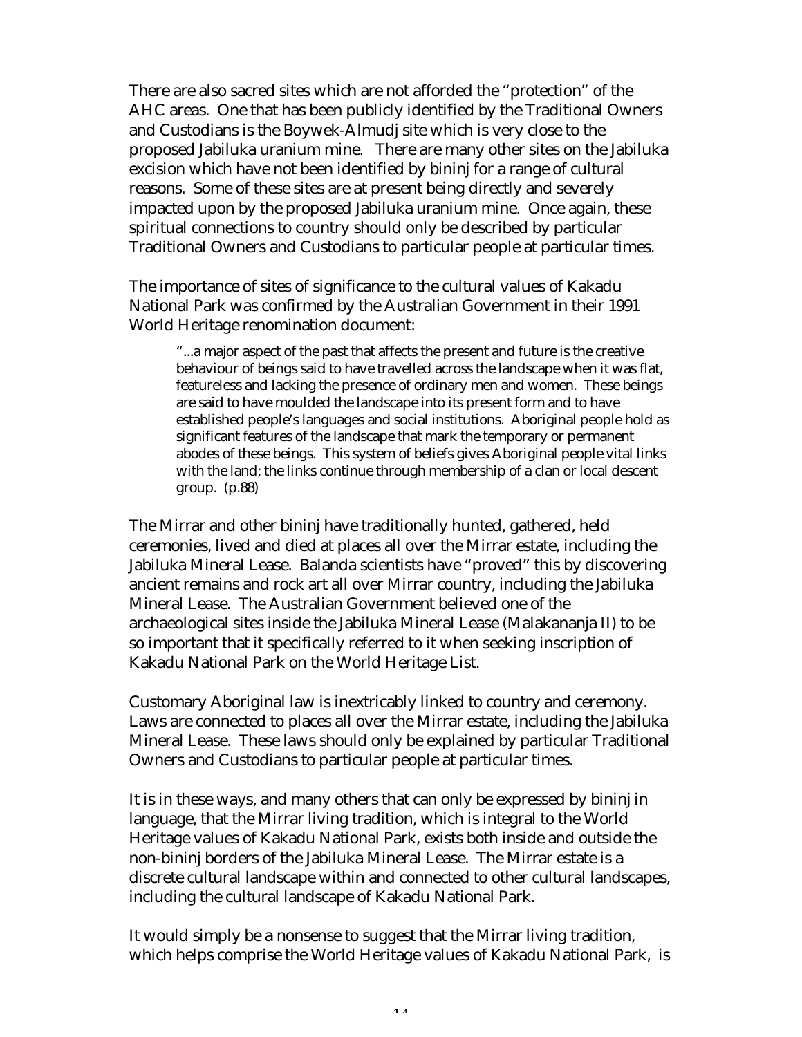There are also sacred sites which are not afforded the "protection" of the AHC areas. One that has been publicly identified by the Traditional Owners and Custodians is the Boywek-Almudj site which is very close to the proposed Jabiluka uranium mine. There are many other sites on the Jabiluka excision which have not been identified by bininj for a range of cultural reasons. Some of these sites are at present being directly and severely impacted upon by the proposed Jabiluka uranium mine. Once again, these spiritual connections to country should only be described by particular Traditional Owners and Custodians to particular people at particular times.

The importance of sites of significance to the cultural values of Kakadu National Park was confirmed by the Australian Government in their 1991 World Heritage renomination document:

> "...a major aspect of the past that affects the present and future is the creative behaviour of beings said to have travelled across the landscape when it was flat, featureless and lacking the presence of ordinary men and women. These beings are said to have moulded the landscape into its present form and to have established people's languages and social institutions. Aboriginal people hold as significant features of the landscape that mark the temporary or permanent abodes of these beings. This system of beliefs gives Aboriginal people vital links with the land; the links continue through membership of a clan or local descent group. (p.88)

The Mirrar and other bininj have traditionally hunted, gathered, held ceremonies, lived and died at places all over the Mirrar estate, including the Jabiluka Mineral Lease. Balanda scientists have "proved" this by discovering ancient remains and rock art all over Mirrar country, including the Jabiluka Mineral Lease. The Australian Government believed one of the archaeological sites inside the Jabiluka Mineral Lease (Malakananja II) to be so important that it specifically referred to it when seeking inscription of Kakadu National Park on the World Heritage List.

Customary Aboriginal law is inextricably linked to country and ceremony. Laws are connected to places all over the Mirrar estate, including the Jabiluka Mineral Lease. These laws should only be explained by particular Traditional Owners and Custodians to particular people at particular times.

It is in these ways, and many others that can only be expressed by bininj in language, that the Mirrar living tradition, which is integral to the World Heritage values of Kakadu National Park, exists both inside and outside the non-bininj borders of the Jabiluka Mineral Lease. The Mirrar estate is a discrete cultural landscape within and connected to other cultural landscapes, including the cultural landscape of Kakadu National Park.

It would simply be a nonsense to suggest that the Mirrar living tradition, which helps comprise the World Heritage values of Kakadu National Park, is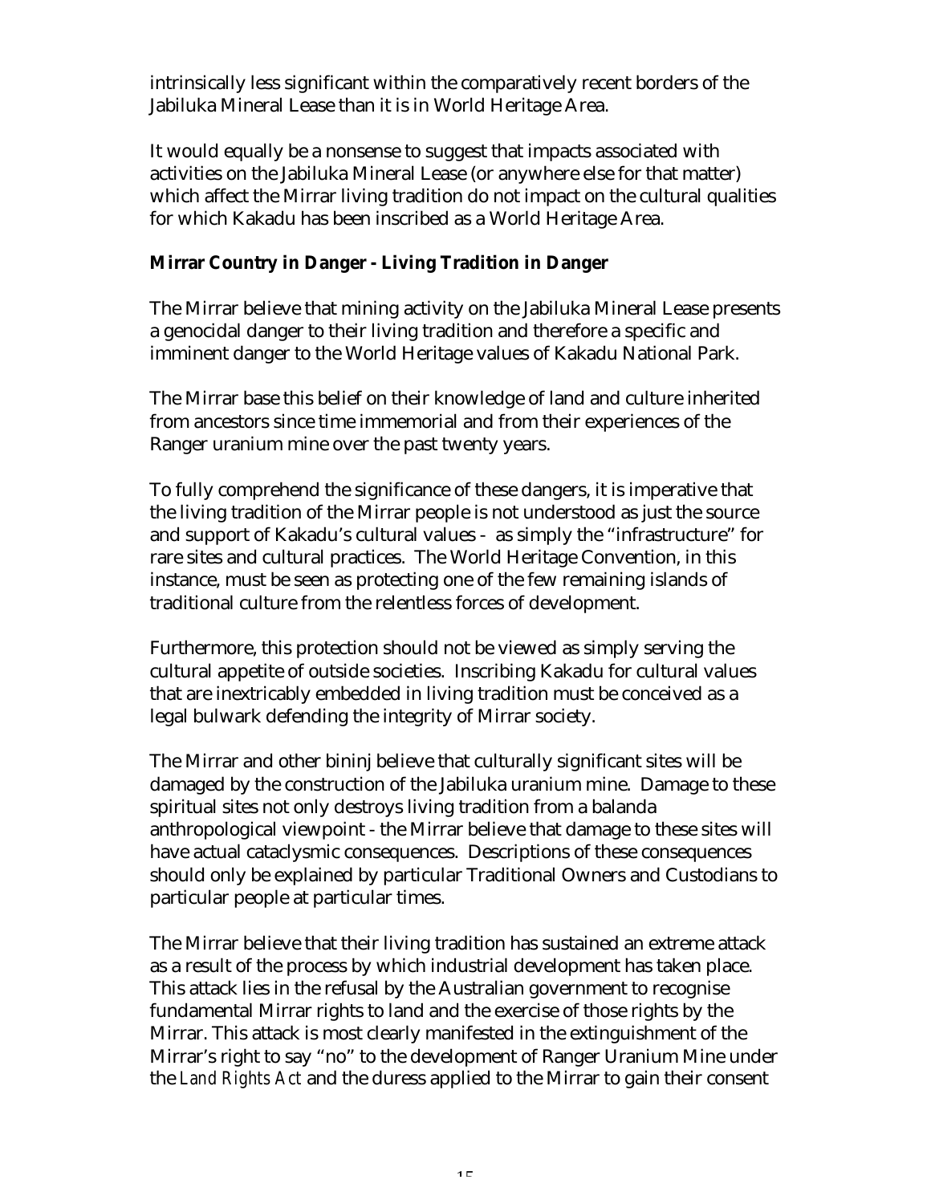intrinsically less significant within the comparatively recent borders of the Jabiluka Mineral Lease than it is in World Heritage Area.

It would equally be a nonsense to suggest that impacts associated with activities on the Jabiluka Mineral Lease (or anywhere else for that matter) which affect the Mirrar living tradition do not impact on the cultural qualities for which Kakadu has been inscribed as a World Heritage Area.

**Mirrar Country in Danger - Living Tradition in Danger**

The Mirrar believe that mining activity on the Jabiluka Mineral Lease presents a genocidal danger to their living tradition and therefore a specific and imminent danger to the World Heritage values of Kakadu National Park.

The Mirrar base this belief on their knowledge of land and culture inherited from ancestors since time immemorial and from their experiences of the Ranger uranium mine over the past twenty years.

To fully comprehend the significance of these dangers, it is imperative that the living tradition of the Mirrar people is not understood as just the source and support of Kakadu's cultural values - as simply the "infrastructure" for rare sites and cultural practices. The World Heritage Convention, in this instance, must be seen as protecting one of the few remaining islands of traditional culture from the relentless forces of development.

Furthermore, this protection should not be viewed as simply serving the cultural appetite of outside societies. Inscribing Kakadu for cultural values that are inextricably embedded in living tradition must be conceived as a legal bulwark defending the integrity of Mirrar society.

The Mirrar and other bininj believe that culturally significant sites will be damaged by the construction of the Jabiluka uranium mine. Damage to these spiritual sites not only destroys living tradition from a balanda anthropological viewpoint - the Mirrar believe that damage to these sites will have actual cataclysmic consequences. Descriptions of these consequences should only be explained by particular Traditional Owners and Custodians to particular people at particular times.

The Mirrar believe that their living tradition has sustained an extreme attack as a result of the process by which industrial development has taken place. This attack lies in the refusal by the Australian government to recognise fundamental Mirrar rights to land and the exercise of those rights by the Mirrar. This attack is most clearly manifested in the extinguishment of the Mirrar's right to say "no" to the development of Ranger Uranium Mine under the *Land Rights Act* and the duress applied to the Mirrar to gain their consent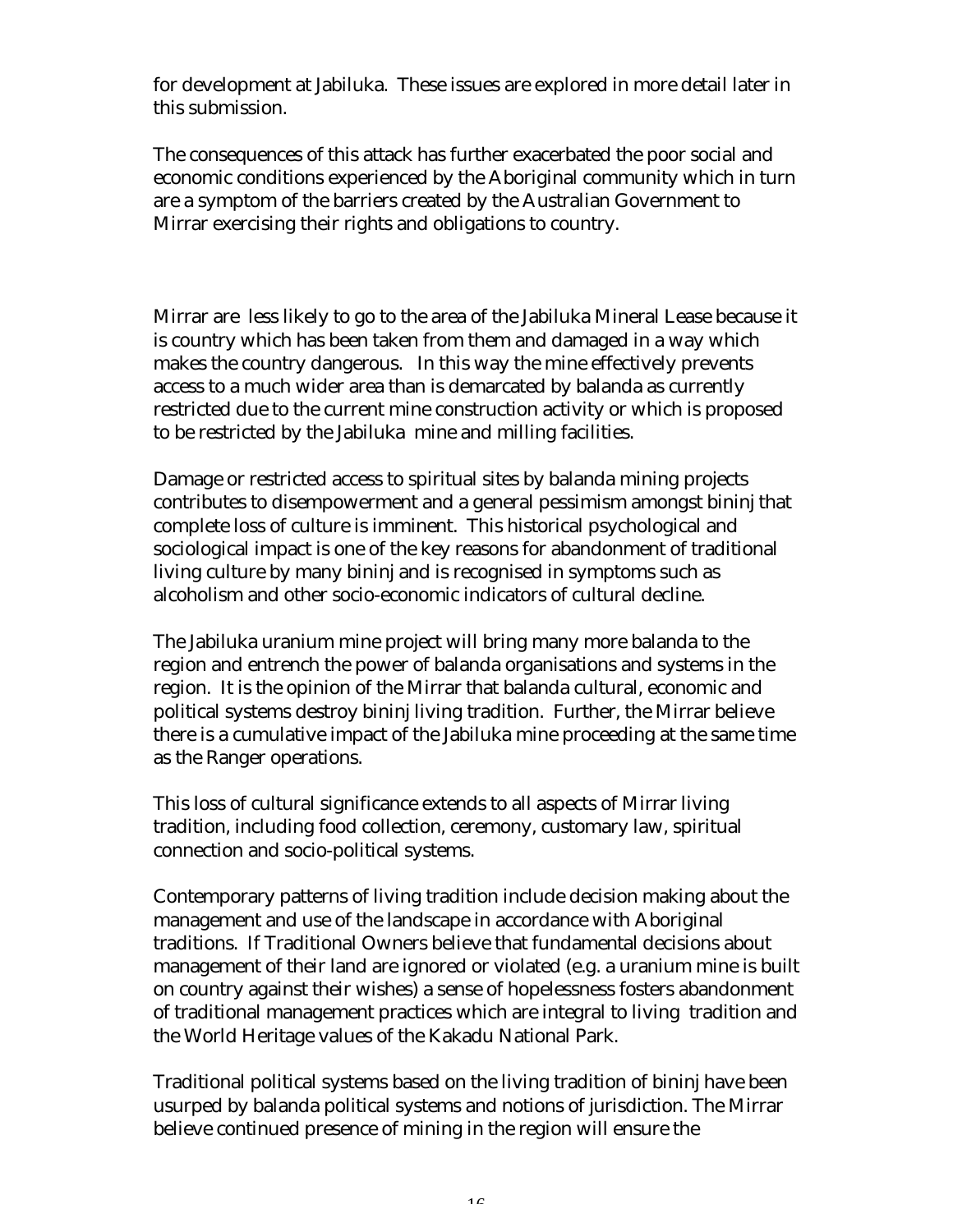for development at Jabiluka. These issues are explored in more detail later in this submission.

The consequences of this attack has further exacerbated the poor social and economic conditions experienced by the Aboriginal community which in turn are a symptom of the barriers created by the Australian Government to Mirrar exercising their rights and obligations to country.

Mirrar are less likely to go to the area of the Jabiluka Mineral Lease because it is country which has been taken from them and damaged in a way which makes the country dangerous. In this way the mine effectively prevents access to a much wider area than is demarcated by balanda as currently restricted due to the current mine construction activity or which is proposed to be restricted by the Jabiluka mine and milling facilities.

Damage or restricted access to spiritual sites by balanda mining projects contributes to disempowerment and a general pessimism amongst bininj that complete loss of culture is imminent. This historical psychological and sociological impact is one of the key reasons for abandonment of traditional living culture by many bininj and is recognised in symptoms such as alcoholism and other socio-economic indicators of cultural decline.

The Jabiluka uranium mine project will bring many more balanda to the region and entrench the power of balanda organisations and systems in the region. It is the opinion of the Mirrar that balanda cultural, economic and political systems destroy bininj living tradition. Further, the Mirrar believe there is a cumulative impact of the Jabiluka mine proceeding at the same time as the Ranger operations.

This loss of cultural significance extends to all aspects of Mirrar living tradition, including food collection, ceremony, customary law, spiritual connection and socio-political systems.

Contemporary patterns of living tradition include decision making about the management and use of the landscape in accordance with Aboriginal traditions. If Traditional Owners believe that fundamental decisions about management of their land are ignored or violated (e.g. a uranium mine is built on country against their wishes) a sense of hopelessness fosters abandonment of traditional management practices which are integral to living tradition and the World Heritage values of the Kakadu National Park.

Traditional political systems based on the living tradition of bininj have been usurped by balanda political systems and notions of jurisdiction. The Mirrar believe continued presence of mining in the region will ensure the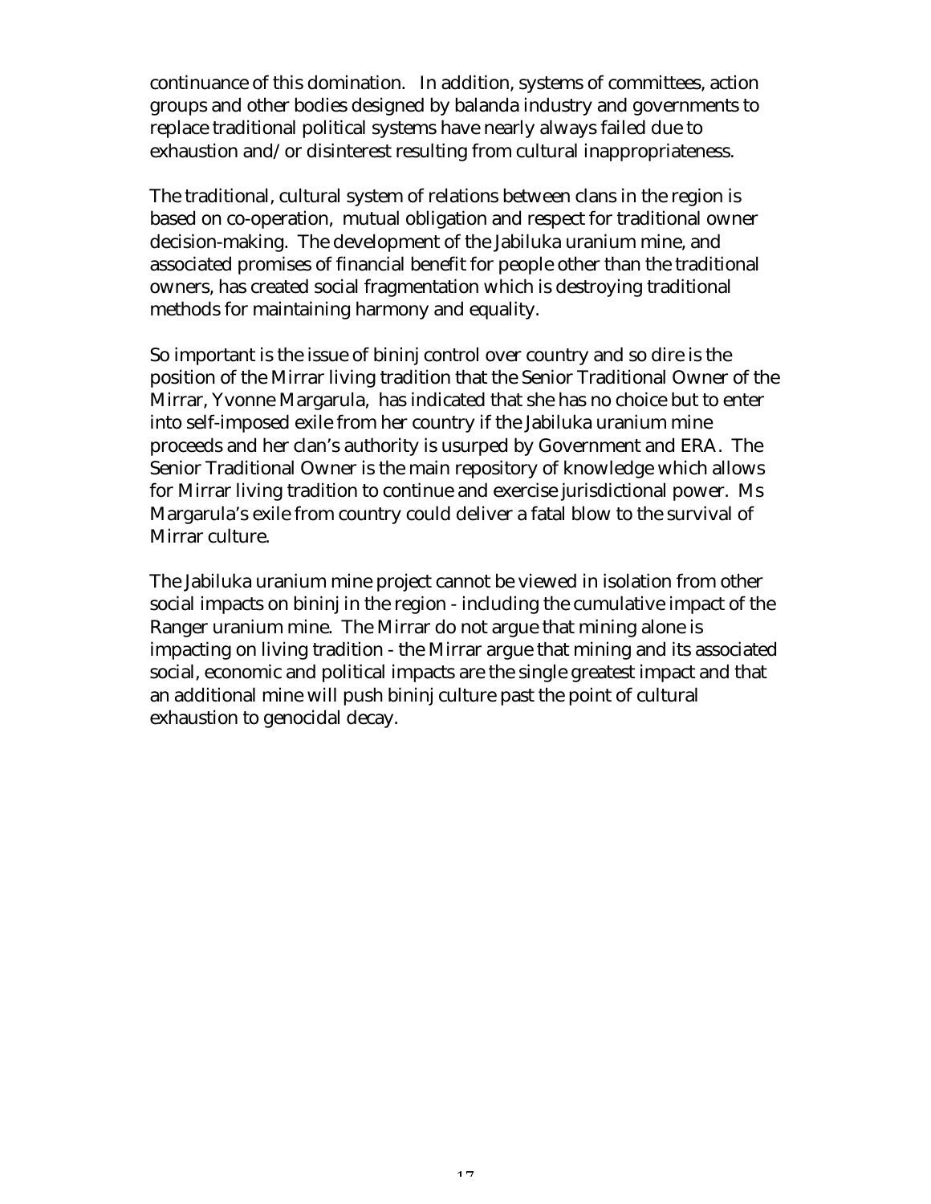continuance of this domination. In addition, systems of committees, action groups and other bodies designed by balanda industry and governments to replace traditional political systems have nearly always failed due to exhaustion and/or disinterest resulting from cultural inappropriateness.

The traditional, cultural system of relations between clans in the region is based on co-operation, mutual obligation and respect for traditional owner decision-making. The development of the Jabiluka uranium mine, and associated promises of financial benefit for people other than the traditional owners, has created social fragmentation which is destroying traditional methods for maintaining harmony and equality.

So important is the issue of bininj control over country and so dire is the position of the Mirrar living tradition that the Senior Traditional Owner of the Mirrar, Yvonne Margarula, has indicated that she has no choice but to enter into self-imposed exile from her country if the Jabiluka uranium mine proceeds and her clan's authority is usurped by Government and ERA. The Senior Traditional Owner is the main repository of knowledge which allows for Mirrar living tradition to continue and exercise jurisdictional power. Ms Margarula's exile from country could deliver a fatal blow to the survival of Mirrar culture.

The Jabiluka uranium mine project cannot be viewed in isolation from other social impacts on bininj in the region - including the cumulative impact of the Ranger uranium mine. The Mirrar do not argue that mining alone is impacting on living tradition - the Mirrar argue that mining and its associated social, economic and political impacts are the single greatest impact and that an additional mine will push bininj culture past the point of cultural exhaustion to genocidal decay.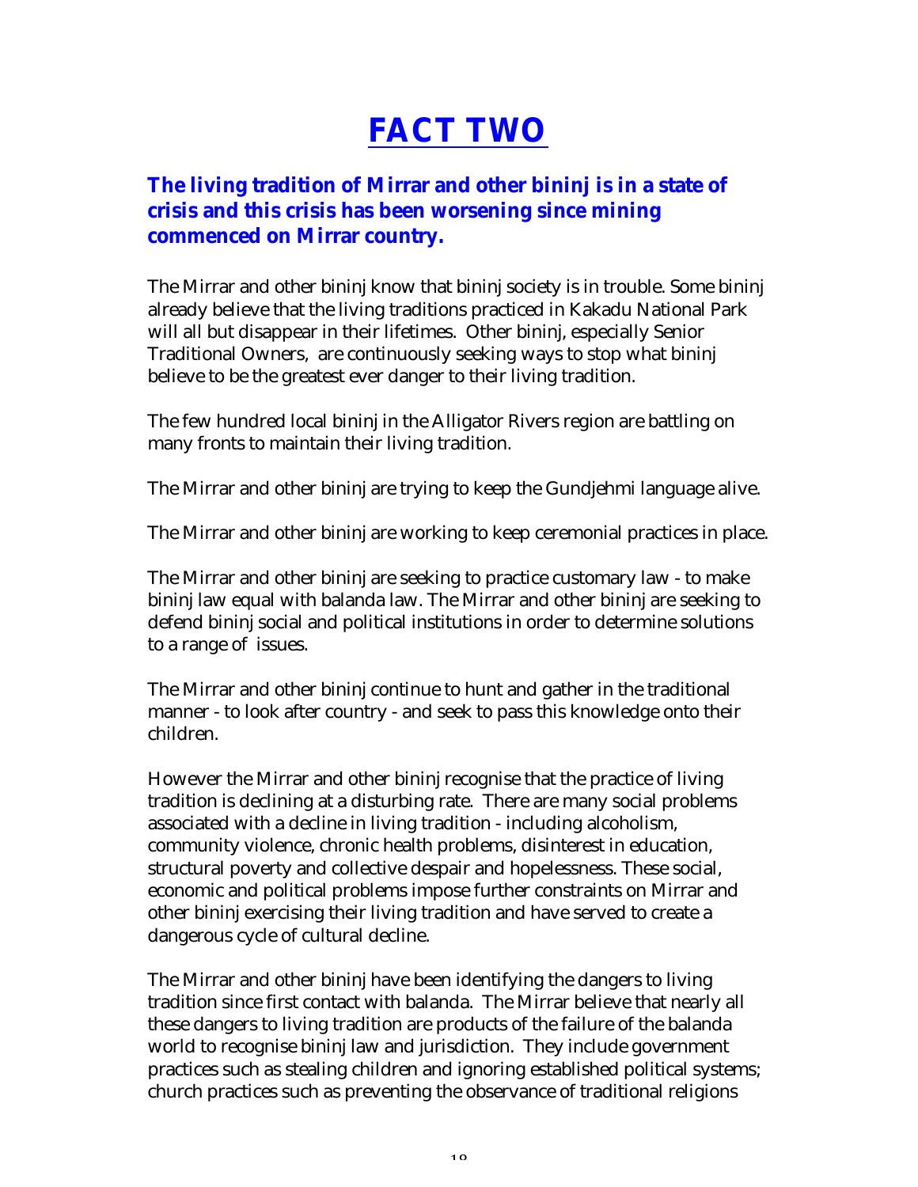# FACT TWO

**The living tradition of Mirrar and other bininj is in a state of crisis and this crisis has been worsening since mining commenced on Mirrar country.**

The Mirrar and other bininj know that bininj society is in trouble. Some bininj already believe that the living traditions practiced in Kakadu National Park will all but disappear in their lifetimes. Other bininj, especially Senior Traditional Owners, are continuously seeking ways to stop what bininj believe to be the greatest ever danger to their living tradition.

The few hundred local bininj in the Alligator Rivers region are battling on many fronts to maintain their living tradition.

The Mirrar and other bininj are trying to keep the Gundjehmi language alive.

The Mirrar and other bininj are working to keep ceremonial practices in place.

The Mirrar and other bininj are seeking to practice customary law - to make bininj law equal with balanda law. The Mirrar and other bininj are seeking to defend bininj social and political institutions in order to determine solutions to a range of issues.

The Mirrar and other bininj continue to hunt and gather in the traditional manner - to look after country - and seek to pass this knowledge onto their children.

However the Mirrar and other bininj recognise that the practice of living tradition is declining at a disturbing rate. There are many social problems associated with a decline in living tradition - including alcoholism, community violence, chronic health problems, disinterest in education, structural poverty and collective despair and hopelessness. These social, economic and political problems impose further constraints on Mirrar and other bininj exercising their living tradition and have served to create a dangerous cycle of cultural decline.

The Mirrar and other bininj have been identifying the dangers to living tradition since first contact with balanda. The Mirrar believe that nearly all these dangers to living tradition are products of the failure of the balanda world to recognise bininj law and jurisdiction. They include government practices such as stealing children and ignoring established political systems; church practices such as preventing the observance of traditional religions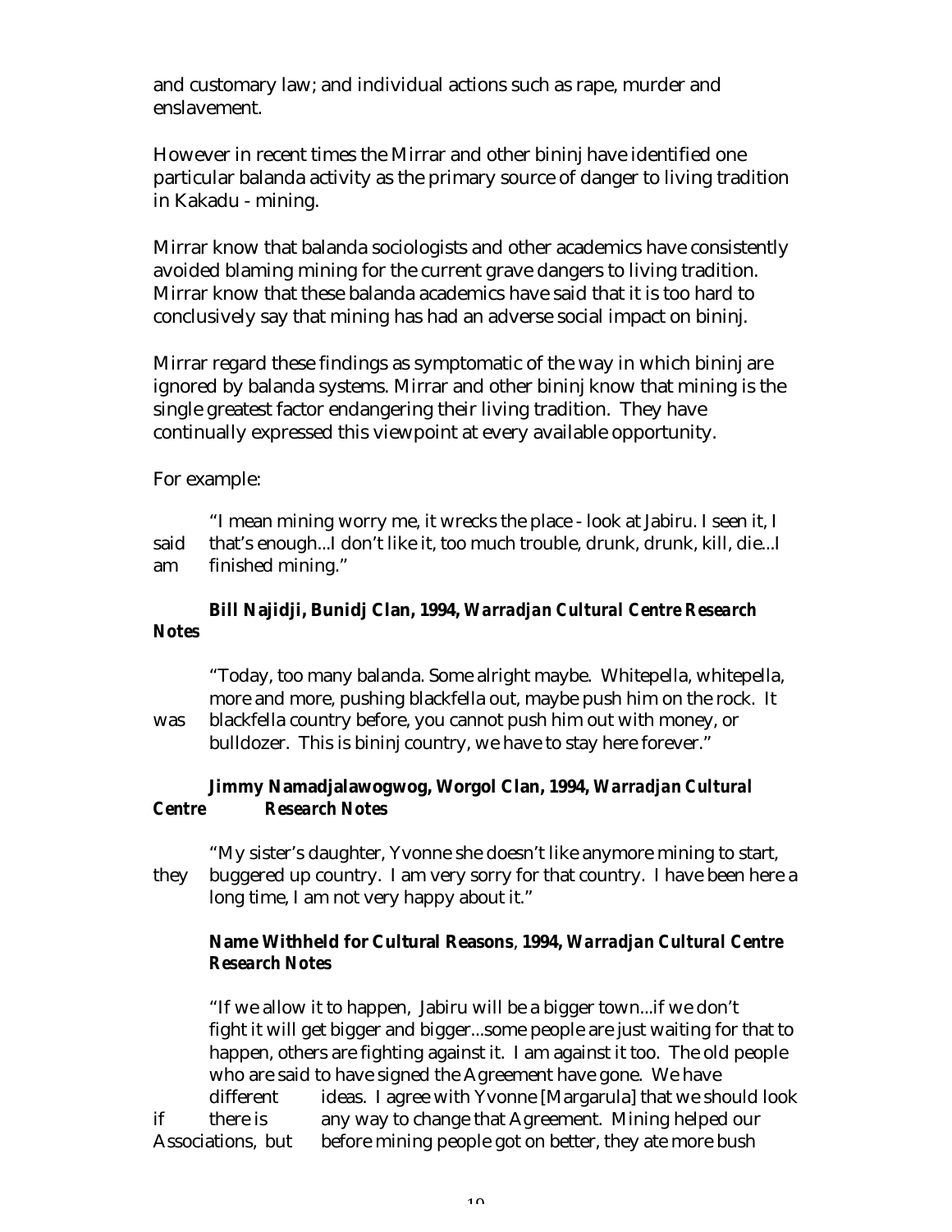and customary law; and individual actions such as rape, murder and enslavement.

However in recent times the Mirrar and other bininj have identified one particular balanda activity as the primary source of danger to living tradition in Kakadu - mining.

Mirrar know that balanda sociologists and other academics have consistently avoided blaming mining for the current grave dangers to living tradition. Mirrar know that these balanda academics have said that it is too hard to conclusively say that mining has had an adverse social impact on bininj.

Mirrar regard these findings as symptomatic of the way in which bininj are ignored by balanda systems. Mirrar and other bininj know that mining is the single greatest factor endangering their living tradition. They have continually expressed this viewpoint at every available opportunity.

For example:

> "I mean mining worry me, it wrecks the place - look at Jabiru. I seen it, I said that's enough...I don't like it, too much trouble, drunk, drunk, kill, die...I am finished mining."
>
> **Bill Najidji, Bunidj Clan, 1994, *Warradjan Cultural Centre Research Notes***

> "Today, too many balanda. Some alright maybe. Whitepella, whitepella, more and more, pushing blackfella out, maybe push him on the rock. It was blackfella country before, you cannot push him out with money, or bulldozer. This is bininj country, we have to stay here forever."
>
> **Jimmy Namadjalawogwog, Worgol Clan, 1994, *Warradjan Cultural Centre Research Notes***

> "My sister's daughter, Yvonne she doesn't like anymore mining to start, they buggered up country. I am very sorry for that country. I have been here a long time, I am not very happy about it."
>
> **Name Withheld for Cultural Reasons, 1994, *Warradjan Cultural Centre Research Notes***

> "If we allow it to happen, Jabiru will be a bigger town...if we don't fight it will get bigger and bigger...some people are just waiting for that to happen, others are fighting against it. I am against it too. The old people who are said to have signed the Agreement have gone. We have different ideas. I agree with Yvonne [Margarula] that we should look if there is any way to change that Agreement. Mining helped our Associations, but before mining people got on better, they ate more bush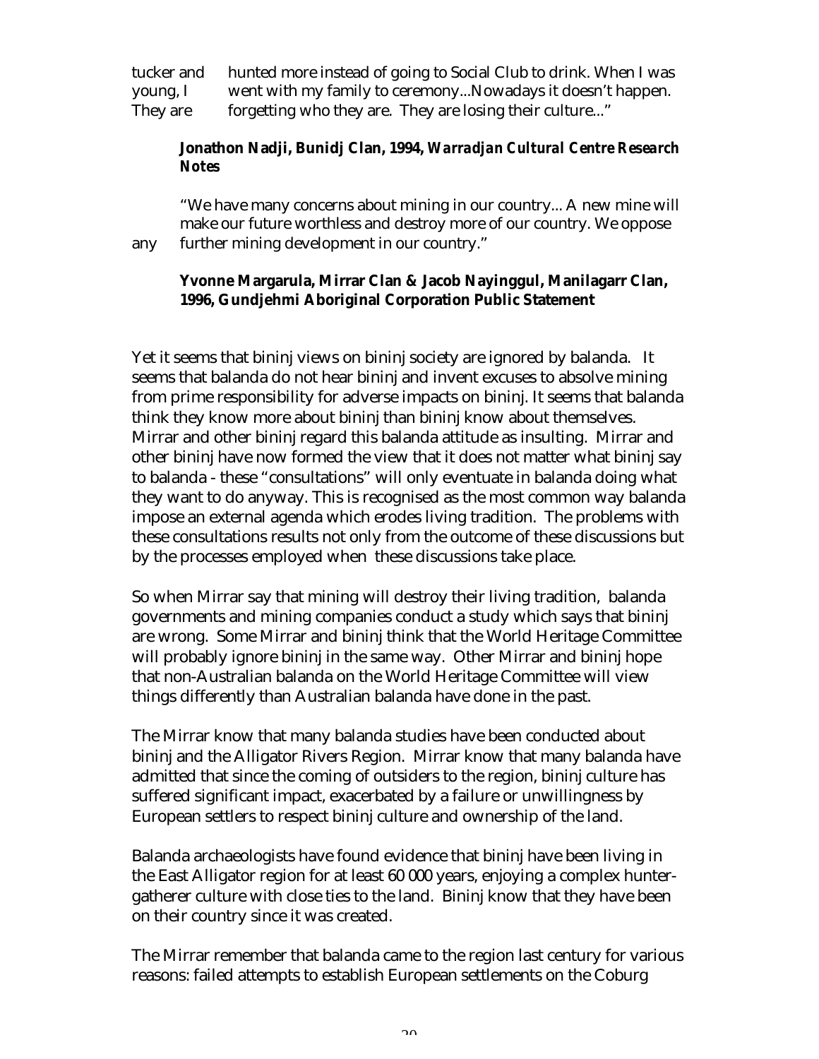tucker and hunted more instead of going to Social Club to drink. When I was young, I went with my family to ceremony...Nowadays it doesn't happen. They are forgetting who they are. They are losing their culture..."

> **Jonathon Nadji, Bunidj Clan, 1994, *Warradjan Cultural Centre Research Notes***

> "We have many concerns about mining in our country... A new mine will make our future worthless and destroy more of our country. We oppose any further mining development in our country."

> **Yvonne Margarula, Mirrar Clan & Jacob Nayinggul, Manilagarr Clan, 1996, Gundjehmi Aboriginal Corporation Public Statement**

Yet it seems that bininj views on bininj society are ignored by balanda. It seems that balanda do not hear bininj and invent excuses to absolve mining from prime responsibility for adverse impacts on bininj. It seems that balanda think they know more about bininj than bininj know about themselves. Mirrar and other bininj regard this balanda attitude as insulting. Mirrar and other bininj have now formed the view that it does not matter what bininj say to balanda - these "consultations" will only eventuate in balanda doing what they want to do anyway. This is recognised as the most common way balanda impose an external agenda which erodes living tradition. The problems with these consultations results not only from the outcome of these discussions but by the processes employed when these discussions take place.

So when Mirrar say that mining will destroy their living tradition, balanda governments and mining companies conduct a study which says that bininj are wrong. Some Mirrar and bininj think that the World Heritage Committee will probably ignore bininj in the same way. Other Mirrar and bininj hope that non-Australian balanda on the World Heritage Committee will view things differently than Australian balanda have done in the past.

The Mirrar know that many balanda studies have been conducted about bininj and the Alligator Rivers Region. Mirrar know that many balanda have admitted that since the coming of outsiders to the region, bininj culture has suffered significant impact, exacerbated by a failure or unwillingness by European settlers to respect bininj culture and ownership of the land.

Balanda archaeologists have found evidence that bininj have been living in the East Alligator region for at least 60 000 years, enjoying a complex hunter-gatherer culture with close ties to the land. Bininj know that they have been on their country since it was created.

The Mirrar remember that balanda came to the region last century for various reasons: failed attempts to establish European settlements on the Coburg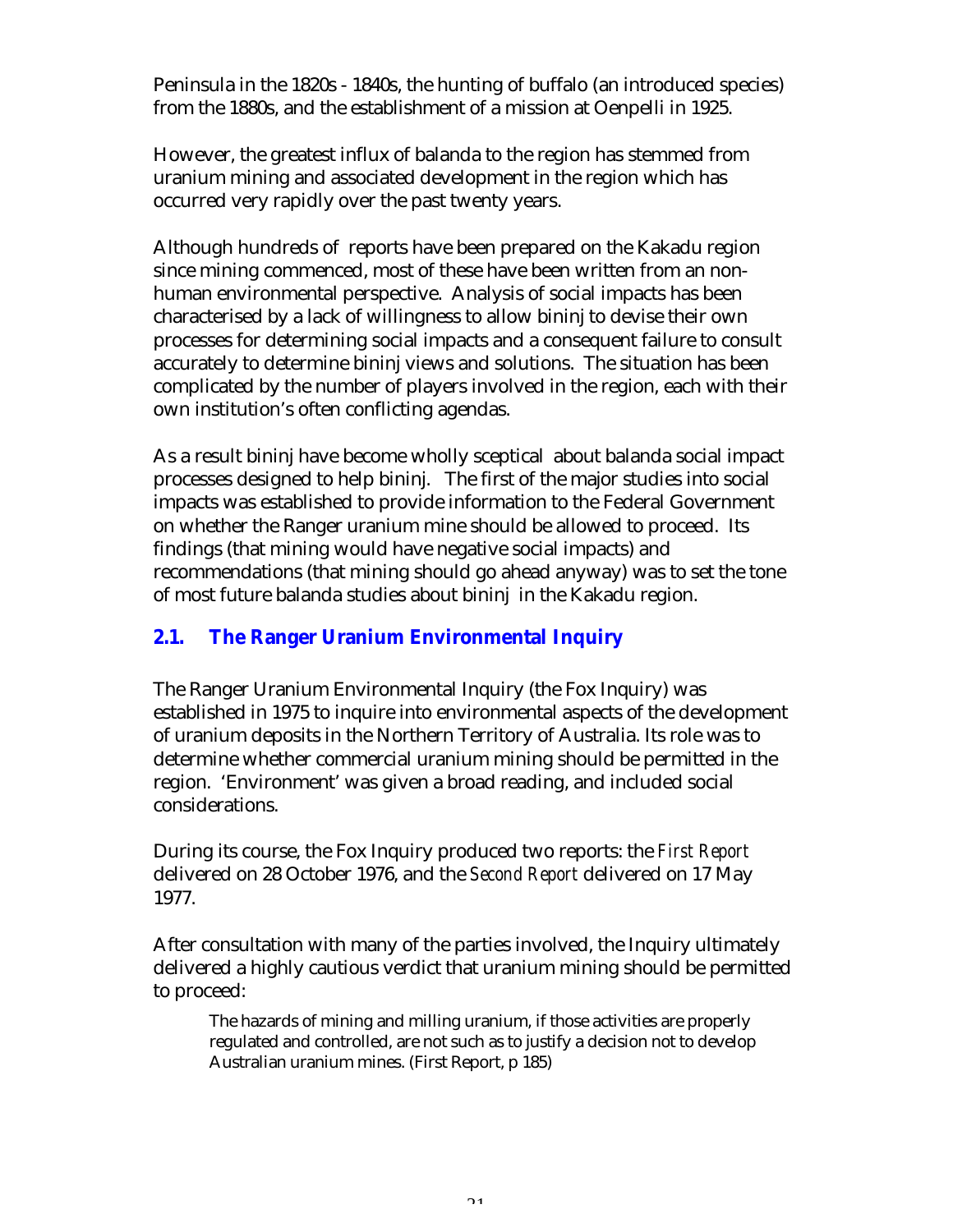Peninsula in the 1820s - 1840s, the hunting of buffalo (an introduced species) from the 1880s, and the establishment of a mission at Oenpelli in 1925.

However, the greatest influx of balanda to the region has stemmed from uranium mining and associated development in the region which has occurred very rapidly over the past twenty years.

Although hundreds of reports have been prepared on the Kakadu region since mining commenced, most of these have been written from an non-human environmental perspective. Analysis of social impacts has been characterised by a lack of willingness to allow bininj to devise their own processes for determining social impacts and a consequent failure to consult accurately to determine bininj views and solutions. The situation has been complicated by the number of players involved in the region, each with their own institution's often conflicting agendas.

As a result bininj have become wholly sceptical about balanda social impact processes designed to help bininj. The first of the major studies into social impacts was established to provide information to the Federal Government on whether the Ranger uranium mine should be allowed to proceed. Its findings (that mining would have negative social impacts) and recommendations (that mining should go ahead anyway) was to set the tone of most future balanda studies about bininj in the Kakadu region.

## 2.1. The Ranger Uranium Environmental Inquiry

The Ranger Uranium Environmental Inquiry (the Fox Inquiry) was established in 1975 to inquire into environmental aspects of the development of uranium deposits in the Northern Territory of Australia. Its role was to determine whether commercial uranium mining should be permitted in the region. 'Environment' was given a broad reading, and included social considerations.

During its course, the Fox Inquiry produced two reports: the *First Report* delivered on 28 October 1976, and the *Second Report* delivered on 17 May 1977.

After consultation with many of the parties involved, the Inquiry ultimately delivered a highly cautious verdict that uranium mining should be permitted to proceed:

> The hazards of mining and milling uranium, if those activities are properly regulated and controlled, are not such as to justify a decision not to develop Australian uranium mines. (First Report, p 185)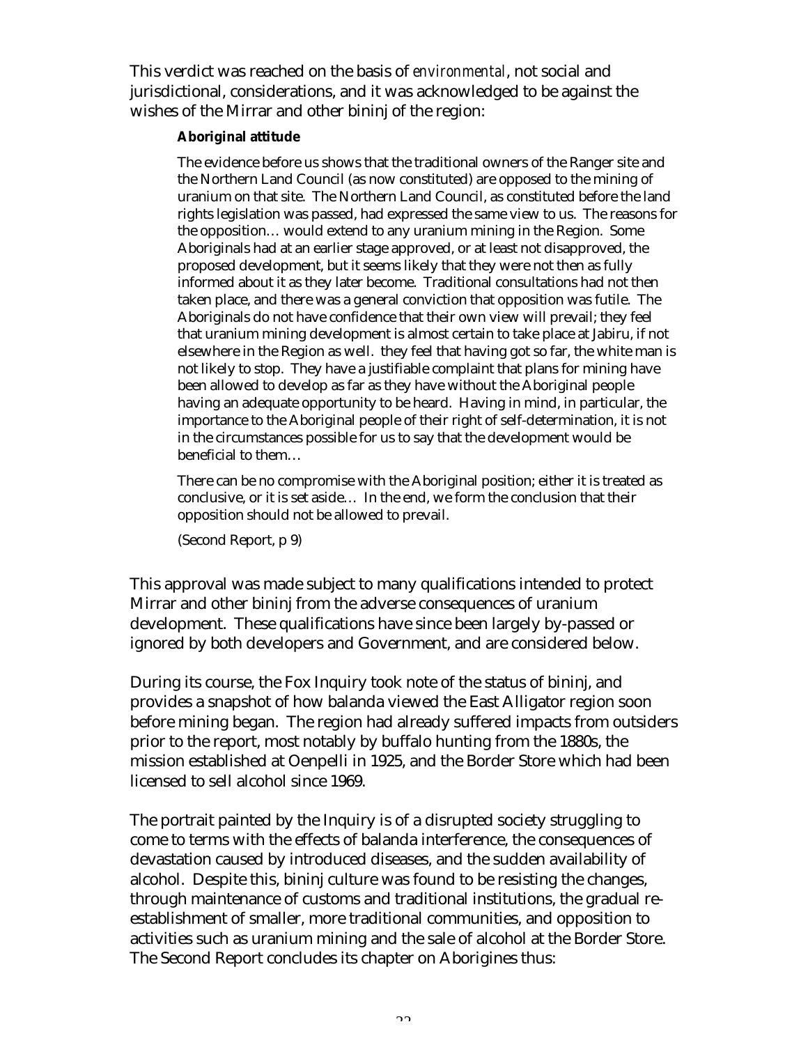This verdict was reached on the basis of *environmental*, not social and jurisdictional, considerations, and it was acknowledged to be against the wishes of the Mirrar and other bininj of the region:

> **Aboriginal attitude**
>
> The evidence before us shows that the traditional owners of the Ranger site and the Northern Land Council (as now constituted) are opposed to the mining of uranium on that site. The Northern Land Council, as constituted before the land rights legislation was passed, had expressed the same view to us. The reasons for the opposition… would extend to any uranium mining in the Region. Some Aboriginals had at an earlier stage approved, or at least not disapproved, the proposed development, but it seems likely that they were not then as fully informed about it as they later become. Traditional consultations had not then taken place, and there was a general conviction that opposition was futile. The Aboriginals do not have confidence that their own view will prevail; they feel that uranium mining development is almost certain to take place at Jabiru, if not elsewhere in the Region as well. they feel that having got so far, the white man is not likely to stop. They have a justifiable complaint that plans for mining have been allowed to develop as far as they have without the Aboriginal people having an adequate opportunity to be heard. Having in mind, in particular, the importance to the Aboriginal people of their right of self-determination, it is not in the circumstances possible for us to say that the development would be beneficial to them…
>
> There can be no compromise with the Aboriginal position; either it is treated as conclusive, or it is set aside… In the end, we form the conclusion that their opposition should not be allowed to prevail.
>
> (Second Report, p 9)

This approval was made subject to many qualifications intended to protect Mirrar and other bininj from the adverse consequences of uranium development. These qualifications have since been largely by-passed or ignored by both developers and Government, and are considered below.

During its course, the Fox Inquiry took note of the status of bininj, and provides a snapshot of how balanda viewed the East Alligator region soon before mining began. The region had already suffered impacts from outsiders prior to the report, most notably by buffalo hunting from the 1880s, the mission established at Oenpelli in 1925, and the Border Store which had been licensed to sell alcohol since 1969.

The portrait painted by the Inquiry is of a disrupted society struggling to come to terms with the effects of balanda interference, the consequences of devastation caused by introduced diseases, and the sudden availability of alcohol. Despite this, bininj culture was found to be resisting the changes, through maintenance of customs and traditional institutions, the gradual re-establishment of smaller, more traditional communities, and opposition to activities such as uranium mining and the sale of alcohol at the Border Store. The Second Report concludes its chapter on Aborigines thus: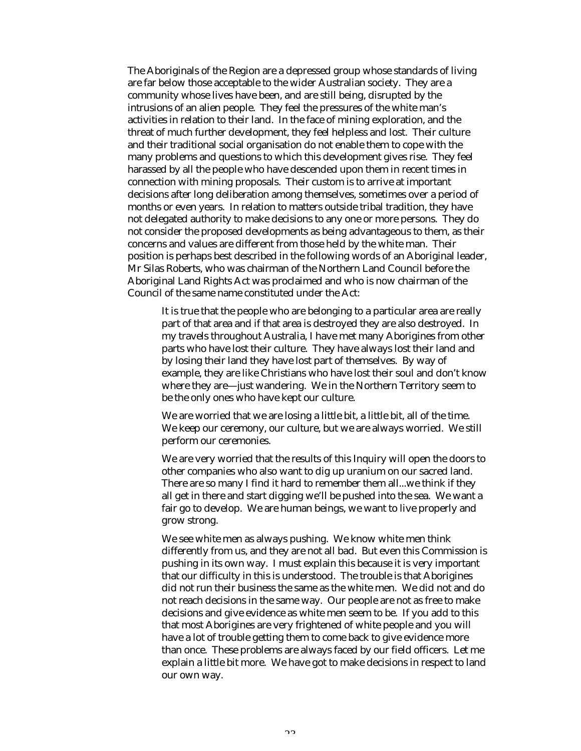The Aboriginals of the Region are a depressed group whose standards of living are far below those acceptable to the wider Australian society. They are a community whose lives have been, and are still being, disrupted by the intrusions of an alien people. They feel the pressures of the white man's activities in relation to their land. In the face of mining exploration, and the threat of much further development, they feel helpless and lost. Their culture and their traditional social organisation do not enable them to cope with the many problems and questions to which this development gives rise. They feel harassed by all the people who have descended upon them in recent times in connection with mining proposals. Their custom is to arrive at important decisions after long deliberation among themselves, sometimes over a period of months or even years. In relation to matters outside tribal tradition, they have not delegated authority to make decisions to any one or more persons. They do not consider the proposed developments as being advantageous to them, as their concerns and values are different from those held by the white man. Their position is perhaps best described in the following words of an Aboriginal leader, Mr Silas Roberts, who was chairman of the Northern Land Council before the Aboriginal Land Rights Act was proclaimed and who is now chairman of the Council of the same name constituted under the Act:

> It is true that the people who are belonging to a particular area are really part of that area and if that area is destroyed they are also destroyed. In my travels throughout Australia, I have met many Aborigines from other parts who have lost their culture. They have always lost their land and by losing their land they have lost part of themselves. By way of example, they are like Christians who have lost their soul and don't know where they are—just wandering. We in the Northern Territory seem to be the only ones who have kept our culture.
>
> We are worried that we are losing a little bit, a little bit, all of the time. We keep our ceremony, our culture, but we are always worried. We still perform our ceremonies.
>
> We are very worried that the results of this Inquiry will open the doors to other companies who also want to dig up uranium on our sacred land. There are so many I find it hard to remember them all...we think if they all get in there and start digging we'll be pushed into the sea. We want a fair go to develop. We are human beings, we want to live properly and grow strong.
>
> We see white men as always pushing. We know white men think differently from us, and they are not all bad. But even this Commission is pushing in its own way. I must explain this because it is very important that our difficulty in this is understood. The trouble is that Aborigines did not run their business the same as the white men. We did not and do not reach decisions in the same way. Our people are not as free to make decisions and give evidence as white men seem to be. If you add to this that most Aborigines are very frightened of white people and you will have a lot of trouble getting them to come back to give evidence more than once. These problems are always faced by our field officers. Let me explain a little bit more. We have got to make decisions in respect to land our own way.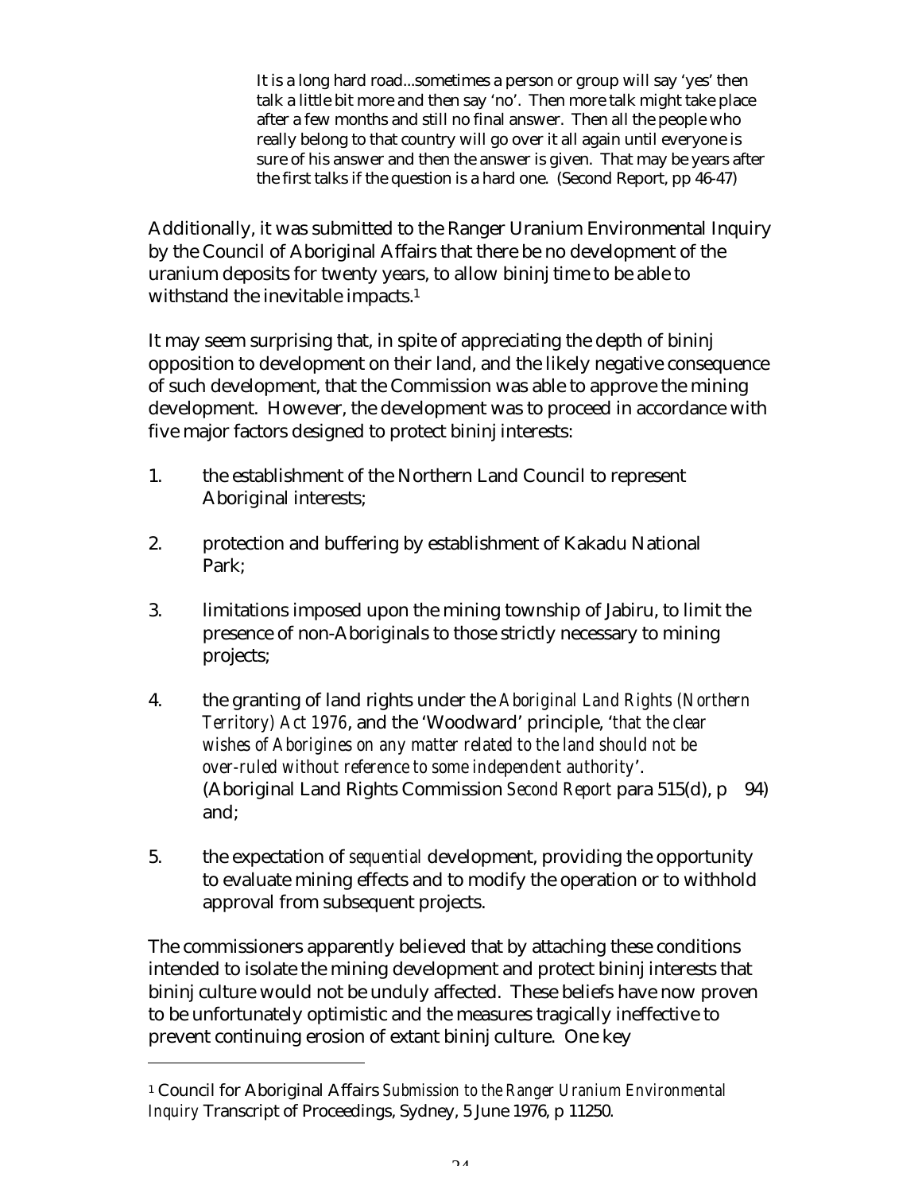> It is a long hard road...sometimes a person or group will say 'yes' then talk a little bit more and then say 'no'. Then more talk might take place after a few months and still no final answer. Then all the people who really belong to that country will go over it all again until everyone is sure of his answer and then the answer is given. That may be years after the first talks if the question is a hard one. (Second Report, pp 46-47)

Additionally, it was submitted to the Ranger Uranium Environmental Inquiry by the Council of Aboriginal Affairs that there be no development of the uranium deposits for twenty years, to allow bininj time to be able to withstand the inevitable impacts.[1]

It may seem surprising that, in spite of appreciating the depth of bininj opposition to development on their land, and the likely negative consequence of such development, that the Commission was able to approve the mining development. However, the development was to proceed in accordance with five major factors designed to protect bininj interests:

1. the establishment of the Northern Land Council to represent Aboriginal interests;

2. protection and buffering by establishment of Kakadu National Park;

3. limitations imposed upon the mining township of Jabiru, to limit the presence of non-Aboriginals to those strictly necessary to mining projects;

4. the granting of land rights under the *Aboriginal Land Rights (Northern Territory) Act 1976*, and the 'Woodward' principle, '*that the clear wishes of Aborigines on any matter related to the land should not be over-ruled without reference to some independent authority*'. (Aboriginal Land Rights Commission *Second Report* para 515(d), p 94) and;

5. the expectation of *sequential* development, providing the opportunity to evaluate mining effects and to modify the operation or to withhold approval from subsequent projects.

The commissioners apparently believed that by attaching these conditions intended to isolate the mining development and protect bininj interests that bininj culture would not be unduly affected. These beliefs have now proven to be unfortunately optimistic and the measures tragically ineffective to prevent continuing erosion of extant bininj culture. One key

[1] Council for Aboriginal Affairs *Submission to the Ranger Uranium Environmental Inquiry* Transcript of Proceedings, Sydney, 5 June 1976, p 11250.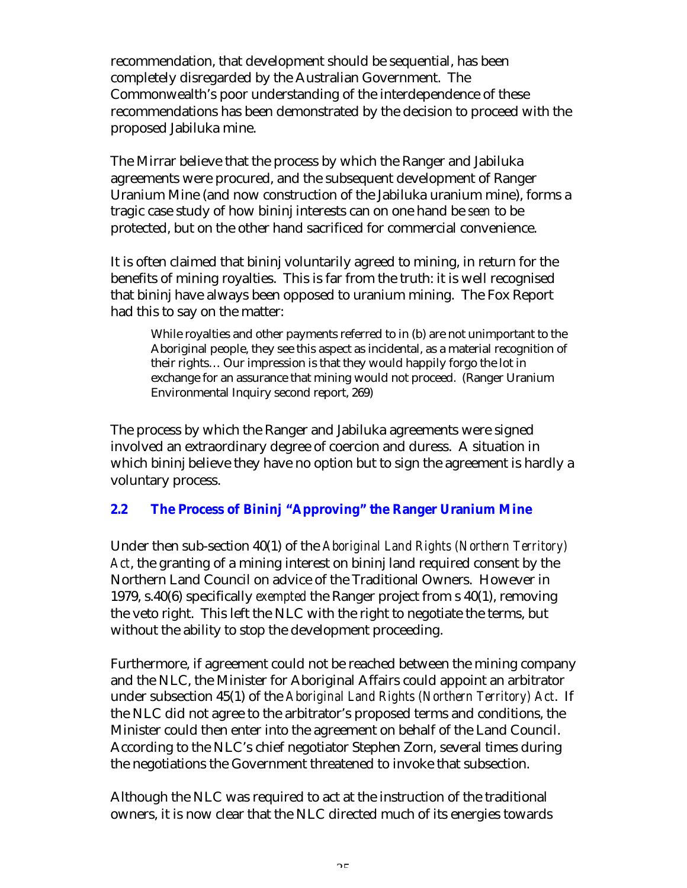recommendation, that development should be sequential, has been completely disregarded by the Australian Government. The Commonwealth's poor understanding of the interdependence of these recommendations has been demonstrated by the decision to proceed with the proposed Jabiluka mine.

The Mirrar believe that the process by which the Ranger and Jabiluka agreements were procured, and the subsequent development of Ranger Uranium Mine (and now construction of the Jabiluka uranium mine), forms a tragic case study of how bininj interests can on one hand be *seen* to be protected, but on the other hand sacrificed for commercial convenience.

It is often claimed that bininj voluntarily agreed to mining, in return for the benefits of mining royalties. This is far from the truth: it is well recognised that bininj have always been opposed to uranium mining. The Fox Report had this to say on the matter:

> While royalties and other payments referred to in (b) are not unimportant to the Aboriginal people, they see this aspect as incidental, as a material recognition of their rights… Our impression is that they would happily forgo the lot in exchange for an assurance that mining would not proceed. (Ranger Uranium Environmental Inquiry second report, 269)

The process by which the Ranger and Jabiluka agreements were signed involved an extraordinary degree of coercion and duress. A situation in which bininj believe they have no option but to sign the agreement is hardly a voluntary process.

### 2.2 The Process of Bininj "Approving" the Ranger Uranium Mine

Under then sub-section 40(1) of the *Aboriginal Land Rights (Northern Territory) Act*, the granting of a mining interest on bininj land required consent by the Northern Land Council on advice of the Traditional Owners. However in 1979, s.40(6) specifically *exempted* the Ranger project from s 40(1), removing the veto right. This left the NLC with the right to negotiate the terms, but without the ability to stop the development proceeding.

Furthermore, if agreement could not be reached between the mining company and the NLC, the Minister for Aboriginal Affairs could appoint an arbitrator under subsection 45(1) of the *Aboriginal Land Rights (Northern Territory) Act*. If the NLC did not agree to the arbitrator's proposed terms and conditions, the Minister could then enter into the agreement on behalf of the Land Council. According to the NLC's chief negotiator Stephen Zorn, several times during the negotiations the Government threatened to invoke that subsection.

Although the NLC was required to act at the instruction of the traditional owners, it is now clear that the NLC directed much of its energies towards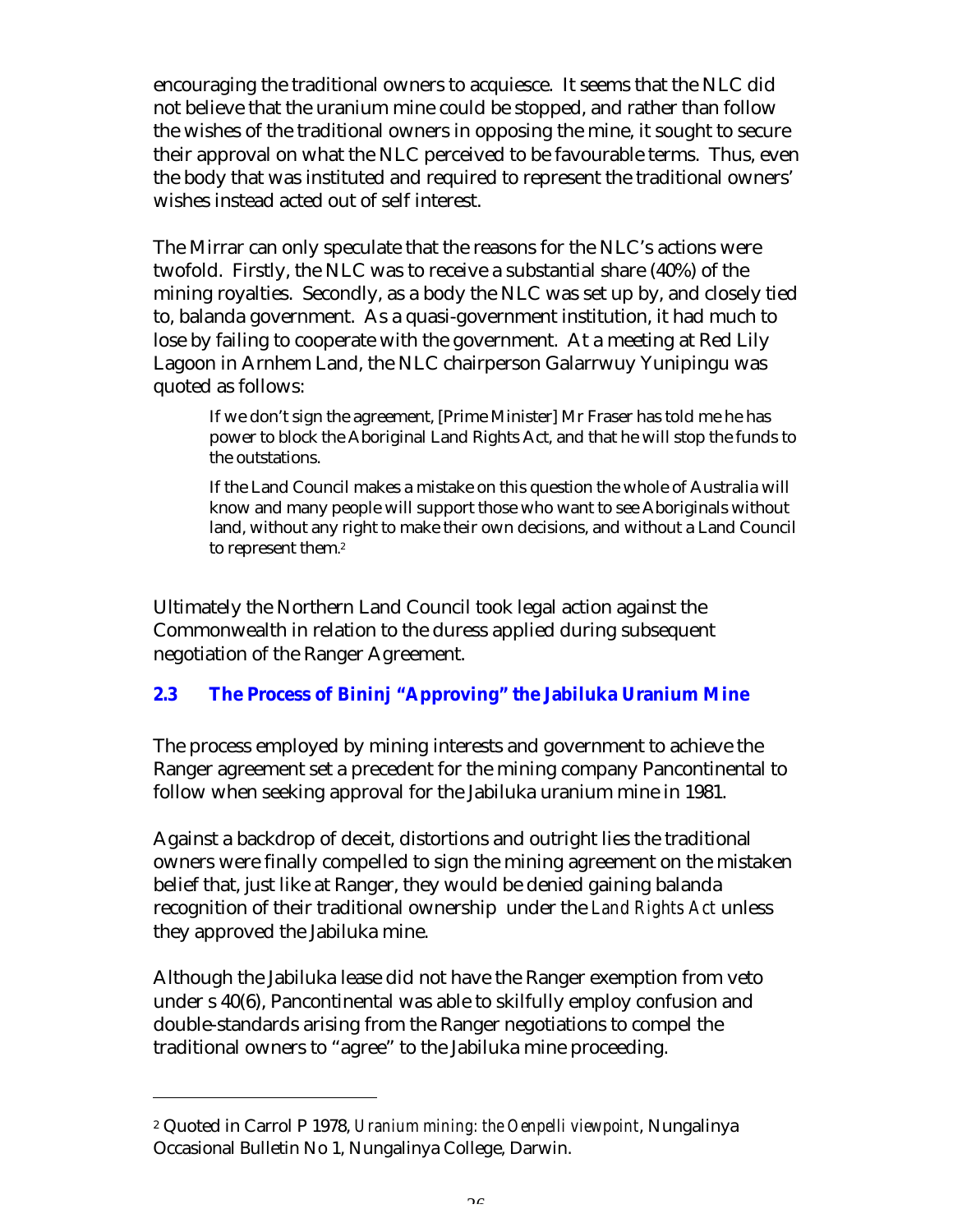encouraging the traditional owners to acquiesce. It seems that the NLC did not believe that the uranium mine could be stopped, and rather than follow the wishes of the traditional owners in opposing the mine, it sought to secure their approval on what the NLC perceived to be favourable terms. Thus, even the body that was instituted and required to represent the traditional owners' wishes instead acted out of self interest.

The Mirrar can only speculate that the reasons for the NLC's actions were twofold. Firstly, the NLC was to receive a substantial share (40%) of the mining royalties. Secondly, as a body the NLC was set up by, and closely tied to, balanda government. As a quasi-government institution, it had much to lose by failing to cooperate with the government. At a meeting at Red Lily Lagoon in Arnhem Land, the NLC chairperson Galarrwuy Yunipingu was quoted as follows:

> If we don't sign the agreement, [Prime Minister] Mr Fraser has told me he has power to block the Aboriginal Land Rights Act, and that he will stop the funds to the outstations.
>
> If the Land Council makes a mistake on this question the whole of Australia will know and many people will support those who want to see Aboriginals without land, without any right to make their own decisions, and without a Land Council to represent them.[2]

Ultimately the Northern Land Council took legal action against the Commonwealth in relation to the duress applied during subsequent negotiation of the Ranger Agreement.

### 2.3 The Process of Bininj "Approving" the Jabiluka Uranium Mine

The process employed by mining interests and government to achieve the Ranger agreement set a precedent for the mining company Pancontinental to follow when seeking approval for the Jabiluka uranium mine in 1981.

Against a backdrop of deceit, distortions and outright lies the traditional owners were finally compelled to sign the mining agreement on the mistaken belief that, just like at Ranger, they would be denied gaining balanda recognition of their traditional ownership under the *Land Rights Act* unless they approved the Jabiluka mine.

Although the Jabiluka lease did not have the Ranger exemption from veto under s 40(6), Pancontinental was able to skilfully employ confusion and double-standards arising from the Ranger negotiations to compel the traditional owners to "agree" to the Jabiluka mine proceeding.

---

[2] Quoted in Carrol P 1978, *Uranium mining: the Oenpelli viewpoint*, Nungalinya Occasional Bulletin No 1, Nungalinya College, Darwin.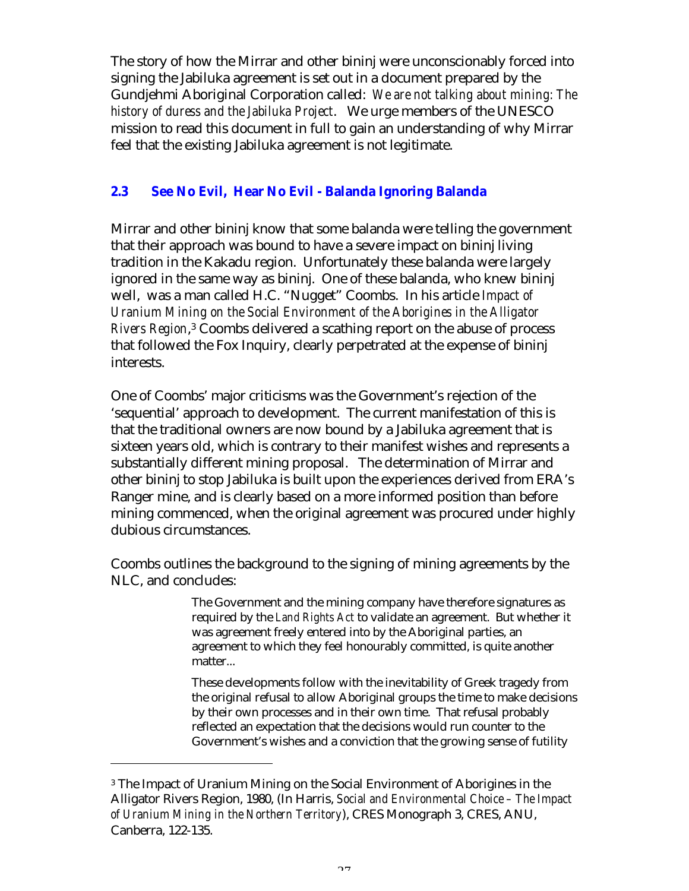The story of how the Mirrar and other bininj were unconscionably forced into signing the Jabiluka agreement is set out in a document prepared by the Gundjehmi Aboriginal Corporation called: *We are not talking about mining: The history of duress and the Jabiluka Project*. We urge members of the UNESCO mission to read this document in full to gain an understanding of why Mirrar feel that the existing Jabiluka agreement is not legitimate.

### 2.3 See No Evil, Hear No Evil - Balanda Ignoring Balanda

Mirrar and other bininj know that some balanda were telling the government that their approach was bound to have a severe impact on bininj living tradition in the Kakadu region. Unfortunately these balanda were largely ignored in the same way as bininj. One of these balanda, who knew bininj well, was a man called H.C. "Nugget" Coombs. In his article *Impact of Uranium Mining on the Social Environment of the Aborigines in the Alligator Rivers Region*,[3] Coombs delivered a scathing report on the abuse of process that followed the Fox Inquiry, clearly perpetrated at the expense of bininj interests.

One of Coombs' major criticisms was the Government's rejection of the 'sequential' approach to development. The current manifestation of this is that the traditional owners are now bound by a Jabiluka agreement that is sixteen years old, which is contrary to their manifest wishes and represents a substantially different mining proposal. The determination of Mirrar and other bininj to stop Jabiluka is built upon the experiences derived from ERA's Ranger mine, and is clearly based on a more informed position than before mining commenced, when the original agreement was procured under highly dubious circumstances.

Coombs outlines the background to the signing of mining agreements by the NLC, and concludes:

> The Government and the mining company have therefore signatures as required by the *Land Rights Act* to validate an agreement. But whether it was agreement freely entered into by the Aboriginal parties, an agreement to which they feel honourably committed, is quite another matter...
>
> These developments follow with the inevitability of Greek tragedy from the original refusal to allow Aboriginal groups the time to make decisions by their own processes and in their own time. That refusal probably reflected an expectation that the decisions would run counter to the Government's wishes and a conviction that the growing sense of futility

---

[3] The Impact of Uranium Mining on the Social Environment of Aborigines in the Alligator Rivers Region, 1980, (In Harris, *Social and Environmental Choice – The Impact of Uranium Mining in the Northern Territory*), CRES Monograph 3, CRES, ANU, Canberra, 122-135.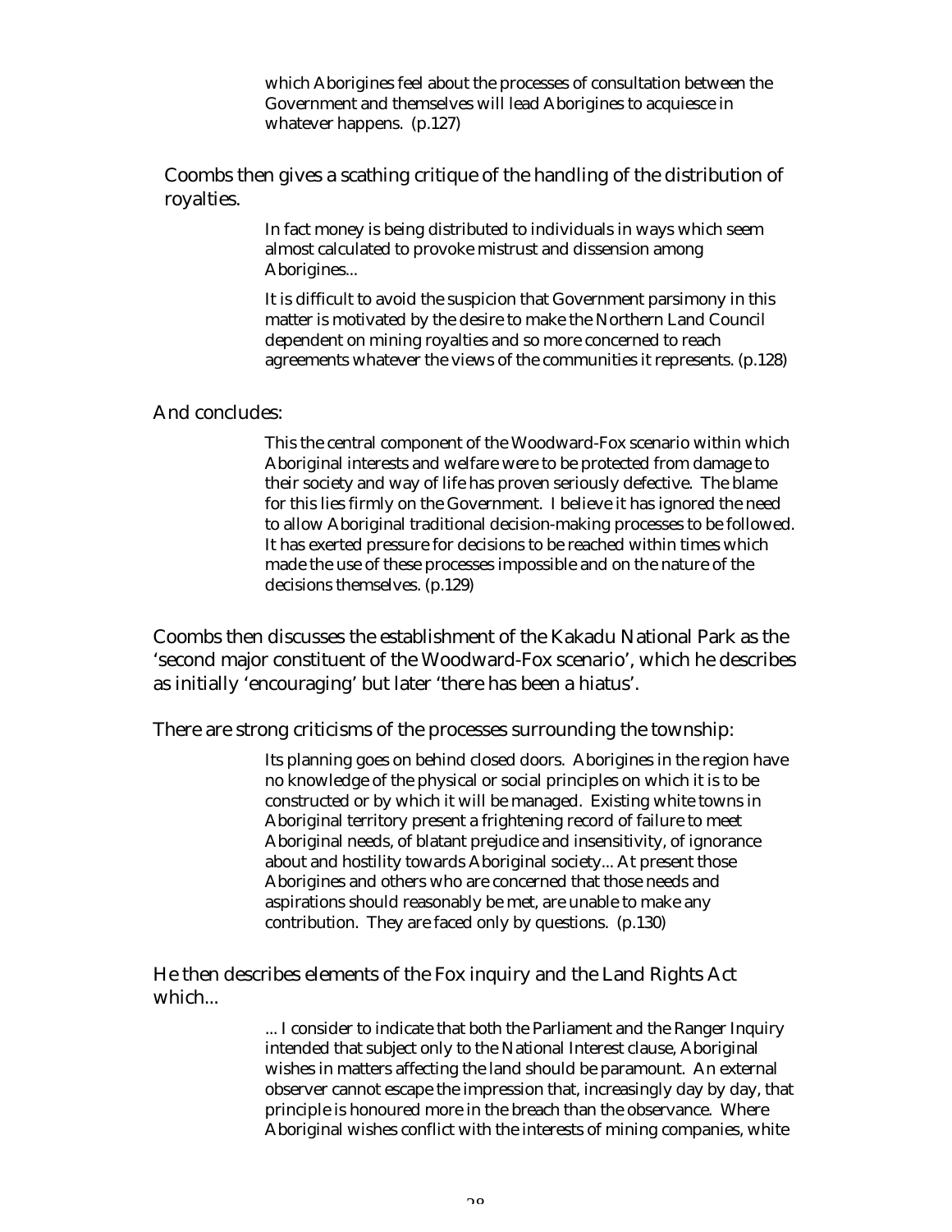> which Aborigines feel about the processes of consultation between the Government and themselves will lead Aborigines to acquiesce in whatever happens. (p.127)

Coombs then gives a scathing critique of the handling of the distribution of royalties.

> In fact money is being distributed to individuals in ways which seem almost calculated to provoke mistrust and dissension among Aborigines...
>
> It is difficult to avoid the suspicion that Government parsimony in this matter is motivated by the desire to make the Northern Land Council dependent on mining royalties and so more concerned to reach agreements whatever the views of the communities it represents. (p.128)

And concludes:

> This the central component of the Woodward-Fox scenario within which Aboriginal interests and welfare were to be protected from damage to their society and way of life has proven seriously defective. The blame for this lies firmly on the Government. I believe it has ignored the need to allow Aboriginal traditional decision-making processes to be followed. It has exerted pressure for decisions to be reached within times which made the use of these processes impossible and on the nature of the decisions themselves. (p.129)

Coombs then discusses the establishment of the Kakadu National Park as the 'second major constituent of the Woodward-Fox scenario', which he describes as initially 'encouraging' but later 'there has been a hiatus'.

There are strong criticisms of the processes surrounding the township:

> Its planning goes on behind closed doors. Aborigines in the region have no knowledge of the physical or social principles on which it is to be constructed or by which it will be managed. Existing white towns in Aboriginal territory present a frightening record of failure to meet Aboriginal needs, of blatant prejudice and insensitivity, of ignorance about and hostility towards Aboriginal society... At present those Aborigines and others who are concerned that those needs and aspirations should reasonably be met, are unable to make any contribution. They are faced only by questions. (p.130)

He then describes elements of the Fox inquiry and the Land Rights Act which...

> ... I consider to indicate that both the Parliament and the Ranger Inquiry intended that subject only to the National Interest clause, Aboriginal wishes in matters affecting the land should be paramount. An external observer cannot escape the impression that, increasingly day by day, that principle is honoured more in the breach than the observance. Where Aboriginal wishes conflict with the interests of mining companies, white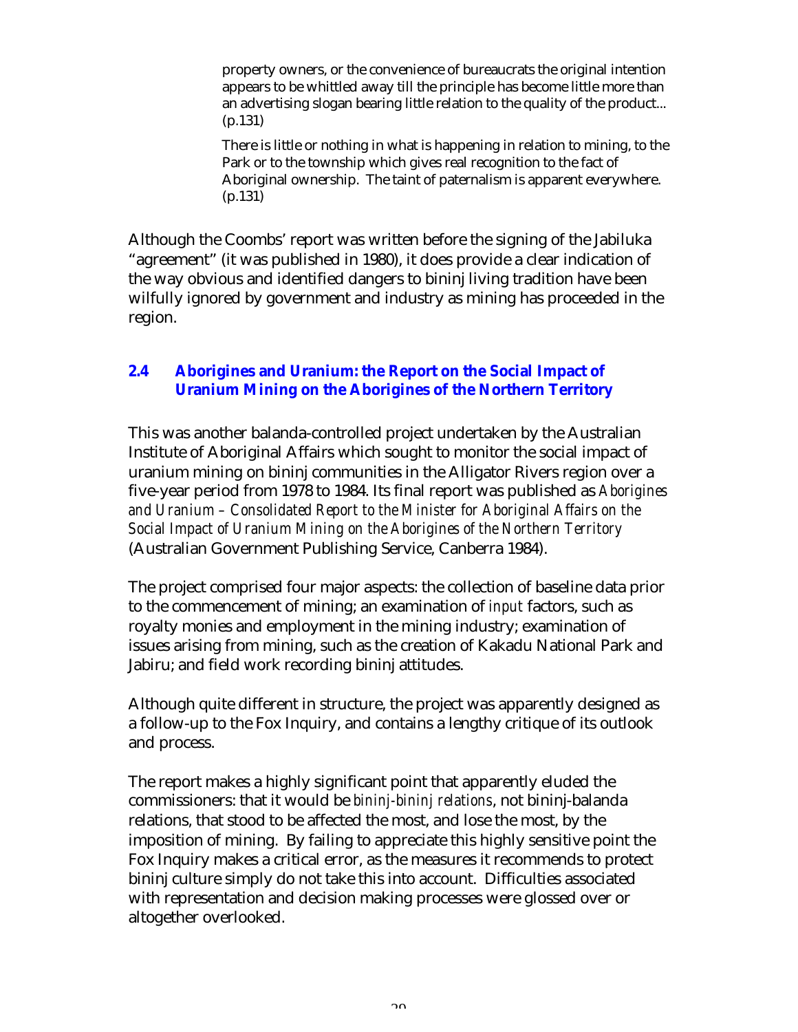> property owners, or the convenience of bureaucrats the original intention appears to be whittled away till the principle has become little more than an advertising slogan bearing little relation to the quality of the product... (p.131)
>
> There is little or nothing in what is happening in relation to mining, to the Park or to the township which gives real recognition to the fact of Aboriginal ownership. The taint of paternalism is apparent everywhere. (p.131)

Although the Coombs' report was written before the signing of the Jabiluka "agreement" (it was published in 1980), it does provide a clear indication of the way obvious and identified dangers to bininj living tradition have been wilfully ignored by government and industry as mining has proceeded in the region.

### 2.4 Aborigines and Uranium: the Report on the Social Impact of Uranium Mining on the Aborigines of the Northern Territory

This was another balanda-controlled project undertaken by the Australian Institute of Aboriginal Affairs which sought to monitor the social impact of uranium mining on bininj communities in the Alligator Rivers region over a five-year period from 1978 to 1984. Its final report was published as *Aborigines and Uranium – Consolidated Report to the Minister for Aboriginal Affairs on the Social Impact of Uranium Mining on the Aborigines of the Northern Territory* (Australian Government Publishing Service, Canberra 1984).

The project comprised four major aspects: the collection of baseline data prior to the commencement of mining; an examination of *input* factors, such as royalty monies and employment in the mining industry; examination of issues arising from mining, such as the creation of Kakadu National Park and Jabiru; and field work recording bininj attitudes.

Although quite different in structure, the project was apparently designed as a follow-up to the Fox Inquiry, and contains a lengthy critique of its outlook and process.

The report makes a highly significant point that apparently eluded the commissioners: that it would be *bininj-bininj relations*, not bininj-balanda relations, that stood to be affected the most, and lose the most, by the imposition of mining. By failing to appreciate this highly sensitive point the Fox Inquiry makes a critical error, as the measures it recommends to protect bininj culture simply do not take this into account. Difficulties associated with representation and decision making processes were glossed over or altogether overlooked.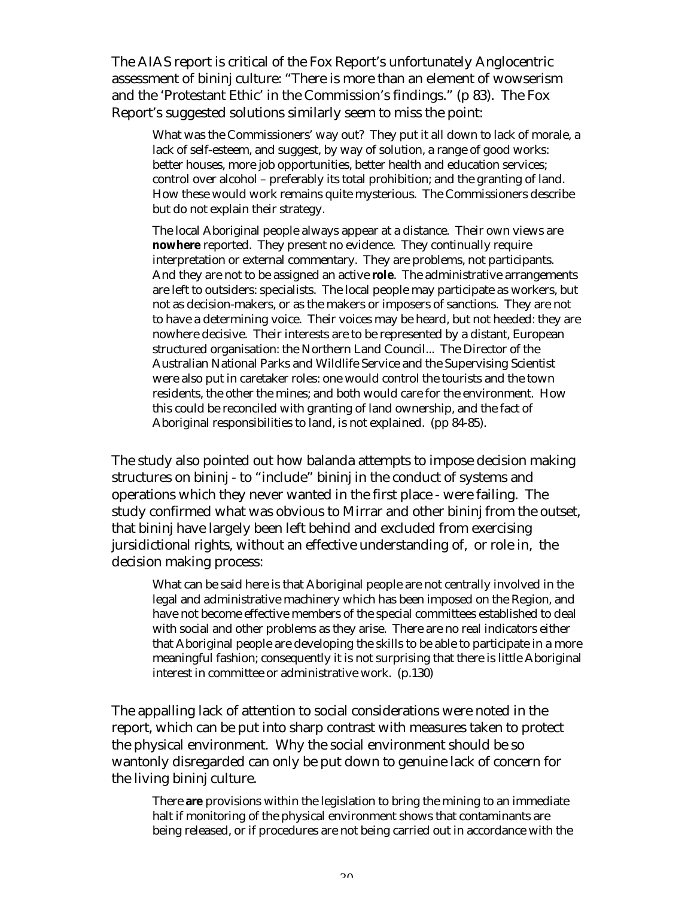The AIAS report is critical of the Fox Report's unfortunately Anglocentric assessment of bininj culture: "There is more than an element of wowserism and the 'Protestant Ethic' in the Commission's findings." (p 83). The Fox Report's suggested solutions similarly seem to miss the point:

> What was the Commissioners' way out? They put it all down to lack of morale, a lack of self-esteem, and suggest, by way of solution, a range of good works: better houses, more job opportunities, better health and education services; control over alcohol – preferably its total prohibition; and the granting of land. How these would work remains quite mysterious. The Commissioners describe but do not explain their strategy.
>
> The local Aboriginal people always appear at a distance. Their own views are **nowhere** reported. They present no evidence. They continually require interpretation or external commentary. They are problems, not participants. And they are not to be assigned an active **role**. The administrative arrangements are left to outsiders: specialists. The local people may participate as workers, but not as decision-makers, or as the makers or imposers of sanctions. They are not to have a determining voice. Their voices may be heard, but not heeded: they are nowhere decisive. Their interests are to be represented by a distant, European structured organisation: the Northern Land Council... The Director of the Australian National Parks and Wildlife Service and the Supervising Scientist were also put in caretaker roles: one would control the tourists and the town residents, the other the mines; and both would care for the environment. How this could be reconciled with granting of land ownership, and the fact of Aboriginal responsibilities to land, is not explained. (pp 84-85).

The study also pointed out how balanda attempts to impose decision making structures on bininj - to "include" bininj in the conduct of systems and operations which they never wanted in the first place - were failing. The study confirmed what was obvious to Mirrar and other bininj from the outset, that bininj have largely been left behind and excluded from exercising jursidictional rights, without an effective understanding of, or role in, the decision making process:

> What can be said here is that Aboriginal people are not centrally involved in the legal and administrative machinery which has been imposed on the Region, and have not become effective members of the special committees established to deal with social and other problems as they arise. There are no real indicators either that Aboriginal people are developing the skills to be able to participate in a more meaningful fashion; consequently it is not surprising that there is little Aboriginal interest in committee or administrative work. (p.130)

The appalling lack of attention to social considerations were noted in the report, which can be put into sharp contrast with measures taken to protect the physical environment. Why the social environment should be so wantonly disregarded can only be put down to genuine lack of concern for the living bininj culture.

> There **are** provisions within the legislation to bring the mining to an immediate halt if monitoring of the physical environment shows that contaminants are being released, or if procedures are not being carried out in accordance with the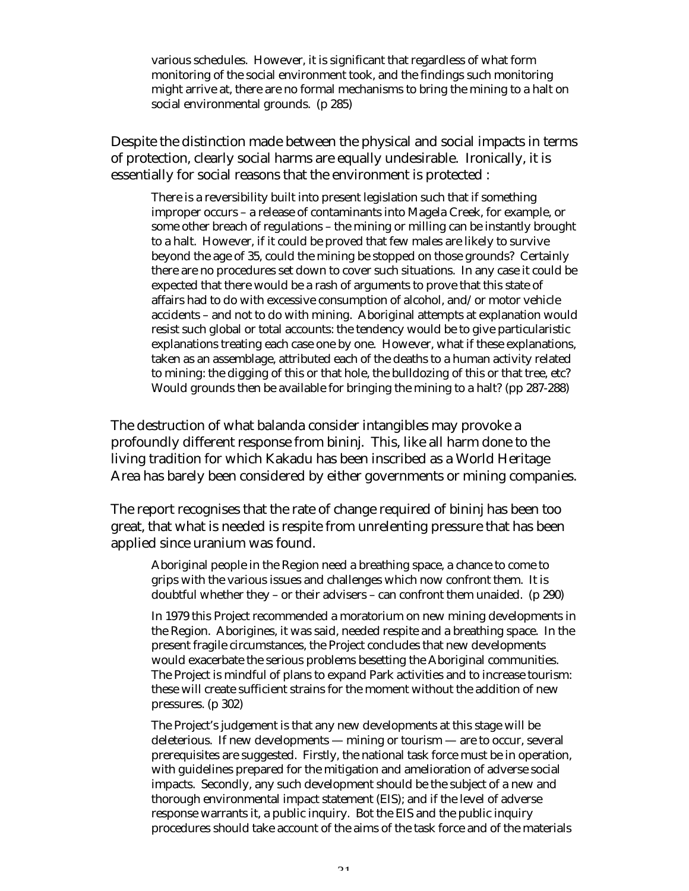> various schedules. However, it is significant that regardless of what form monitoring of the social environment took, and the findings such monitoring might arrive at, there are no formal mechanisms to bring the mining to a halt on social environmental grounds. (p 285)

Despite the distinction made between the physical and social impacts in terms of protection, clearly social harms are equally undesirable. Ironically, it is essentially for social reasons that the environment is protected :

> There is a reversibility built into present legislation such that if something improper occurs – a release of contaminants into Magela Creek, for example, or some other breach of regulations – the mining or milling can be instantly brought to a halt. However, if it could be proved that few males are likely to survive beyond the age of 35, could the mining be stopped on those grounds? Certainly there are no procedures set down to cover such situations. In any case it could be expected that there would be a rash of arguments to prove that this state of affairs had to do with excessive consumption of alcohol, and/or motor vehicle accidents – and not to do with mining. Aboriginal attempts at explanation would resist such global or total accounts: the tendency would be to give particularistic explanations treating each case one by one. However, what if these explanations, taken as an assemblage, attributed each of the deaths to a human activity related to mining: the digging of this or that hole, the bulldozing of this or that tree, etc? Would grounds then be available for bringing the mining to a halt? (pp 287-288)

The destruction of what balanda consider intangibles may provoke a profoundly different response from bininj. This, like all harm done to the living tradition for which Kakadu has been inscribed as a World Heritage Area has barely been considered by either governments or mining companies.

The report recognises that the rate of change required of bininj has been too great, that what is needed is respite from unrelenting pressure that has been applied since uranium was found.

> Aboriginal people in the Region need a breathing space, a chance to come to grips with the various issues and challenges which now confront them. It is doubtful whether they – or their advisers – can confront them unaided. (p 290)
>
> In 1979 this Project recommended a moratorium on new mining developments in the Region. Aborigines, it was said, needed respite and a breathing space. In the present fragile circumstances, the Project concludes that new developments would exacerbate the serious problems besetting the Aboriginal communities. The Project is mindful of plans to expand Park activities and to increase tourism: these will create sufficient strains for the moment without the addition of new pressures. (p 302)
>
> The Project's judgement is that any new developments at this stage will be deleterious. If new developments — mining or tourism — are to occur, several prerequisites are suggested. Firstly, the national task force must be in operation, with guidelines prepared for the mitigation and amelioration of adverse social impacts. Secondly, any such development should be the subject of a new and thorough environmental impact statement (EIS); and if the level of adverse response warrants it, a public inquiry. Bot the EIS and the public inquiry procedures should take account of the aims of the task force and of the materials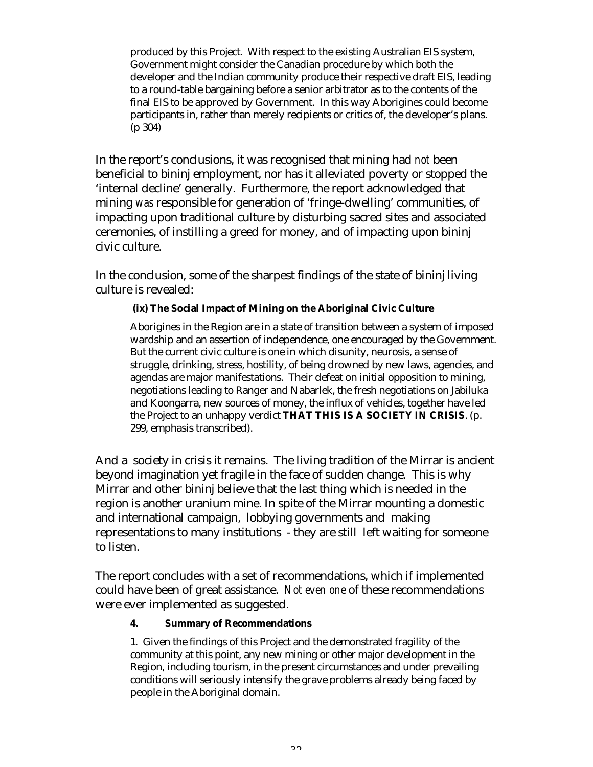> produced by this Project. With respect to the existing Australian EIS system, Government might consider the Canadian procedure by which both the developer and the Indian community produce their respective draft EIS, leading to a round-table bargaining before a senior arbitrator as to the contents of the final EIS to be approved by Government. In this way Aborigines could become participants in, rather than merely recipients or critics of, the developer's plans. (p 304)

In the report's conclusions, it was recognised that mining had *not* been beneficial to bininj employment, nor has it alleviated poverty or stopped the 'internal decline' generally. Furthermore, the report acknowledged that mining *was* responsible for generation of 'fringe-dwelling' communities, of impacting upon traditional culture by disturbing sacred sites and associated ceremonies, of instilling a greed for money, and of impacting upon bininj civic culture.

In the conclusion, some of the sharpest findings of the state of bininj living culture is revealed:

> **(ix) The Social Impact of Mining on the Aboriginal Civic Culture**
>
> Aborigines in the Region are in a state of transition between a system of imposed wardship and an assertion of independence, one encouraged by the Government. But the current civic culture is one in which disunity, neurosis, a sense of struggle, drinking, stress, hostility, of being drowned by new laws, agencies, and agendas are major manifestations. Their defeat on initial opposition to mining, negotiations leading to Ranger and Nabarlek, the fresh negotiations on Jabiluka and Koongarra, new sources of money, the influx of vehicles, together have led the Project to an unhappy verdict **THAT THIS IS A SOCIETY IN CRISIS**. (p. 299, emphasis transcribed).

And a society in crisis it remains. The living tradition of the Mirrar is ancient beyond imagination yet fragile in the face of sudden change. This is why Mirrar and other bininj believe that the last thing which is needed in the region is another uranium mine. In spite of the Mirrar mounting a domestic and international campaign, lobbying governments and making representations to many institutions - they are still left waiting for someone to listen.

The report concludes with a set of recommendations, which if implemented could have been of great assistance. *Not even one* of these recommendations were ever implemented as suggested.

> **4. Summary of Recommendations**
>
> 1. Given the findings of this Project and the demonstrated fragility of the community at this point, any new mining or other major development in the Region, including tourism, in the present circumstances and under prevailing conditions will seriously intensify the grave problems already being faced by people in the Aboriginal domain.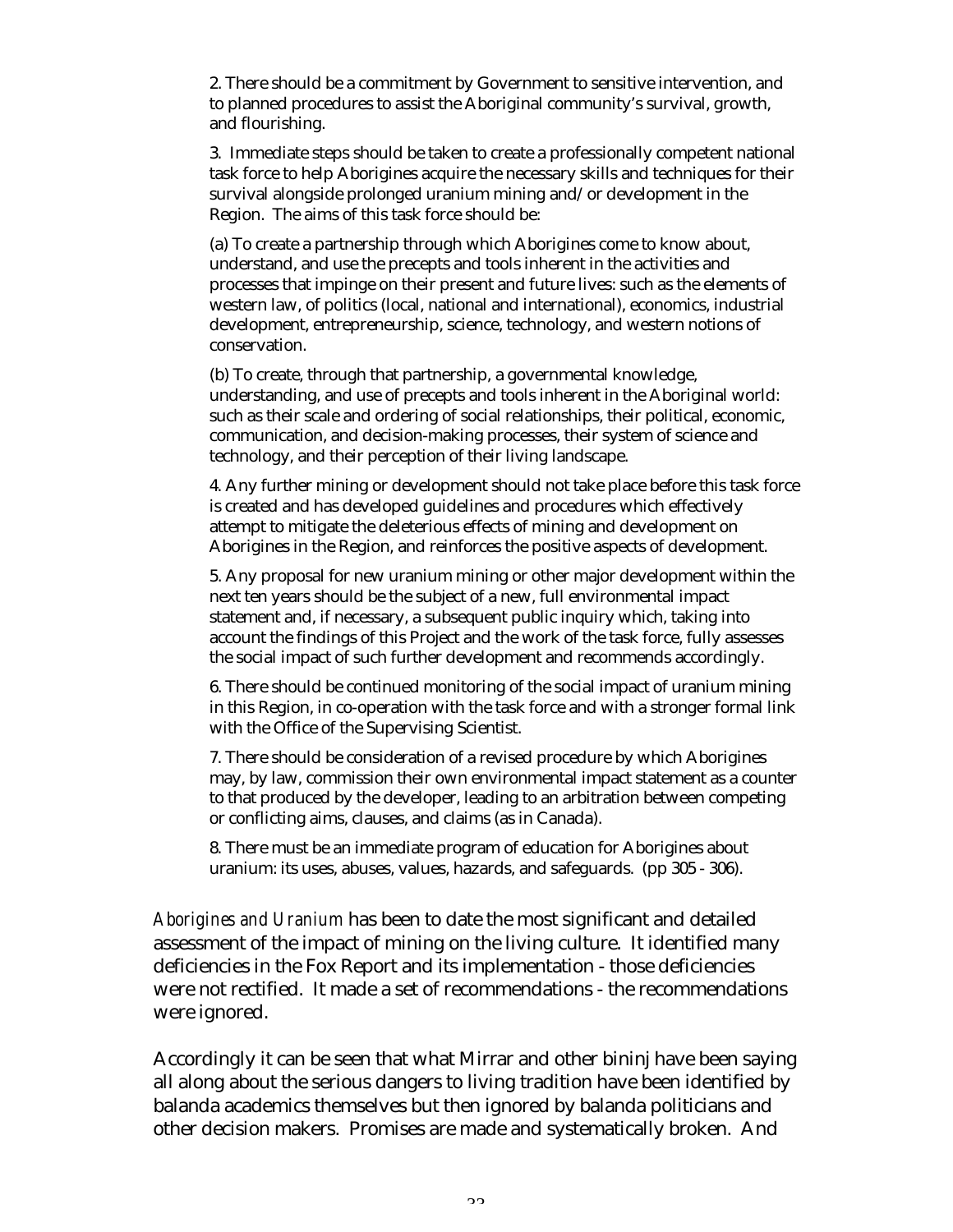> 2. There should be a commitment by Government to sensitive intervention, and to planned procedures to assist the Aboriginal community's survival, growth, and flourishing.
>
> 3. Immediate steps should be taken to create a professionally competent national task force to help Aborigines acquire the necessary skills and techniques for their survival alongside prolonged uranium mining and/or development in the Region. The aims of this task force should be:
>
> (a) To create a partnership through which Aborigines come to know about, understand, and use the precepts and tools inherent in the activities and processes that impinge on their present and future lives: such as the elements of western law, of politics (local, national and international), economics, industrial development, entrepreneurship, science, technology, and western notions of conservation.
>
> (b) To create, through that partnership, a governmental knowledge, understanding, and use of precepts and tools inherent in the Aboriginal world: such as their scale and ordering of social relationships, their political, economic, communication, and decision-making processes, their system of science and technology, and their perception of their living landscape.
>
> 4. Any further mining or development should not take place before this task force is created and has developed guidelines and procedures which effectively attempt to mitigate the deleterious effects of mining and development on Aborigines in the Region, and reinforces the positive aspects of development.
>
> 5. Any proposal for new uranium mining or other major development within the next ten years should be the subject of a new, full environmental impact statement and, if necessary, a subsequent public inquiry which, taking into account the findings of this Project and the work of the task force, fully assesses the social impact of such further development and recommends accordingly.
>
> 6. There should be continued monitoring of the social impact of uranium mining in this Region, in co-operation with the task force and with a stronger formal link with the Office of the Supervising Scientist.
>
> 7. There should be consideration of a revised procedure by which Aborigines may, by law, commission their own environmental impact statement as a counter to that produced by the developer, leading to an arbitration between competing or conflicting aims, clauses, and claims (as in Canada).
>
> 8. There must be an immediate program of education for Aborigines about uranium: its uses, abuses, values, hazards, and safeguards. (pp 305 - 306).

*Aborigines and Uranium* has been to date the most significant and detailed assessment of the impact of mining on the living culture. It identified many deficiencies in the Fox Report and its implementation - those deficiencies were not rectified. It made a set of recommendations - the recommendations were ignored.

Accordingly it can be seen that what Mirrar and other bininj have been saying all along about the serious dangers to living tradition have been identified by balanda academics themselves but then ignored by balanda politicians and other decision makers. Promises are made and systematically broken. And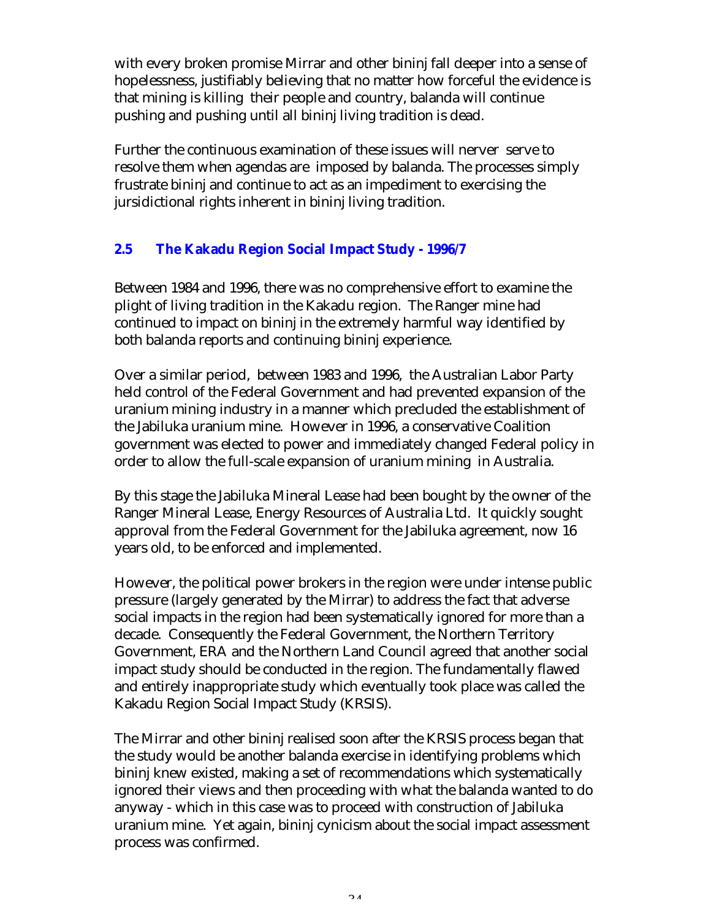with every broken promise Mirrar and other bininj fall deeper into a sense of hopelessness, justifiably believing that no matter how forceful the evidence is that mining is killing their people and country, balanda will continue pushing and pushing until all bininj living tradition is dead.

Further the continuous examination of these issues will nerver serve to resolve them when agendas are imposed by balanda. The processes simply frustrate bininj and continue to act as an impediment to exercising the jursidictional rights inherent in bininj living tradition.

## 2.5 The Kakadu Region Social Impact Study - 1996/7

Between 1984 and 1996, there was no comprehensive effort to examine the plight of living tradition in the Kakadu region. The Ranger mine had continued to impact on bininj in the extremely harmful way identified by both balanda reports and continuing bininj experience.

Over a similar period, between 1983 and 1996, the Australian Labor Party held control of the Federal Government and had prevented expansion of the uranium mining industry in a manner which precluded the establishment of the Jabiluka uranium mine. However in 1996, a conservative Coalition government was elected to power and immediately changed Federal policy in order to allow the full-scale expansion of uranium mining in Australia.

By this stage the Jabiluka Mineral Lease had been bought by the owner of the Ranger Mineral Lease, Energy Resources of Australia Ltd. It quickly sought approval from the Federal Government for the Jabiluka agreement, now 16 years old, to be enforced and implemented.

However, the political power brokers in the region were under intense public pressure (largely generated by the Mirrar) to address the fact that adverse social impacts in the region had been systematically ignored for more than a decade. Consequently the Federal Government, the Northern Territory Government, ERA and the Northern Land Council agreed that another social impact study should be conducted in the region. The fundamentally flawed and entirely inappropriate study which eventually took place was called the Kakadu Region Social Impact Study (KRSIS).

The Mirrar and other bininj realised soon after the KRSIS process began that the study would be another balanda exercise in identifying problems which bininj knew existed, making a set of recommendations which systematically ignored their views and then proceeding with what the balanda wanted to do anyway - which in this case was to proceed with construction of Jabiluka uranium mine. Yet again, bininj cynicism about the social impact assessment process was confirmed.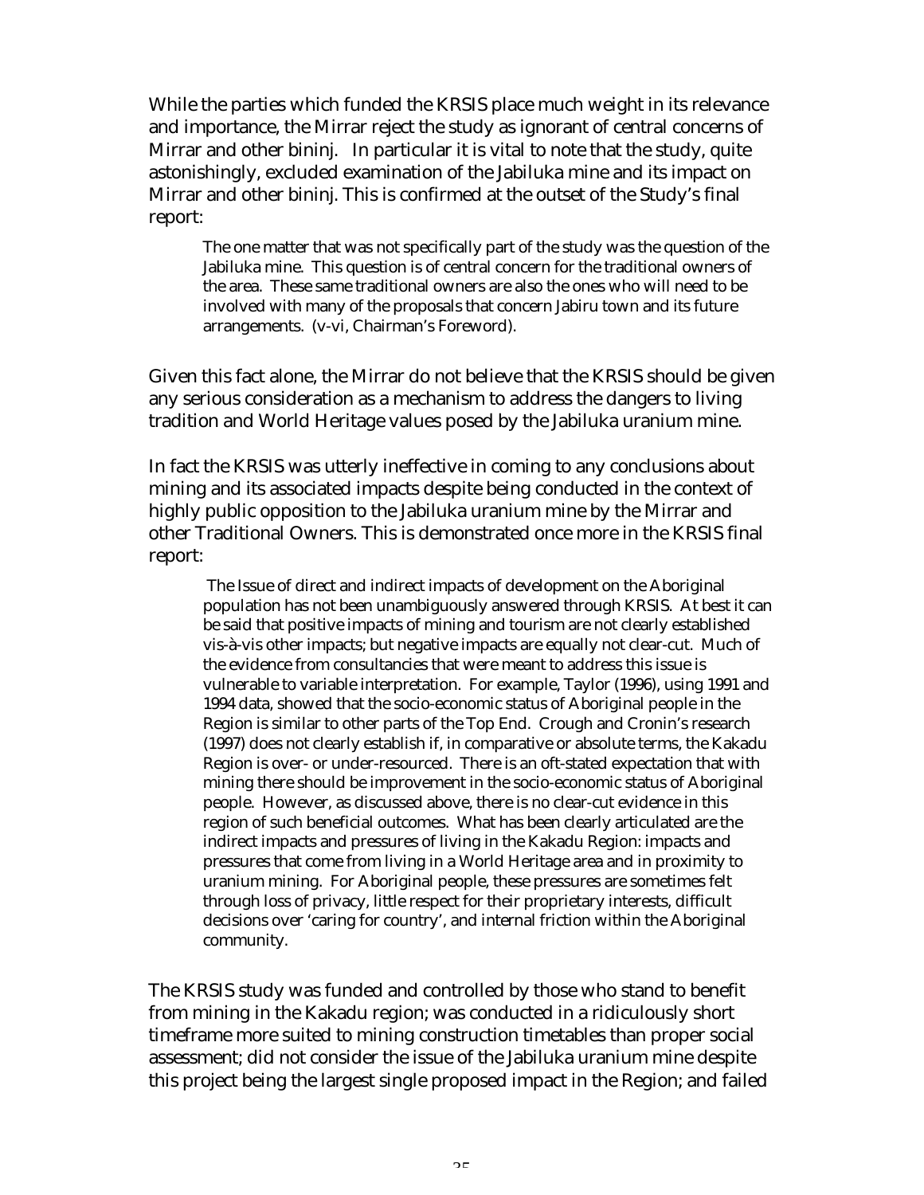While the parties which funded the KRSIS place much weight in its relevance and importance, the Mirrar reject the study as ignorant of central concerns of Mirrar and other bininj. In particular it is vital to note that the study, quite astonishingly, excluded examination of the Jabiluka mine and its impact on Mirrar and other bininj. This is confirmed at the outset of the Study's final report:

> The one matter that was not specifically part of the study was the question of the Jabiluka mine. This question is of central concern for the traditional owners of the area. These same traditional owners are also the ones who will need to be involved with many of the proposals that concern Jabiru town and its future arrangements. (v-vi, Chairman's Foreword).

Given this fact alone, the Mirrar do not believe that the KRSIS should be given any serious consideration as a mechanism to address the dangers to living tradition and World Heritage values posed by the Jabiluka uranium mine.

In fact the KRSIS was utterly ineffective in coming to any conclusions about mining and its associated impacts despite being conducted in the context of highly public opposition to the Jabiluka uranium mine by the Mirrar and other Traditional Owners. This is demonstrated once more in the KRSIS final report:

> The Issue of direct and indirect impacts of development on the Aboriginal population has not been unambiguously answered through KRSIS. At best it can be said that positive impacts of mining and tourism are not clearly established vis-à-vis other impacts; but negative impacts are equally not clear-cut. Much of the evidence from consultancies that were meant to address this issue is vulnerable to variable interpretation. For example, Taylor (1996), using 1991 and 1994 data, showed that the socio-economic status of Aboriginal people in the Region is similar to other parts of the Top End. Crough and Cronin's research (1997) does not clearly establish if, in comparative or absolute terms, the Kakadu Region is over- or under-resourced. There is an oft-stated expectation that with mining there should be improvement in the socio-economic status of Aboriginal people. However, as discussed above, there is no clear-cut evidence in this region of such beneficial outcomes. What has been clearly articulated are the indirect impacts and pressures of living in the Kakadu Region: impacts and pressures that come from living in a World Heritage area and in proximity to uranium mining. For Aboriginal people, these pressures are sometimes felt through loss of privacy, little respect for their proprietary interests, difficult decisions over 'caring for country', and internal friction within the Aboriginal community.

The KRSIS study was funded and controlled by those who stand to benefit from mining in the Kakadu region; was conducted in a ridiculously short timeframe more suited to mining construction timetables than proper social assessment; did not consider the issue of the Jabiluka uranium mine despite this project being the largest single proposed impact in the Region; and failed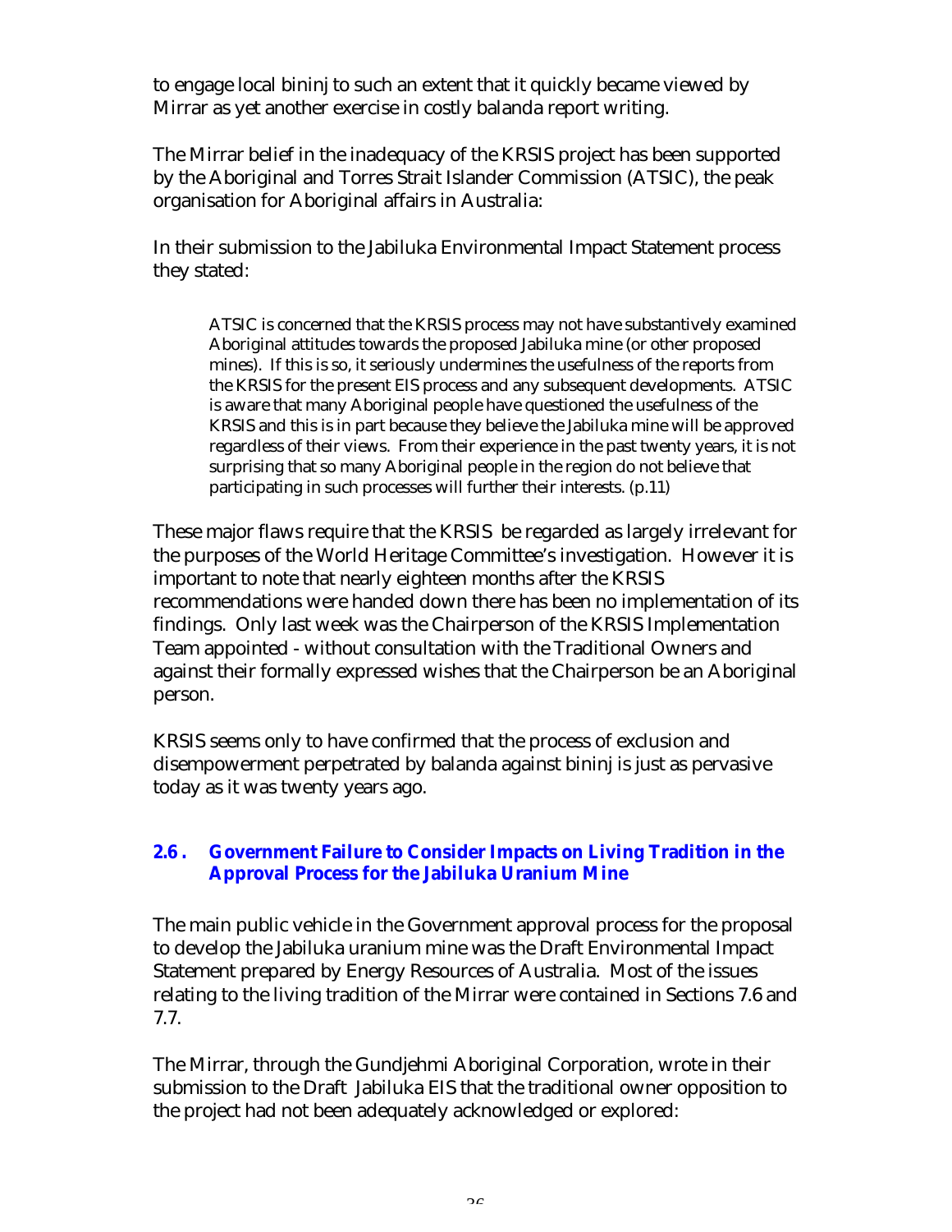to engage local bininj to such an extent that it quickly became viewed by Mirrar as yet another exercise in costly balanda report writing.

The Mirrar belief in the inadequacy of the KRSIS project has been supported by the Aboriginal and Torres Strait Islander Commission (ATSIC), the peak organisation for Aboriginal affairs in Australia:

In their submission to the Jabiluka Environmental Impact Statement process they stated:

> ATSIC is concerned that the KRSIS process may not have substantively examined Aboriginal attitudes towards the proposed Jabiluka mine (or other proposed mines). If this is so, it seriously undermines the usefulness of the reports from the KRSIS for the present EIS process and any subsequent developments. ATSIC is aware that many Aboriginal people have questioned the usefulness of the KRSIS and this is in part because they believe the Jabiluka mine will be approved regardless of their views. From their experience in the past twenty years, it is not surprising that so many Aboriginal people in the region do not believe that participating in such processes will further their interests. (p.11)

These major flaws require that the KRSIS be regarded as largely irrelevant for the purposes of the World Heritage Committee's investigation. However it is important to note that nearly eighteen months after the KRSIS recommendations were handed down there has been no implementation of its findings. Only last week was the Chairperson of the KRSIS Implementation Team appointed - without consultation with the Traditional Owners and against their formally expressed wishes that the Chairperson be an Aboriginal person.

KRSIS seems only to have confirmed that the process of exclusion and disempowerment perpetrated by balanda against bininj is just as pervasive today as it was twenty years ago.

### 2.6 . Government Failure to Consider Impacts on Living Tradition in the Approval Process for the Jabiluka Uranium Mine

The main public vehicle in the Government approval process for the proposal to develop the Jabiluka uranium mine was the Draft Environmental Impact Statement prepared by Energy Resources of Australia. Most of the issues relating to the living tradition of the Mirrar were contained in Sections 7.6 and 7.7.

The Mirrar, through the Gundjehmi Aboriginal Corporation, wrote in their submission to the Draft Jabiluka EIS that the traditional owner opposition to the project had not been adequately acknowledged or explored: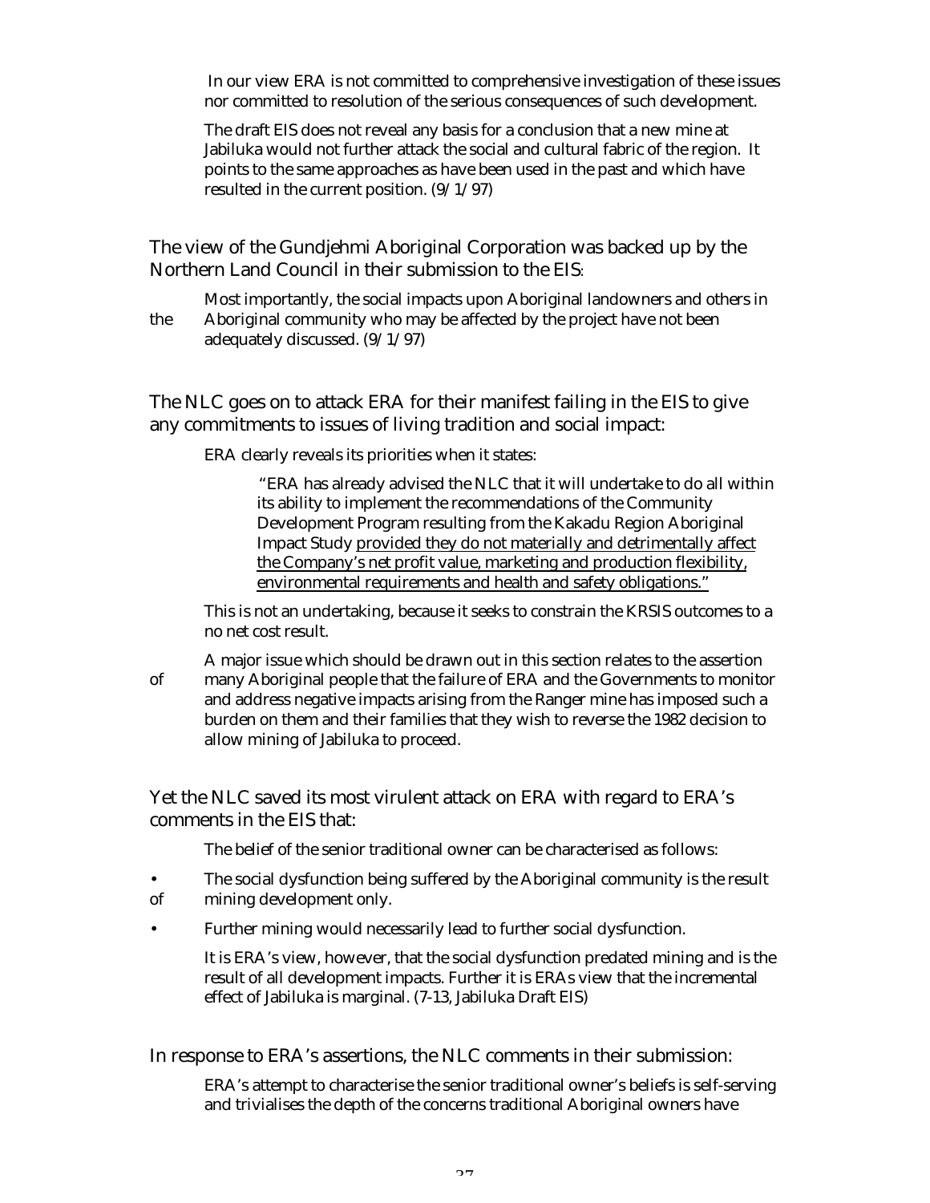> In our view ERA is not committed to comprehensive investigation of these issues nor committed to resolution of the serious consequences of such development.
>
> The draft EIS does not reveal any basis for a conclusion that a new mine at Jabiluka would not further attack the social and cultural fabric of the region. It points to the same approaches as have been used in the past and which have resulted in the current position. (9/1/97)

The view of the Gundjehmi Aboriginal Corporation was backed up by the Northern Land Council in their submission to the EIS:

> Most importantly, the social impacts upon Aboriginal landowners and others in the Aboriginal community who may be affected by the project have not been adequately discussed. (9/1/97)

The NLC goes on to attack ERA for their manifest failing in the EIS to give any commitments to issues of living tradition and social impact:

> ERA clearly reveals its priorities when it states:
>
> > "ERA has already advised the NLC that it will undertake to do all within its ability to implement the recommendations of the Community Development Program resulting from the Kakadu Region Aboriginal Impact Study <u>provided they do not materially and detrimentally affect the Company's net profit value, marketing and production flexibility, environmental requirements and health and safety obligations."</u>
>
> This is not an undertaking, because it seeks to constrain the KRSIS outcomes to a no net cost result.
>
> A major issue which should be drawn out in this section relates to the assertion of many Aboriginal people that the failure of ERA and the Governments to monitor and address negative impacts arising from the Ranger mine has imposed such a burden on them and their families that they wish to reverse the 1982 decision to allow mining of Jabiluka to proceed.

Yet the NLC saved its most virulent attack on ERA with regard to ERA's comments in the EIS that:

> The belief of the senior traditional owner can be characterised as follows:
>
> - The social dysfunction being suffered by the Aboriginal community is the result of mining development only.
> - Further mining would necessarily lead to further social dysfunction.
>
> It is ERA's view, however, that the social dysfunction predated mining and is the result of all development impacts. Further it is ERAs view that the incremental effect of Jabiluka is marginal. (7-13, Jabiluka Draft EIS)

In response to ERA's assertions, the NLC comments in their submission:

> ERA's attempt to characterise the senior traditional owner's beliefs is self-serving and trivialises the depth of the concerns traditional Aboriginal owners have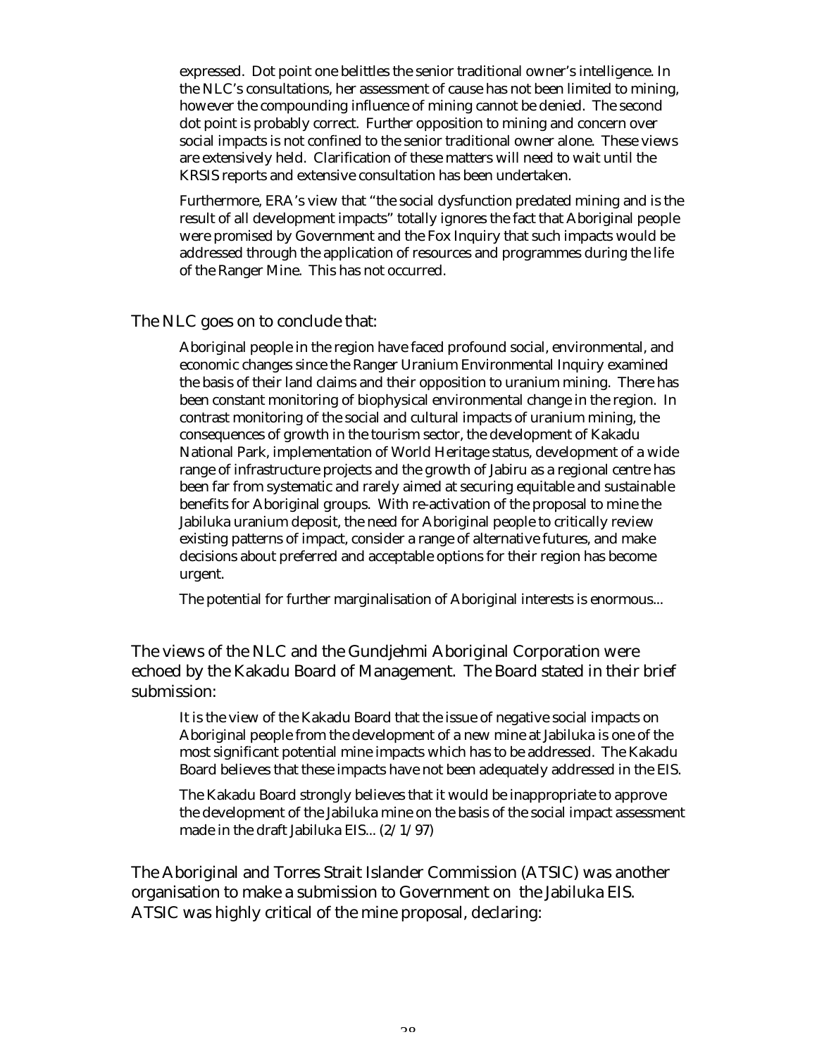> expressed. Dot point one belittles the senior traditional owner's intelligence. In the NLC's consultations, her assessment of cause has not been limited to mining, however the compounding influence of mining cannot be denied. The second dot point is probably correct. Further opposition to mining and concern over social impacts is not confined to the senior traditional owner alone. These views are extensively held. Clarification of these matters will need to wait until the KRSIS reports and extensive consultation has been undertaken.
>
> Furthermore, ERA's view that "the social dysfunction predated mining and is the result of all development impacts" totally ignores the fact that Aboriginal people were promised by Government and the Fox Inquiry that such impacts would be addressed through the application of resources and programmes during the life of the Ranger Mine. This has not occurred.

The NLC goes on to conclude that:

> Aboriginal people in the region have faced profound social, environmental, and economic changes since the Ranger Uranium Environmental Inquiry examined the basis of their land claims and their opposition to uranium mining. There has been constant monitoring of biophysical environmental change in the region. In contrast monitoring of the social and cultural impacts of uranium mining, the consequences of growth in the tourism sector, the development of Kakadu National Park, implementation of World Heritage status, development of a wide range of infrastructure projects and the growth of Jabiru as a regional centre has been far from systematic and rarely aimed at securing equitable and sustainable benefits for Aboriginal groups. With re-activation of the proposal to mine the Jabiluka uranium deposit, the need for Aboriginal people to critically review existing patterns of impact, consider a range of alternative futures, and make decisions about preferred and acceptable options for their region has become urgent.
>
> The potential for further marginalisation of Aboriginal interests is enormous...

The views of the NLC and the Gundjehmi Aboriginal Corporation were echoed by the Kakadu Board of Management. The Board stated in their brief submission:

> It is the view of the Kakadu Board that the issue of negative social impacts on Aboriginal people from the development of a new mine at Jabiluka is one of the most significant potential mine impacts which has to be addressed. The Kakadu Board believes that these impacts have not been adequately addressed in the EIS.
>
> The Kakadu Board strongly believes that it would be inappropriate to approve the development of the Jabiluka mine on the basis of the social impact assessment made in the draft Jabiluka EIS... (2/1/97)

The Aboriginal and Torres Strait Islander Commission (ATSIC) was another organisation to make a submission to Government on the Jabiluka EIS. ATSIC was highly critical of the mine proposal, declaring: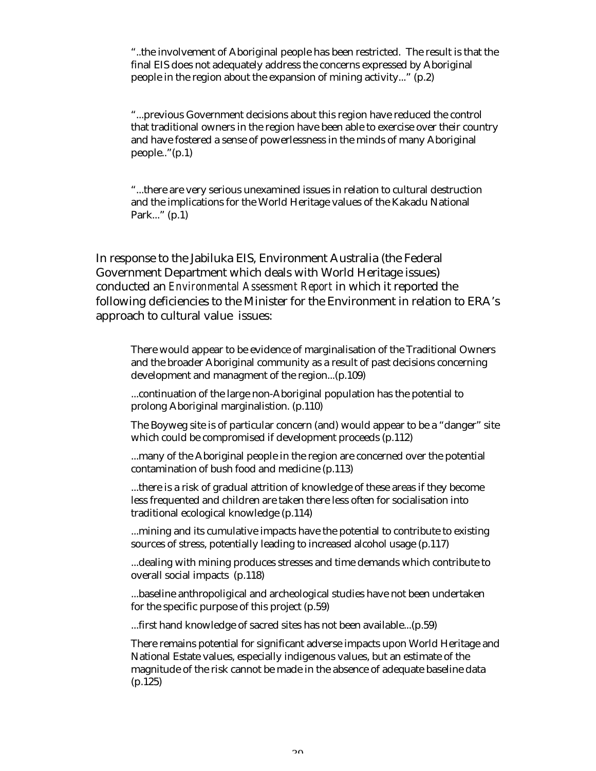> "..the involvement of Aboriginal people has been restricted. The result is that the final EIS does not adequately address the concerns expressed by Aboriginal people in the region about the expansion of mining activity..." (p.2)
>
> "...previous Government decisions about this region have reduced the control that traditional owners in the region have been able to exercise over their country and have fostered a sense of powerlessness in the minds of many Aboriginal people.."(p.1)
>
> "...there are very serious unexamined issues in relation to cultural destruction and the implications for the World Heritage values of the Kakadu National Park..." (p.1)

In response to the Jabiluka EIS, Environment Australia (the Federal Government Department which deals with World Heritage issues) conducted an *Environmental Assessment Report* in which it reported the following deficiencies to the Minister for the Environment in relation to ERA's approach to cultural value issues:

> There would appear to be evidence of marginalisation of the Traditional Owners and the broader Aboriginal community as a result of past decisions concerning development and managment of the region...(p.109)
>
> ...continuation of the large non-Aboriginal population has the potential to prolong Aboriginal marginalistion. (p.110)
>
> The Boyweg site is of particular concern (and) would appear to be a "danger" site which could be compromised if development proceeds (p.112)
>
> ...many of the Aboriginal people in the region are concerned over the potential contamination of bush food and medicine (p.113)
>
> ...there is a risk of gradual attrition of knowledge of these areas if they become less frequented and children are taken there less often for socialisation into traditional ecological knowledge (p.114)
>
> ...mining and its cumulative impacts have the potential to contribute to existing sources of stress, potentially leading to increased alcohol usage (p.117)
>
> ...dealing with mining produces stresses and time demands which contribute to overall social impacts (p.118)
>
> ...baseline anthropoligical and archeological studies have not been undertaken for the specific purpose of this project (p.59)
>
> ...first hand knowledge of sacred sites has not been available...(p.59)
>
> There remains potential for significant adverse impacts upon World Heritage and National Estate values, especially indigenous values, but an estimate of the magnitude of the risk cannot be made in the absence of adequate baseline data (p.125)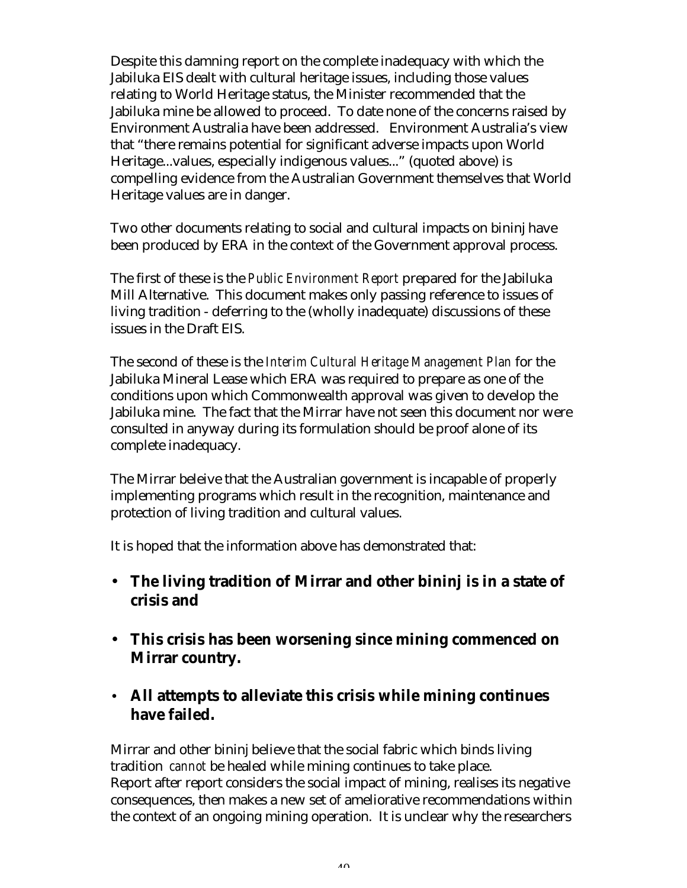Despite this damning report on the complete inadequacy with which the Jabiluka EIS dealt with cultural heritage issues, including those values relating to World Heritage status, the Minister recommended that the Jabiluka mine be allowed to proceed. To date none of the concerns raised by Environment Australia have been addressed. Environment Australia's view that "there remains potential for significant adverse impacts upon World Heritage...values, especially indigenous values..." (quoted above) is compelling evidence from the Australian Government themselves that World Heritage values are in danger.

Two other documents relating to social and cultural impacts on bininj have been produced by ERA in the context of the Government approval process.

The first of these is the *Public Environment Report* prepared for the Jabiluka Mill Alternative. This document makes only passing reference to issues of living tradition - deferring to the (wholly inadequate) discussions of these issues in the Draft EIS.

The second of these is the *Interim Cultural Heritage Management Plan* for the Jabiluka Mineral Lease which ERA was required to prepare as one of the conditions upon which Commonwealth approval was given to develop the Jabiluka mine. The fact that the Mirrar have not seen this document nor were consulted in anyway during its formulation should be proof alone of its complete inadequacy.

The Mirrar beleive that the Australian government is incapable of properly implementing programs which result in the recognition, maintenance and protection of living tradition and cultural values.

It is hoped that the information above has demonstrated that:

- **The living tradition of Mirrar and other bininj is in a state of crisis and**
- **This crisis has been worsening since mining commenced on Mirrar country.**
- **All attempts to alleviate this crisis while mining continues have failed.**

Mirrar and other bininj believe that the social fabric which binds living tradition *cannot* be healed while mining continues to take place. Report after report considers the social impact of mining, realises its negative consequences, then makes a new set of ameliorative recommendations within the context of an ongoing mining operation. It is unclear why the researchers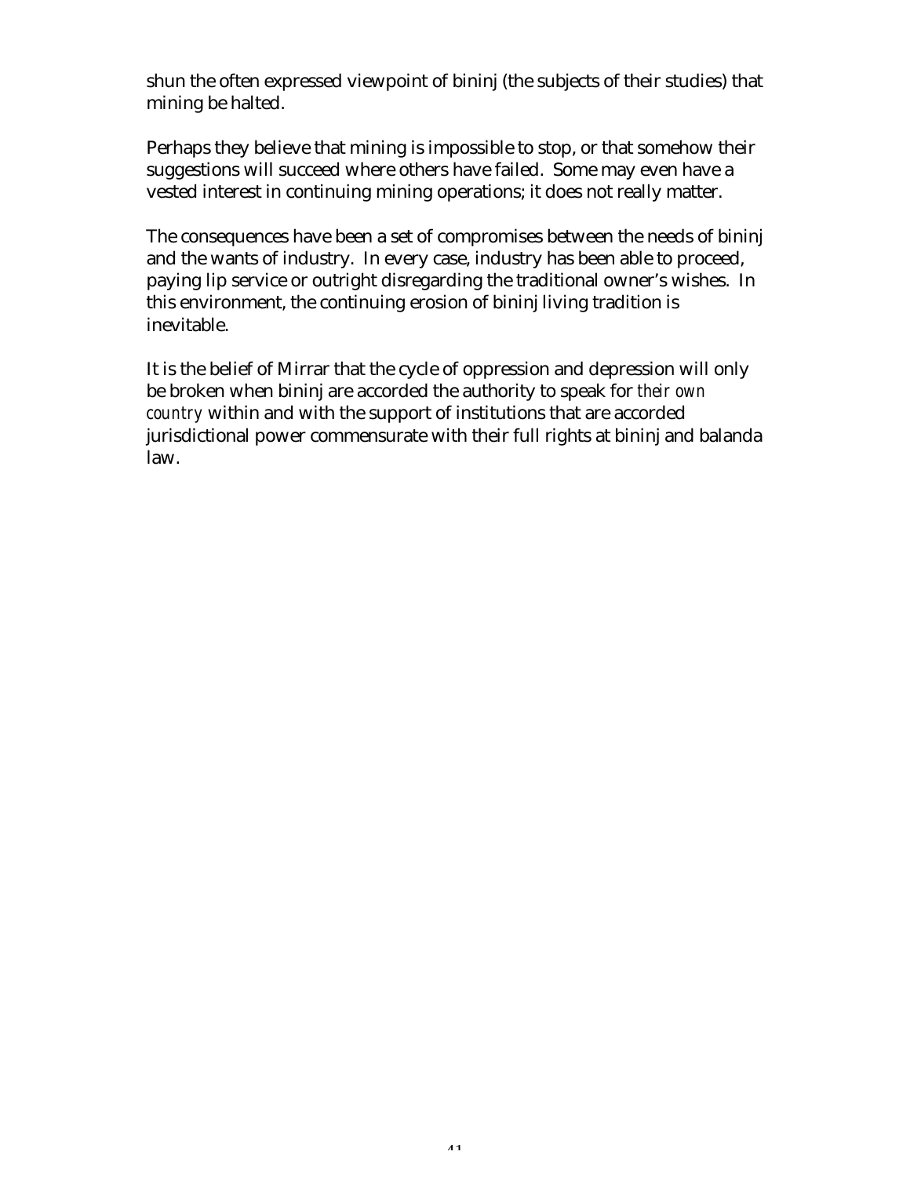shun the often expressed viewpoint of bininj (the subjects of their studies) that mining be halted.

Perhaps they believe that mining is impossible to stop, or that somehow their suggestions will succeed where others have failed. Some may even have a vested interest in continuing mining operations; it does not really matter.

The consequences have been a set of compromises between the needs of bininj and the wants of industry. In every case, industry has been able to proceed, paying lip service or outright disregarding the traditional owner's wishes. In this environment, the continuing erosion of bininj living tradition is inevitable.

It is the belief of Mirrar that the cycle of oppression and depression will only be broken when bininj are accorded the authority to speak for *their own country* within and with the support of institutions that are accorded jurisdictional power commensurate with their full rights at bininj and balanda law.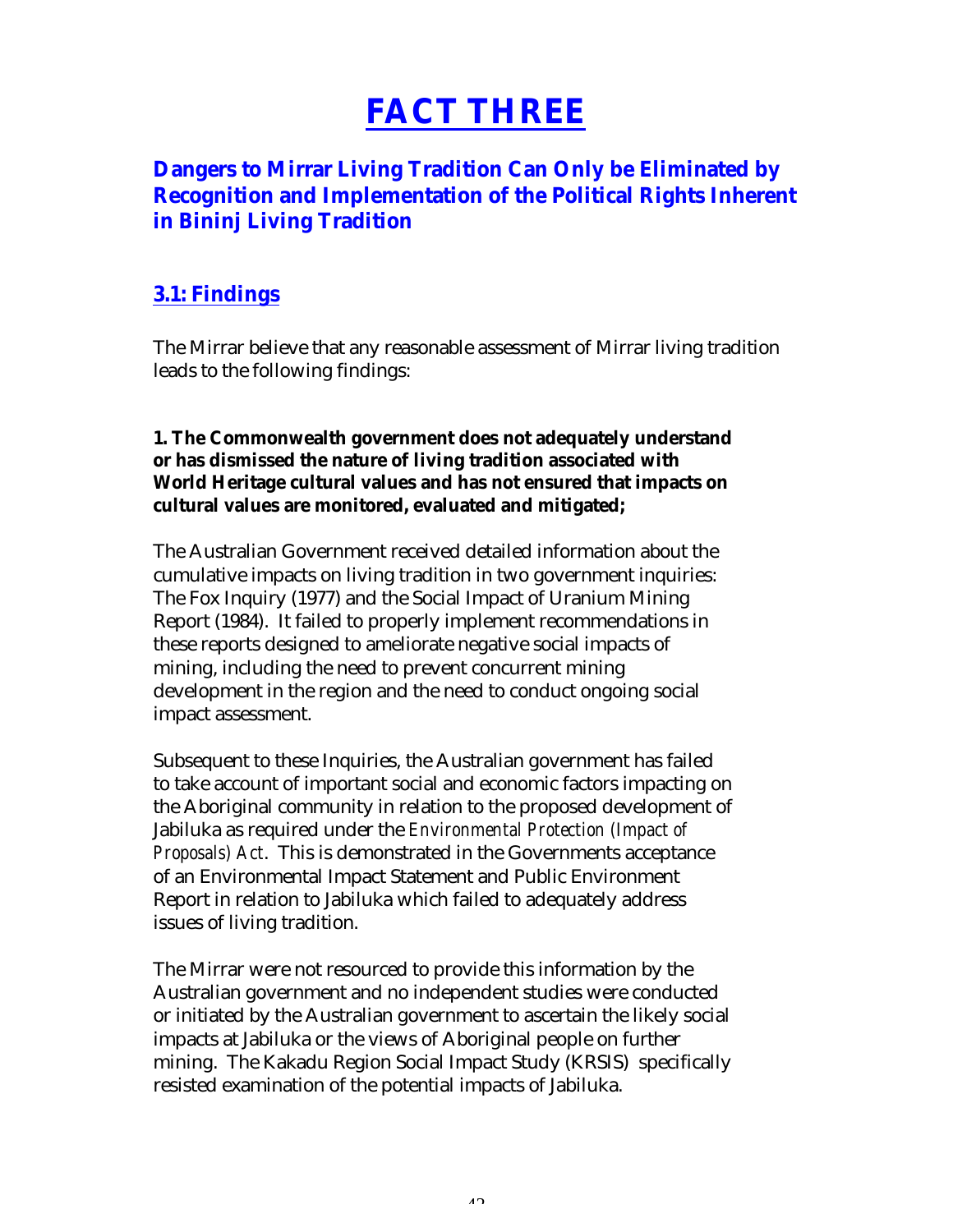# FACT THREE

## Dangers to Mirrar Living Tradition Can Only be Eliminated by Recognition and Implementation of the Political Rights Inherent in Bininj Living Tradition

### 3.1: Findings

The Mirrar believe that any reasonable assessment of Mirrar living tradition leads to the following findings:

**1. The Commonwealth government does not adequately understand or has dismissed the nature of living tradition associated with World Heritage cultural values and has not ensured that impacts on cultural values are monitored, evaluated and mitigated;**

The Australian Government received detailed information about the cumulative impacts on living tradition in two government inquiries: The Fox Inquiry (1977) and the Social Impact of Uranium Mining Report (1984). It failed to properly implement recommendations in these reports designed to ameliorate negative social impacts of mining, including the need to prevent concurrent mining development in the region and the need to conduct ongoing social impact assessment.

Subsequent to these Inquiries, the Australian government has failed to take account of important social and economic factors impacting on the Aboriginal community in relation to the proposed development of Jabiluka as required under the *Environmental Protection (Impact of Proposals) Act*. This is demonstrated in the Governments acceptance of an Environmental Impact Statement and Public Environment Report in relation to Jabiluka which failed to adequately address issues of living tradition.

The Mirrar were not resourced to provide this information by the Australian government and no independent studies were conducted or initiated by the Australian government to ascertain the likely social impacts at Jabiluka or the views of Aboriginal people on further mining. The Kakadu Region Social Impact Study (KRSIS) specifically resisted examination of the potential impacts of Jabiluka.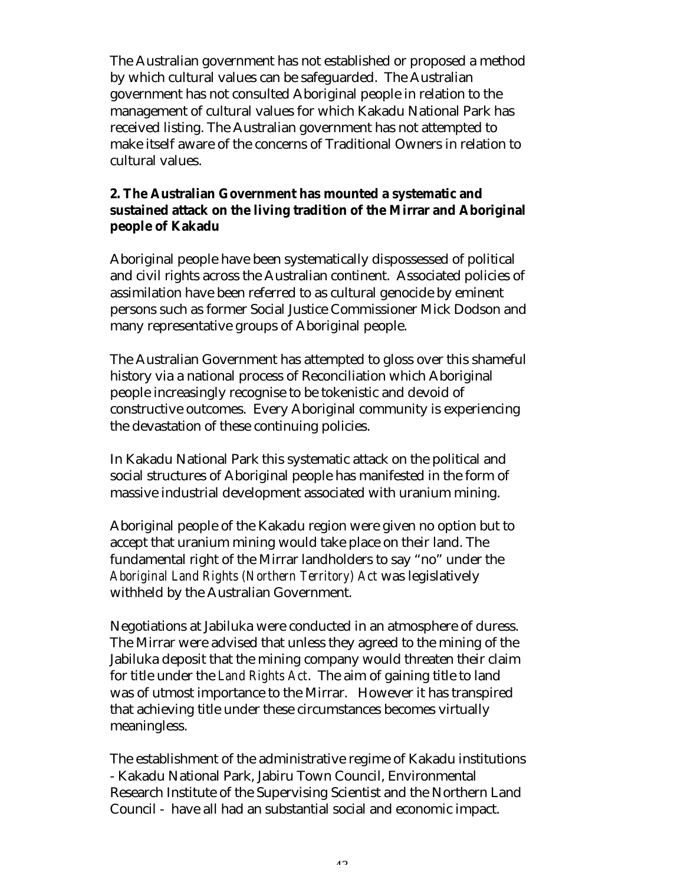The Australian government has not established or proposed a method by which cultural values can be safeguarded. The Australian government has not consulted Aboriginal people in relation to the management of cultural values for which Kakadu National Park has received listing. The Australian government has not attempted to make itself aware of the concerns of Traditional Owners in relation to cultural values.

**2. The Australian Government has mounted a systematic and sustained attack on the living tradition of the Mirrar and Aboriginal people of Kakadu**

Aboriginal people have been systematically dispossessed of political and civil rights across the Australian continent. Associated policies of assimilation have been referred to as cultural genocide by eminent persons such as former Social Justice Commissioner Mick Dodson and many representative groups of Aboriginal people.

The Australian Government has attempted to gloss over this shameful history via a national process of Reconciliation which Aboriginal people increasingly recognise to be tokenistic and devoid of constructive outcomes. Every Aboriginal community is experiencing the devastation of these continuing policies.

In Kakadu National Park this systematic attack on the political and social structures of Aboriginal people has manifested in the form of massive industrial development associated with uranium mining.

Aboriginal people of the Kakadu region were given no option but to accept that uranium mining would take place on their land. The fundamental right of the Mirrar landholders to say "no" under the *Aboriginal Land Rights (Northern Territory) Act* was legislatively withheld by the Australian Government.

Negotiations at Jabiluka were conducted in an atmosphere of duress. The Mirrar were advised that unless they agreed to the mining of the Jabiluka deposit that the mining company would threaten their claim for title under the *Land Rights Act*. The aim of gaining title to land was of utmost importance to the Mirrar. However it has transpired that achieving title under these circumstances becomes virtually meaningless.

The establishment of the administrative regime of Kakadu institutions - Kakadu National Park, Jabiru Town Council, Environmental Research Institute of the Supervising Scientist and the Northern Land Council - have all had an substantial social and economic impact.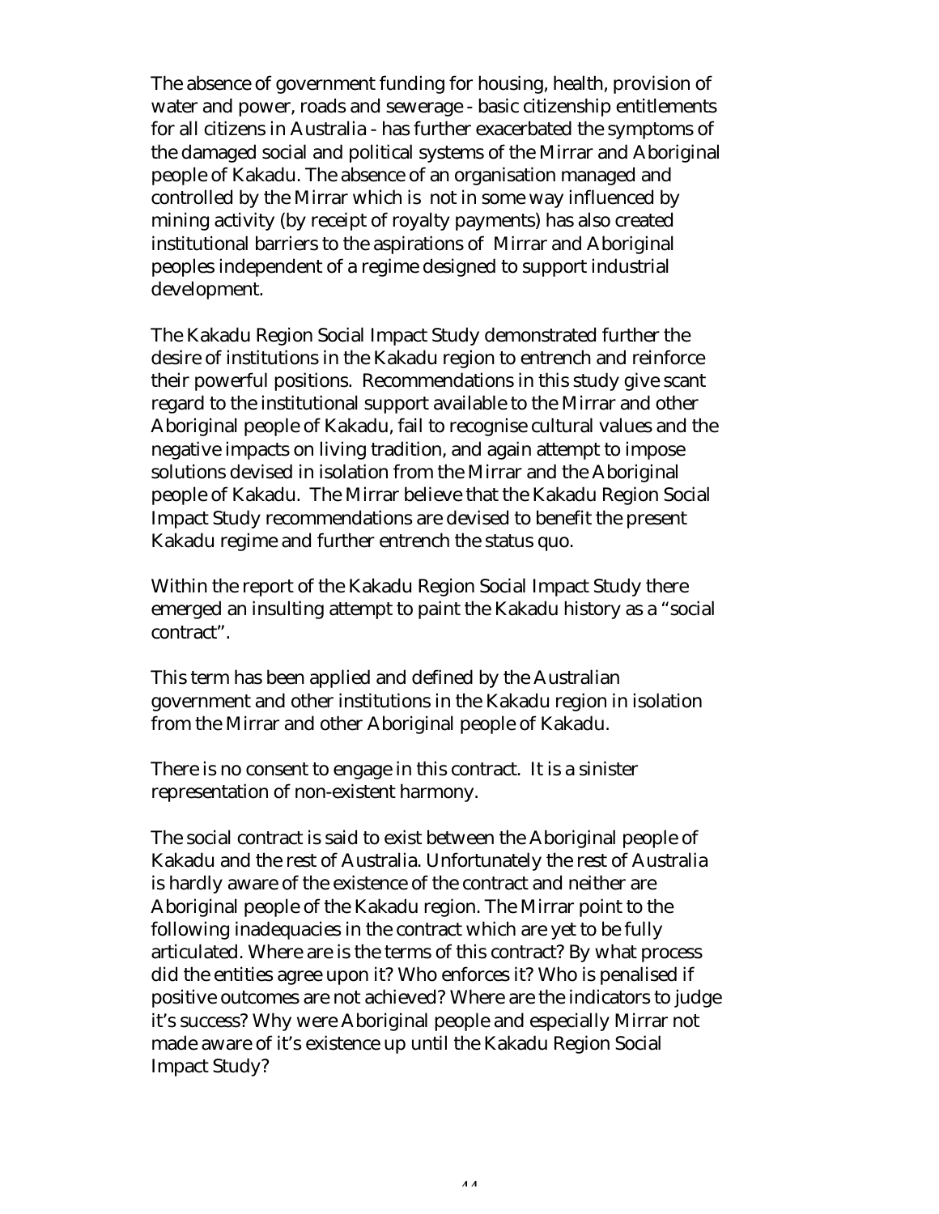The absence of government funding for housing, health, provision of water and power, roads and sewerage - basic citizenship entitlements for all citizens in Australia - has further exacerbated the symptoms of the damaged social and political systems of the Mirrar and Aboriginal people of Kakadu. The absence of an organisation managed and controlled by the Mirrar which is  not in some way influenced by mining activity (by receipt of royalty payments) has also created institutional barriers to the aspirations of  Mirrar and Aboriginal peoples independent of a regime designed to support industrial development.

The Kakadu Region Social Impact Study demonstrated further the desire of institutions in the Kakadu region to entrench and reinforce their powerful positions.  Recommendations in this study give scant regard to the institutional support available to the Mirrar and other Aboriginal people of Kakadu, fail to recognise cultural values and the negative impacts on living tradition, and again attempt to impose solutions devised in isolation from the Mirrar and the Aboriginal people of Kakadu.  The Mirrar believe that the Kakadu Region Social Impact Study recommendations are devised to benefit the present Kakadu regime and further entrench the status quo.

Within the report of the Kakadu Region Social Impact Study there emerged an insulting attempt to paint the Kakadu history as a "social contract".

This term has been applied and defined by the Australian government and other institutions in the Kakadu region in isolation from the Mirrar and other Aboriginal people of Kakadu.

There is no consent to engage in this contract.  It is a sinister representation of non-existent harmony.

The social contract is said to exist between the Aboriginal people of Kakadu and the rest of Australia. Unfortunately the rest of Australia is hardly aware of the existence of the contract and neither are Aboriginal people of the Kakadu region. The Mirrar point to the following inadequacies in the contract which are yet to be fully articulated. Where are is the terms of this contract? By what process did the entities agree upon it? Who enforces it? Who is penalised if positive outcomes are not achieved? Where are the indicators to judge it's success? Why were Aboriginal people and especially Mirrar not made aware of it's existence up until the Kakadu Region Social Impact Study?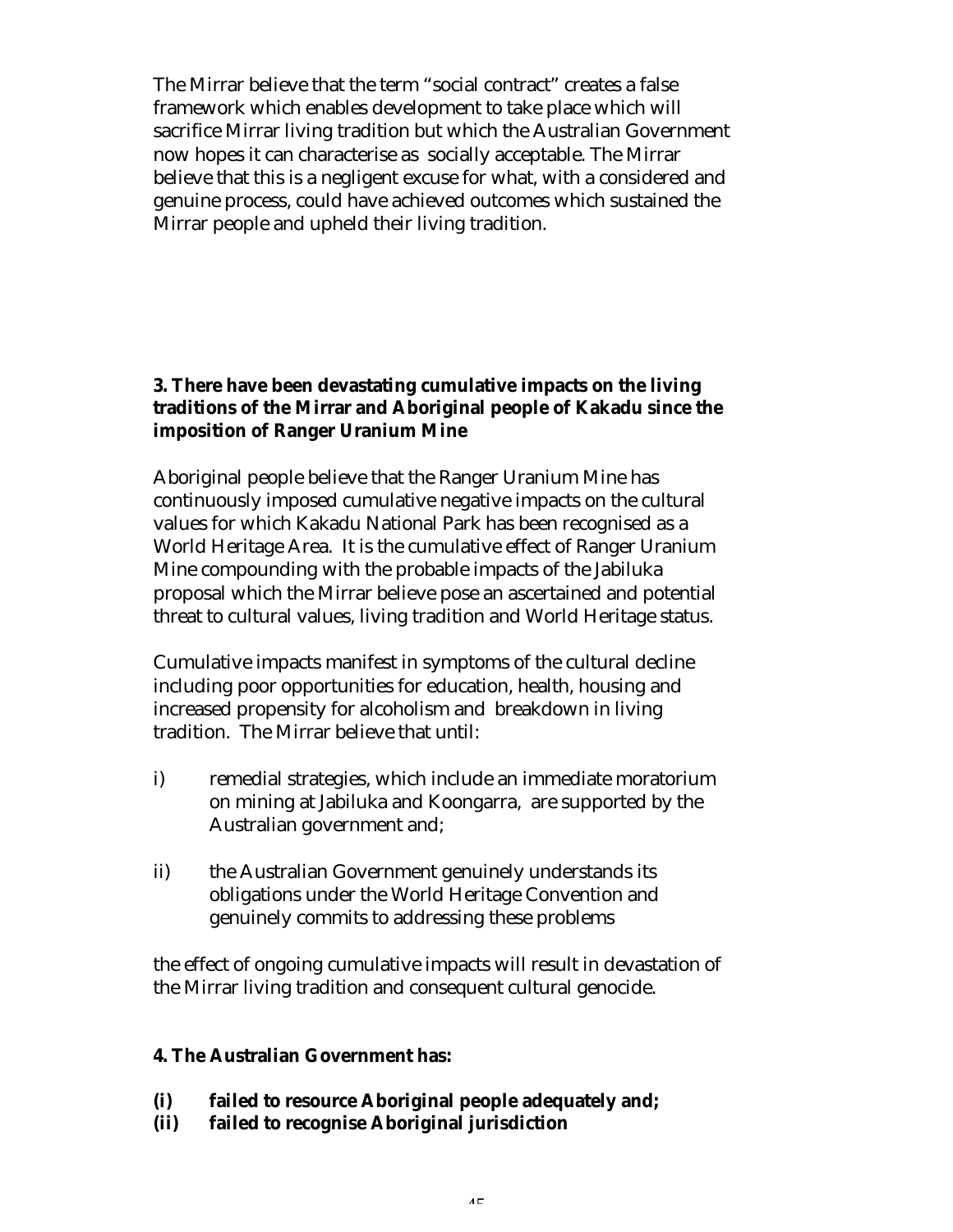The Mirrar believe that the term "social contract" creates a false framework which enables development to take place which will sacrifice Mirrar living tradition but which the Australian Government now hopes it can characterise as socially acceptable. The Mirrar believe that this is a negligent excuse for what, with a considered and genuine process, could have achieved outcomes which sustained the Mirrar people and upheld their living tradition.

**3. There have been devastating cumulative impacts on the living traditions of the Mirrar and Aboriginal people of Kakadu since the imposition of Ranger Uranium Mine**

Aboriginal people believe that the Ranger Uranium Mine has continuously imposed cumulative negative impacts on the cultural values for which Kakadu National Park has been recognised as a World Heritage Area. It is the cumulative effect of Ranger Uranium Mine compounding with the probable impacts of the Jabiluka proposal which the Mirrar believe pose an ascertained and potential threat to cultural values, living tradition and World Heritage status.

Cumulative impacts manifest in symptoms of the cultural decline including poor opportunities for education, health, housing and increased propensity for alcoholism and breakdown in living tradition. The Mirrar believe that until:

i) remedial strategies, which include an immediate moratorium on mining at Jabiluka and Koongarra, are supported by the Australian government and;

ii) the Australian Government genuinely understands its obligations under the World Heritage Convention and genuinely commits to addressing these problems

the effect of ongoing cumulative impacts will result in devastation of the Mirrar living tradition and consequent cultural genocide.

**4. The Australian Government has:**

**(i) failed to resource Aboriginal people adequately and;**
**(ii) failed to recognise Aboriginal jurisdiction**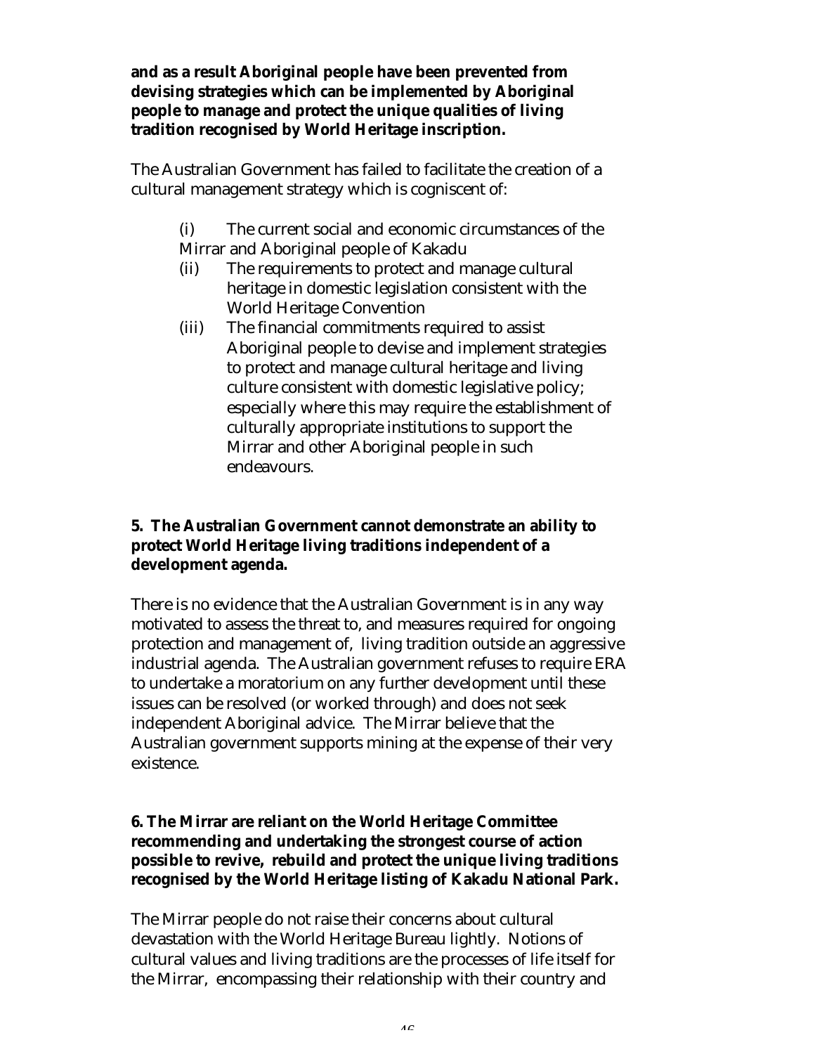**and as a result Aboriginal people have been prevented from devising strategies which can be implemented by Aboriginal people to manage and protect the unique qualities of living tradition recognised by World Heritage inscription.**

The Australian Government has failed to facilitate the creation of a cultural management strategy which is cogniscent of:

(i) The current social and economic circumstances of the Mirrar and Aboriginal people of Kakadu

(ii) The requirements to protect and manage cultural heritage in domestic legislation consistent with the World Heritage Convention

(iii) The financial commitments required to assist Aboriginal people to devise and implement strategies to protect and manage cultural heritage and living culture consistent with domestic legislative policy; especially where this may require the establishment of culturally appropriate institutions to support the Mirrar and other Aboriginal people in such endeavours.

**5. The Australian Government cannot demonstrate an ability to protect World Heritage living traditions independent of a development agenda.**

There is no evidence that the Australian Government is in any way motivated to assess the threat to, and measures required for ongoing protection and management of, living tradition outside an aggressive industrial agenda. The Australian government refuses to require ERA to undertake a moratorium on any further development until these issues can be resolved (or worked through) and does not seek independent Aboriginal advice. The Mirrar believe that the Australian government supports mining at the expense of their very existence.

**6. The Mirrar are reliant on the World Heritage Committee recommending and undertaking the strongest course of action possible to revive, rebuild and protect the unique living traditions recognised by the World Heritage listing of Kakadu National Park.**

The Mirrar people do not raise their concerns about cultural devastation with the World Heritage Bureau lightly. Notions of cultural values and living traditions are the processes of life itself for the Mirrar, encompassing their relationship with their country and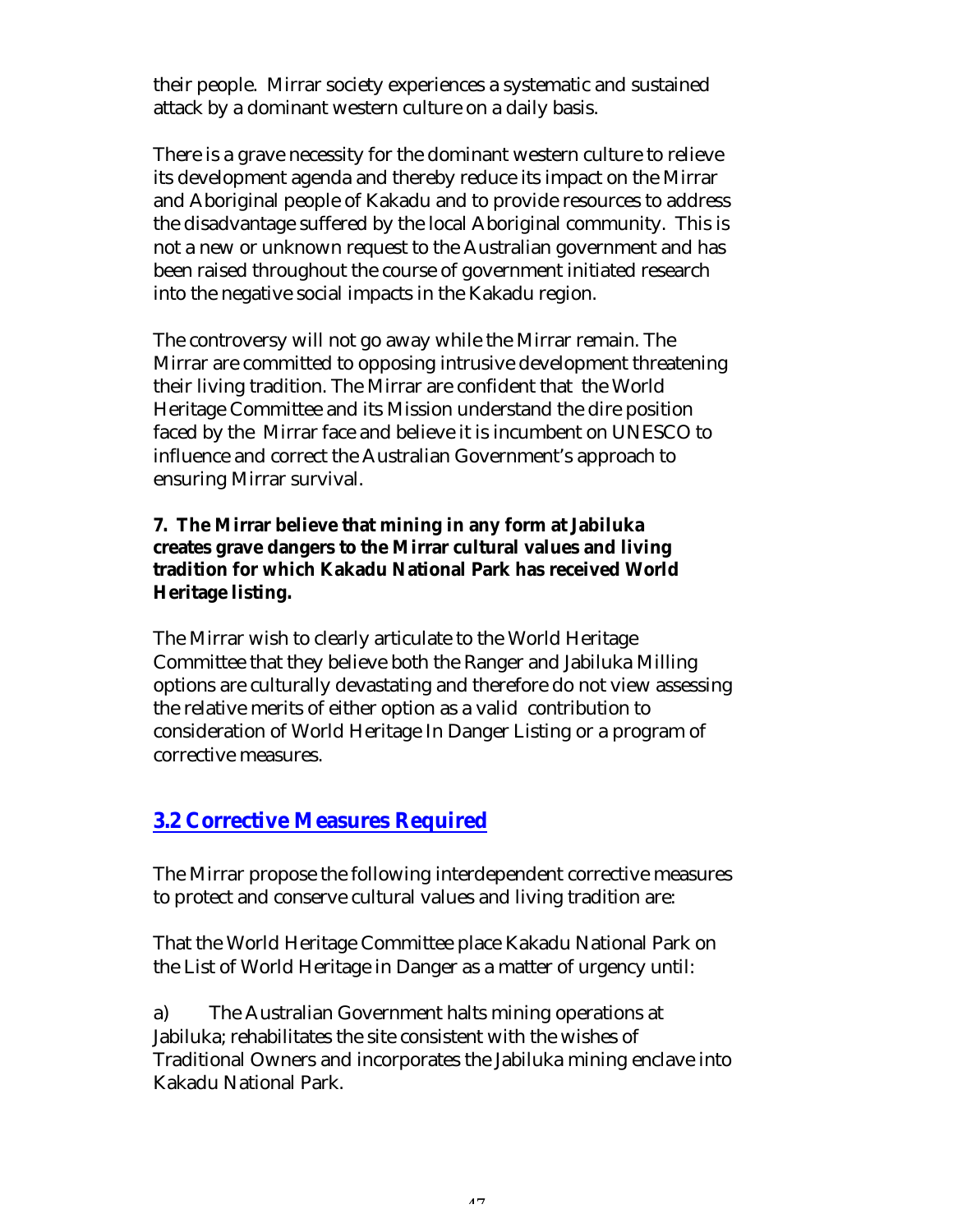their people. Mirrar society experiences a systematic and sustained attack by a dominant western culture on a daily basis.

There is a grave necessity for the dominant western culture to relieve its development agenda and thereby reduce its impact on the Mirrar and Aboriginal people of Kakadu and to provide resources to address the disadvantage suffered by the local Aboriginal community. This is not a new or unknown request to the Australian government and has been raised throughout the course of government initiated research into the negative social impacts in the Kakadu region.

The controversy will not go away while the Mirrar remain. The Mirrar are committed to opposing intrusive development threatening their living tradition. The Mirrar are confident that the World Heritage Committee and its Mission understand the dire position faced by the Mirrar face and believe it is incumbent on UNESCO to influence and correct the Australian Government's approach to ensuring Mirrar survival.

**7. The Mirrar believe that mining in any form at Jabiluka creates grave dangers to the Mirrar cultural values and living tradition for which Kakadu National Park has received World Heritage listing.**

The Mirrar wish to clearly articulate to the World Heritage Committee that they believe both the Ranger and Jabiluka Milling options are culturally devastating and therefore do not view assessing the relative merits of either option as a valid contribution to consideration of World Heritage In Danger Listing or a program of corrective measures.

## 3.2 Corrective Measures Required

The Mirrar propose the following interdependent corrective measures to protect and conserve cultural values and living tradition are:

That the World Heritage Committee place Kakadu National Park on the List of World Heritage in Danger as a matter of urgency until:

a) The Australian Government halts mining operations at Jabiluka; rehabilitates the site consistent with the wishes of Traditional Owners and incorporates the Jabiluka mining enclave into Kakadu National Park.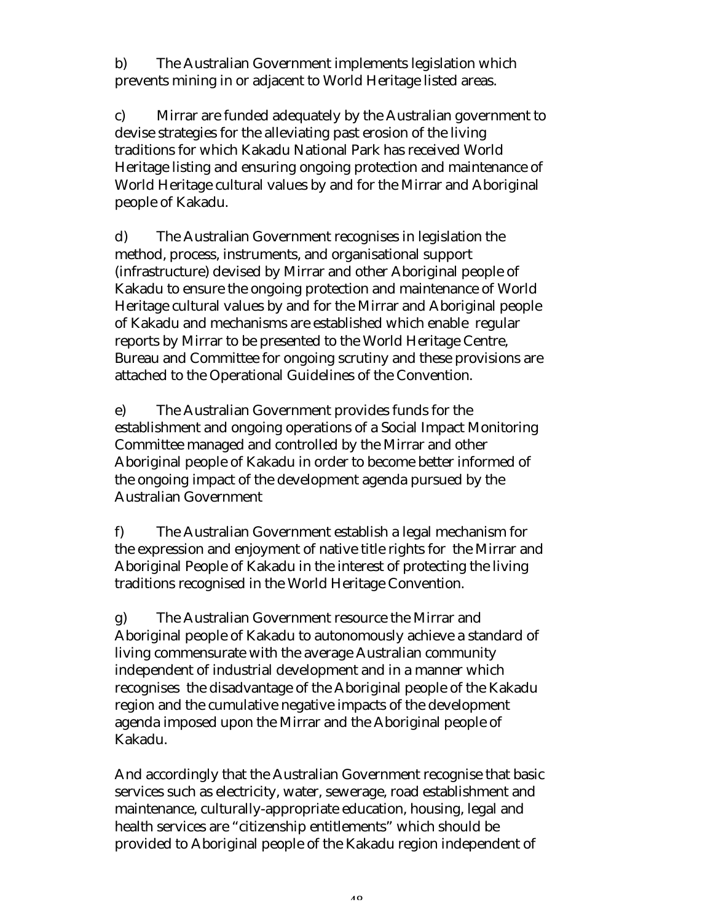b) The Australian Government implements legislation which prevents mining in or adjacent to World Heritage listed areas.

c) Mirrar are funded adequately by the Australian government to devise strategies for the alleviating past erosion of the living traditions for which Kakadu National Park has received World Heritage listing and ensuring ongoing protection and maintenance of World Heritage cultural values by and for the Mirrar and Aboriginal people of Kakadu.

d) The Australian Government recognises in legislation the method, process, instruments, and organisational support (infrastructure) devised by Mirrar and other Aboriginal people of Kakadu to ensure the ongoing protection and maintenance of World Heritage cultural values by and for the Mirrar and Aboriginal people of Kakadu and mechanisms are established which enable regular reports by Mirrar to be presented to the World Heritage Centre, Bureau and Committee for ongoing scrutiny and these provisions are attached to the Operational Guidelines of the Convention.

e) The Australian Government provides funds for the establishment and ongoing operations of a Social Impact Monitoring Committee managed and controlled by the Mirrar and other Aboriginal people of Kakadu in order to become better informed of the ongoing impact of the development agenda pursued by the Australian Government

f) The Australian Government establish a legal mechanism for the expression and enjoyment of native title rights for the Mirrar and Aboriginal People of Kakadu in the interest of protecting the living traditions recognised in the World Heritage Convention.

g) The Australian Government resource the Mirrar and Aboriginal people of Kakadu to autonomously achieve a standard of living commensurate with the average Australian community independent of industrial development and in a manner which recognises the disadvantage of the Aboriginal people of the Kakadu region and the cumulative negative impacts of the development agenda imposed upon the Mirrar and the Aboriginal people of Kakadu.

And accordingly that the Australian Government recognise that basic services such as electricity, water, sewerage, road establishment and maintenance, culturally-appropriate education, housing, legal and health services are "citizenship entitlements" which should be provided to Aboriginal people of the Kakadu region independent of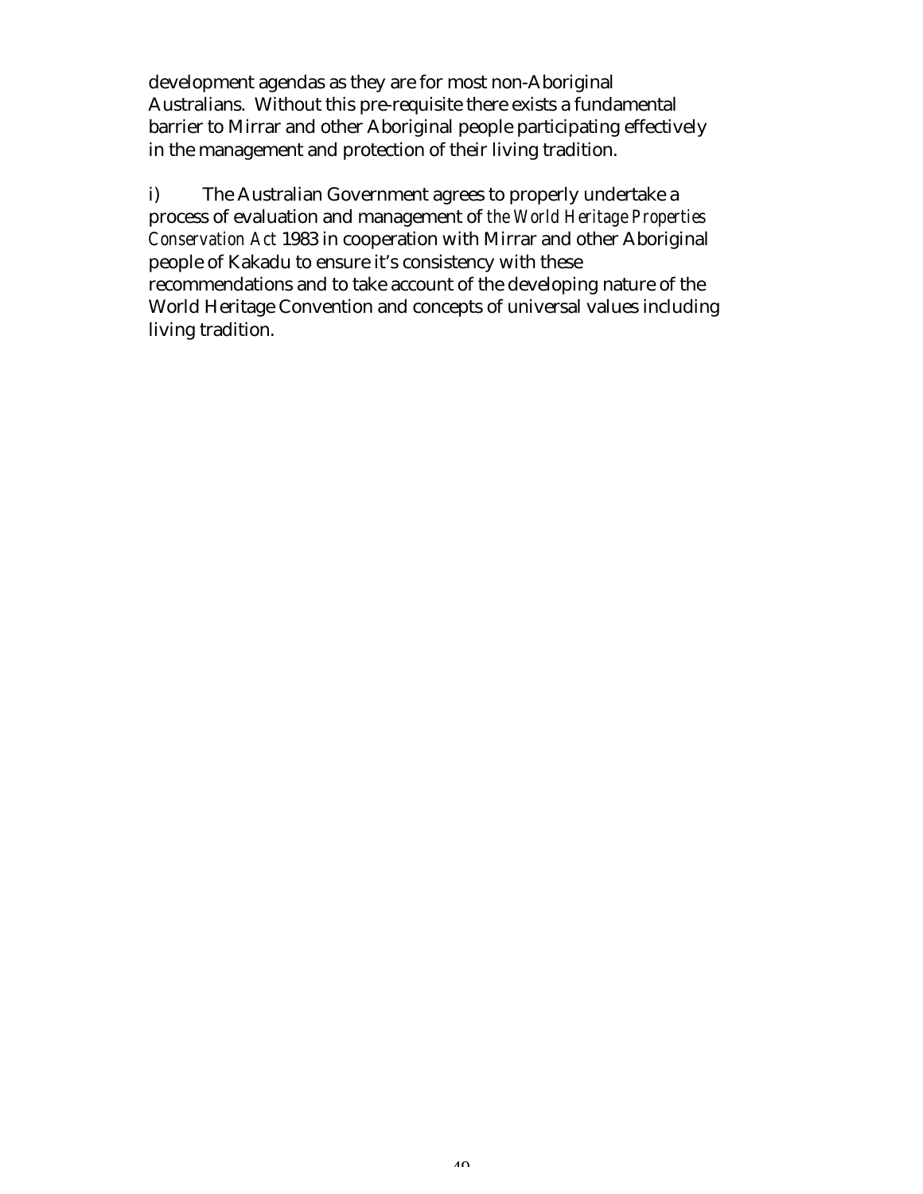development agendas as they are for most non-Aboriginal Australians. Without this pre-requisite there exists a fundamental barrier to Mirrar and other Aboriginal people participating effectively in the management and protection of their living tradition.

i) The Australian Government agrees to properly undertake a process of evaluation and management of *the World Heritage Properties Conservation Act* 1983 in cooperation with Mirrar and other Aboriginal people of Kakadu to ensure it's consistency with these recommendations and to take account of the developing nature of the World Heritage Convention and concepts of universal values including living tradition.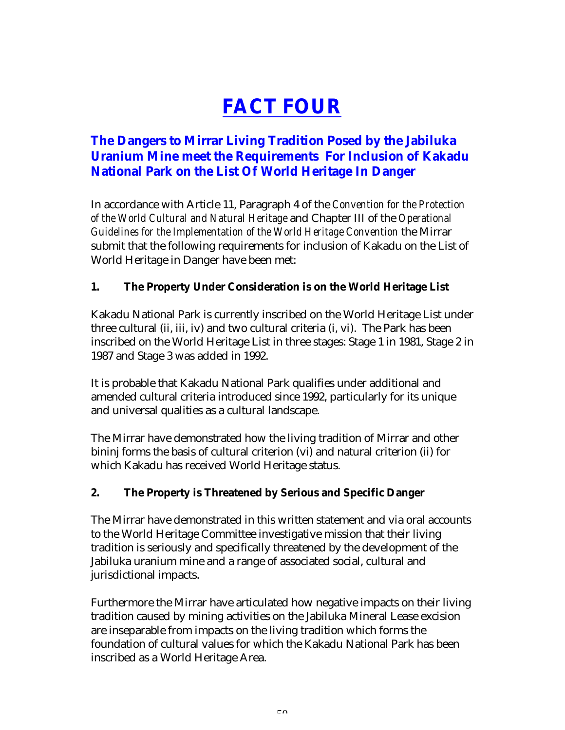# FACT FOUR

## The Dangers to Mirrar Living Tradition Posed by the Jabiluka Uranium Mine meet the Requirements For Inclusion of Kakadu National Park on the List Of World Heritage In Danger

In accordance with Article 11, Paragraph 4 of the *Convention for the Protection of the World Cultural and Natural Heritage* and Chapter III of the *Operational Guidelines for the Implementation of the World Heritage Convention* the Mirrar submit that the following requirements for inclusion of Kakadu on the List of World Heritage in Danger have been met:

### 1. The Property Under Consideration is on the World Heritage List

Kakadu National Park is currently inscribed on the World Heritage List under three cultural (ii, iii, iv) and two cultural criteria (i, vi). The Park has been inscribed on the World Heritage List in three stages: Stage 1 in 1981, Stage 2 in 1987 and Stage 3 was added in 1992.

It is probable that Kakadu National Park qualifies under additional and amended cultural criteria introduced since 1992, particularly for its unique and universal qualities as a cultural landscape.

The Mirrar have demonstrated how the living tradition of Mirrar and other bininj forms the basis of cultural criterion (vi) and natural criterion (ii) for which Kakadu has received World Heritage status.

### 2. The Property is Threatened by Serious and Specific Danger

The Mirrar have demonstrated in this written statement and via oral accounts to the World Heritage Committee investigative mission that their living tradition is seriously and specifically threatened by the development of the Jabiluka uranium mine and a range of associated social, cultural and jurisdictional impacts.

Furthermore the Mirrar have articulated how negative impacts on their living tradition caused by mining activities on the Jabiluka Mineral Lease excision are inseparable from impacts on the living tradition which forms the foundation of cultural values for which the Kakadu National Park has been inscribed as a World Heritage Area.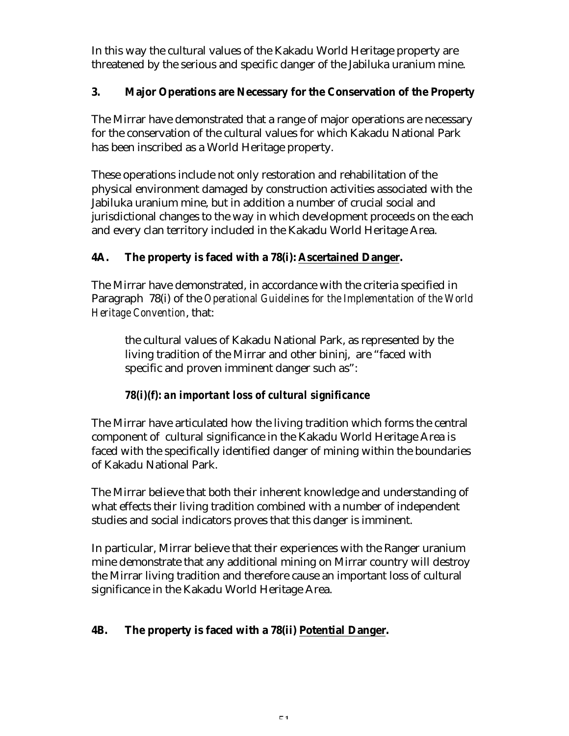In this way the cultural values of the Kakadu World Heritage property are threatened by the serious and specific danger of the Jabiluka uranium mine.

### 3. Major Operations are Necessary for the Conservation of the Property

The Mirrar have demonstrated that a range of major operations are necessary for the conservation of the cultural values for which Kakadu National Park has been inscribed as a World Heritage property.

These operations include not only restoration and rehabilitation of the physical environment damaged by construction activities associated with the Jabiluka uranium mine, but in addition a number of crucial social and jurisdictional changes to the way in which development proceeds on the each and every clan territory included in the Kakadu World Heritage Area.

### 4A. The property is faced with a 78(i): Ascertained Danger.

The Mirrar have demonstrated, in accordance with the criteria specified in Paragraph 78(i) of the *Operational Guidelines for the Implementation of the World Heritage Convention*, that:

> the cultural values of Kakadu National Park, as represented by the living tradition of the Mirrar and other bininj, are "faced with specific and proven imminent danger such as":
>
> ***78(i)(f): an important loss of cultural significance***

The Mirrar have articulated how the living tradition which forms the central component of cultural significance in the Kakadu World Heritage Area is faced with the specifically identified danger of mining within the boundaries of Kakadu National Park.

The Mirrar believe that both their inherent knowledge and understanding of what effects their living tradition combined with a number of independent studies and social indicators proves that this danger is imminent.

In particular, Mirrar believe that their experiences with the Ranger uranium mine demonstrate that any additional mining on Mirrar country will destroy the Mirrar living tradition and therefore cause an important loss of cultural significance in the Kakadu World Heritage Area.

### 4B. The property is faced with a 78(ii) Potential Danger.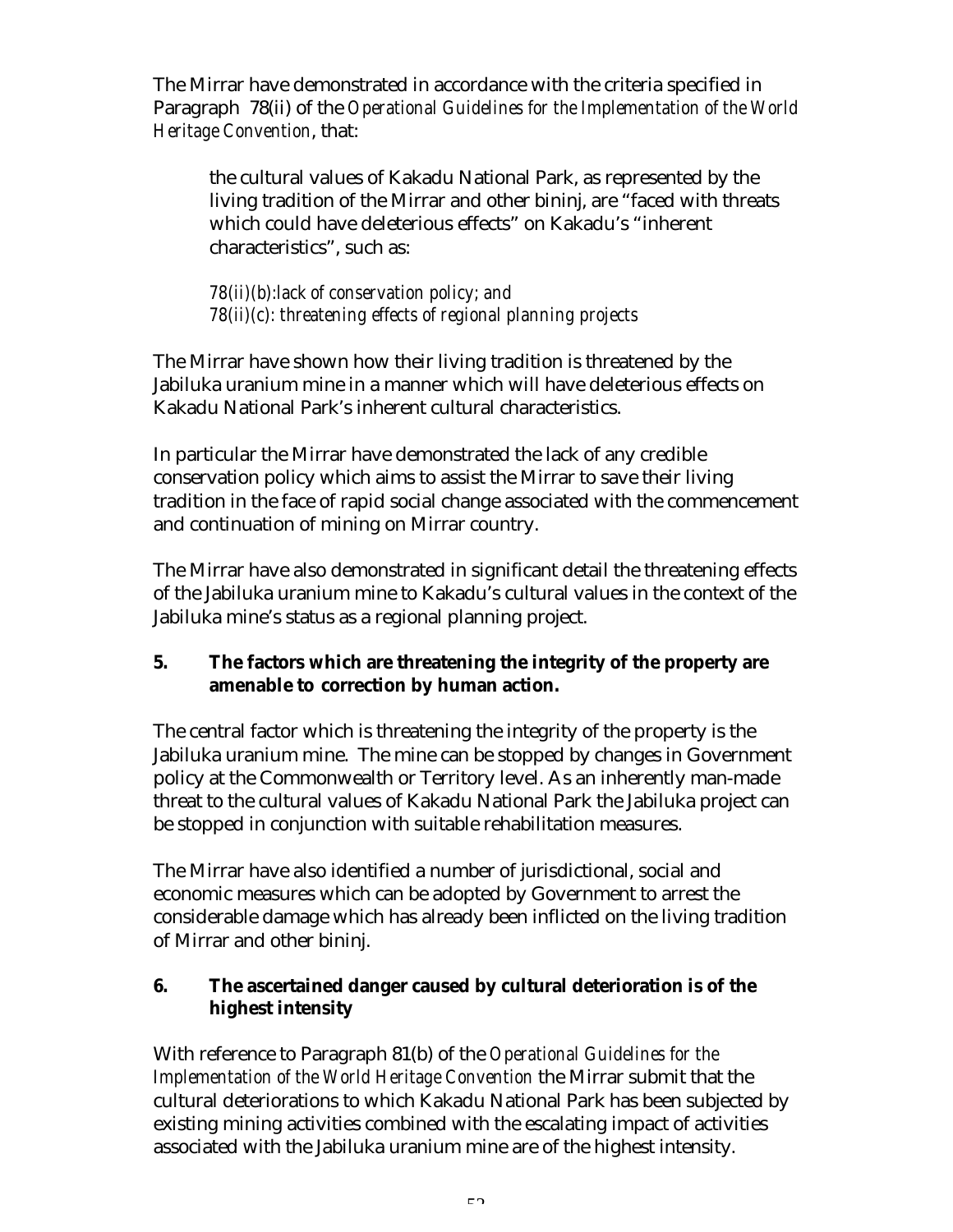The Mirrar have demonstrated in accordance with the criteria specified in Paragraph 78(ii) of the *Operational Guidelines for the Implementation of the World Heritage Convention*, that:

> the cultural values of Kakadu National Park, as represented by the living tradition of the Mirrar and other bininj, are "faced with threats which could have deleterious effects" on Kakadu's "inherent characteristics", such as:
>
> *78(ii)(b):lack of conservation policy; and*
> *78(ii)(c): threatening effects of regional planning projects*

The Mirrar have shown how their living tradition is threatened by the Jabiluka uranium mine in a manner which will have deleterious effects on Kakadu National Park's inherent cultural characteristics.

In particular the Mirrar have demonstrated the lack of any credible conservation policy which aims to assist the Mirrar to save their living tradition in the face of rapid social change associated with the commencement and continuation of mining on Mirrar country.

The Mirrar have also demonstrated in significant detail the threatening effects of the Jabiluka uranium mine to Kakadu's cultural values in the context of the Jabiluka mine's status as a regional planning project.

**5. The factors which are threatening the integrity of the property are amenable to correction by human action.**

The central factor which is threatening the integrity of the property is the Jabiluka uranium mine. The mine can be stopped by changes in Government policy at the Commonwealth or Territory level. As an inherently man-made threat to the cultural values of Kakadu National Park the Jabiluka project can be stopped in conjunction with suitable rehabilitation measures.

The Mirrar have also identified a number of jurisdictional, social and economic measures which can be adopted by Government to arrest the considerable damage which has already been inflicted on the living tradition of Mirrar and other bininj.

**6. The ascertained danger caused by cultural deterioration is of the highest intensity**

With reference to Paragraph 81(b) of the *Operational Guidelines for the Implementation of the World Heritage Convention* the Mirrar submit that the cultural deteriorations to which Kakadu National Park has been subjected by existing mining activities combined with the escalating impact of activities associated with the Jabiluka uranium mine are of the highest intensity.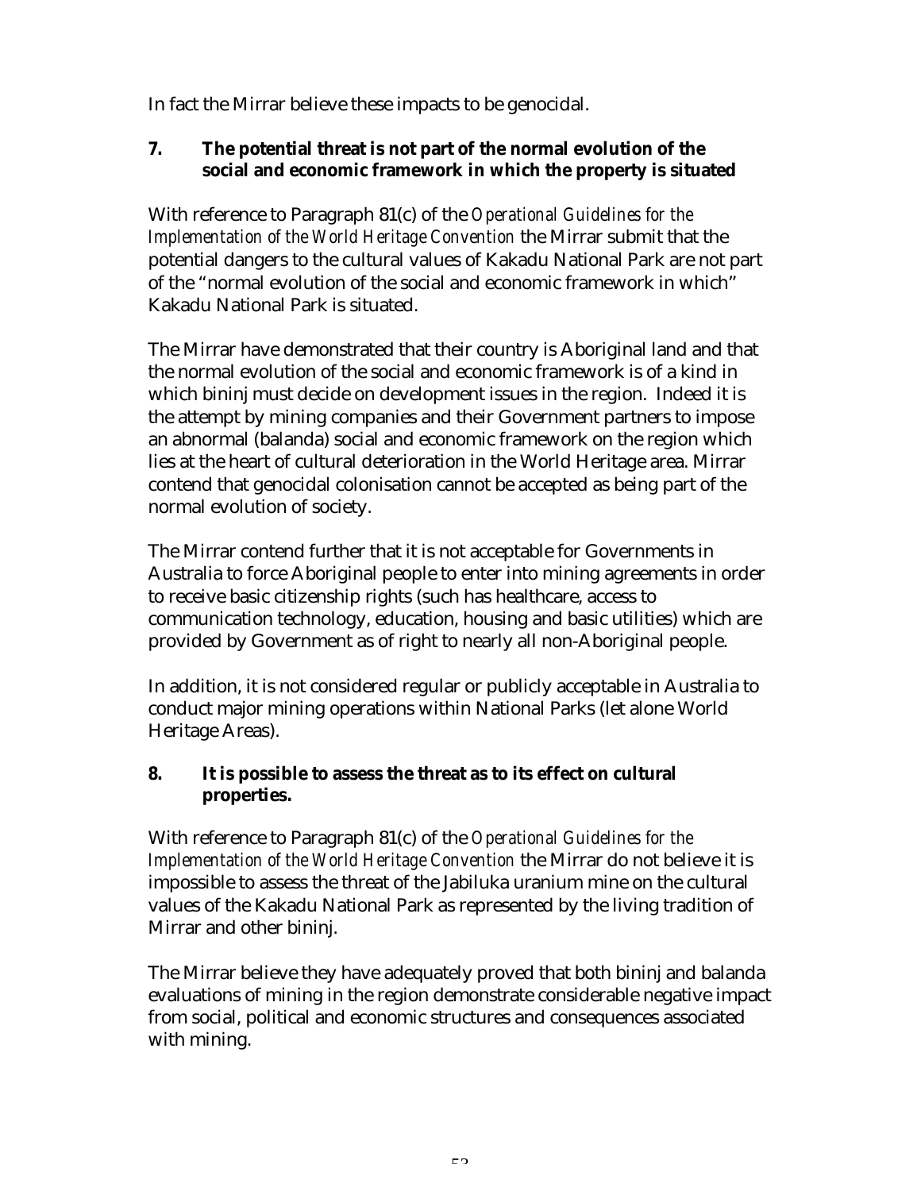In fact the Mirrar believe these impacts to be genocidal.

**7. The potential threat is not part of the normal evolution of the social and economic framework in which the property is situated**

With reference to Paragraph 81(c) of the *Operational Guidelines for the Implementation of the World Heritage Convention* the Mirrar submit that the potential dangers to the cultural values of Kakadu National Park are not part of the "normal evolution of the social and economic framework in which" Kakadu National Park is situated.

The Mirrar have demonstrated that their country is Aboriginal land and that the normal evolution of the social and economic framework is of a kind in which bininj must decide on development issues in the region. Indeed it is the attempt by mining companies and their Government partners to impose an abnormal (balanda) social and economic framework on the region which lies at the heart of cultural deterioration in the World Heritage area. Mirrar contend that genocidal colonisation cannot be accepted as being part of the normal evolution of society.

The Mirrar contend further that it is not acceptable for Governments in Australia to force Aboriginal people to enter into mining agreements in order to receive basic citizenship rights (such has healthcare, access to communication technology, education, housing and basic utilities) which are provided by Government as of right to nearly all non-Aboriginal people.

In addition, it is not considered regular or publicly acceptable in Australia to conduct major mining operations within National Parks (let alone World Heritage Areas).

**8. It is possible to assess the threat as to its effect on cultural properties.**

With reference to Paragraph 81(c) of the *Operational Guidelines for the Implementation of the World Heritage Convention* the Mirrar do not believe it is impossible to assess the threat of the Jabiluka uranium mine on the cultural values of the Kakadu National Park as represented by the living tradition of Mirrar and other bininj.

The Mirrar believe they have adequately proved that both bininj and balanda evaluations of mining in the region demonstrate considerable negative impact from social, political and economic structures and consequences associated with mining.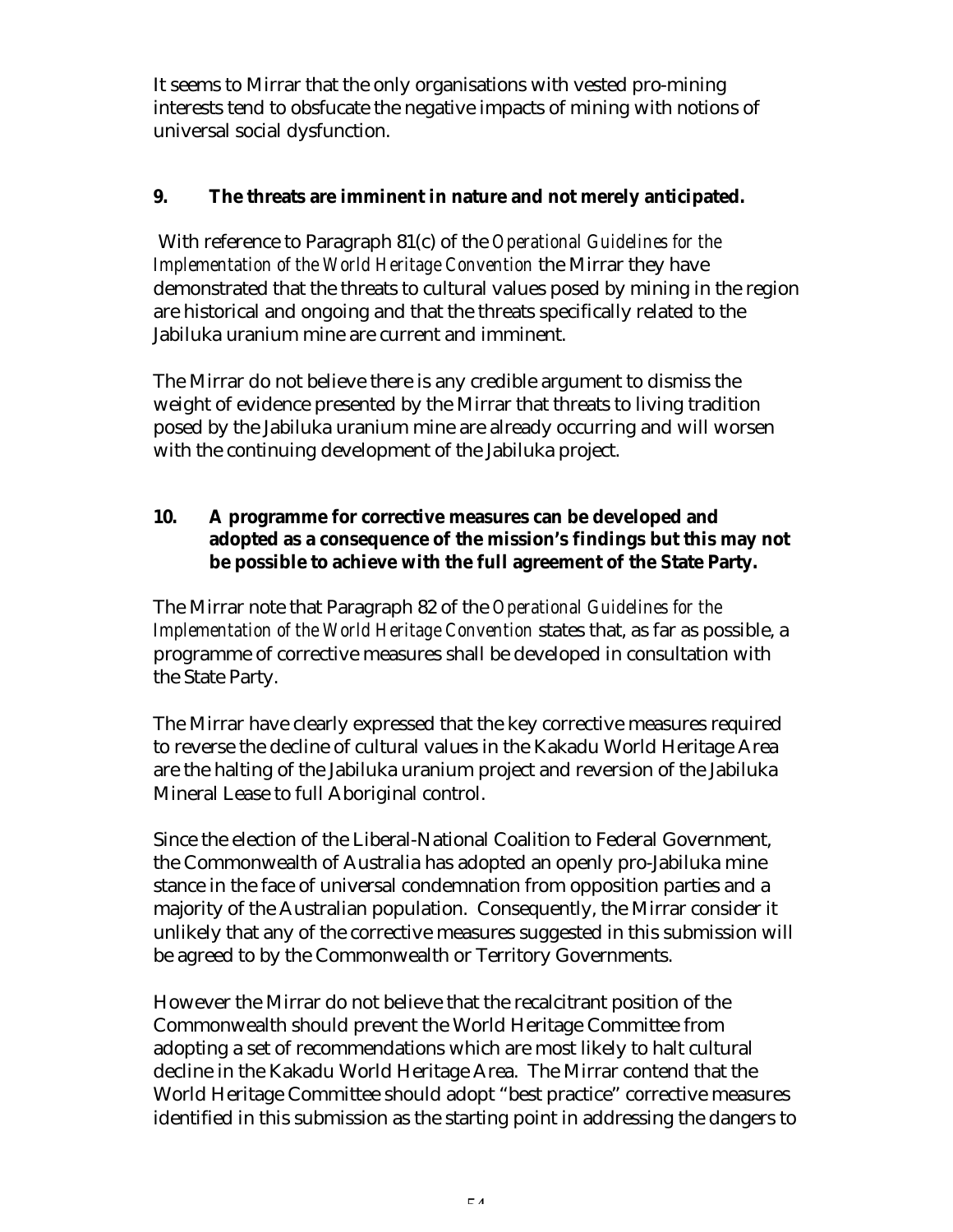It seems to Mirrar that the only organisations with vested pro-mining interests tend to obsfucate the negative impacts of mining with notions of universal social dysfunction.

**9. The threats are imminent in nature and not merely anticipated.**

With reference to Paragraph 81(c) of the *Operational Guidelines for the Implementation of the World Heritage Convention* the Mirrar they have demonstrated that the threats to cultural values posed by mining in the region are historical and ongoing and that the threats specifically related to the Jabiluka uranium mine are current and imminent.

The Mirrar do not believe there is any credible argument to dismiss the weight of evidence presented by the Mirrar that threats to living tradition posed by the Jabiluka uranium mine are already occurring and will worsen with the continuing development of the Jabiluka project.

**10. A programme for corrective measures can be developed and adopted as a consequence of the mission's findings but this may not be possible to achieve with the full agreement of the State Party.**

The Mirrar note that Paragraph 82 of the *Operational Guidelines for the Implementation of the World Heritage Convention* states that, as far as possible, a programme of corrective measures shall be developed in consultation with the State Party.

The Mirrar have clearly expressed that the key corrective measures required to reverse the decline of cultural values in the Kakadu World Heritage Area are the halting of the Jabiluka uranium project and reversion of the Jabiluka Mineral Lease to full Aboriginal control.

Since the election of the Liberal-National Coalition to Federal Government, the Commonwealth of Australia has adopted an openly pro-Jabiluka mine stance in the face of universal condemnation from opposition parties and a majority of the Australian population. Consequently, the Mirrar consider it unlikely that any of the corrective measures suggested in this submission will be agreed to by the Commonwealth or Territory Governments.

However the Mirrar do not believe that the recalcitrant position of the Commonwealth should prevent the World Heritage Committee from adopting a set of recommendations which are most likely to halt cultural decline in the Kakadu World Heritage Area. The Mirrar contend that the World Heritage Committee should adopt "best practice" corrective measures identified in this submission as the starting point in addressing the dangers to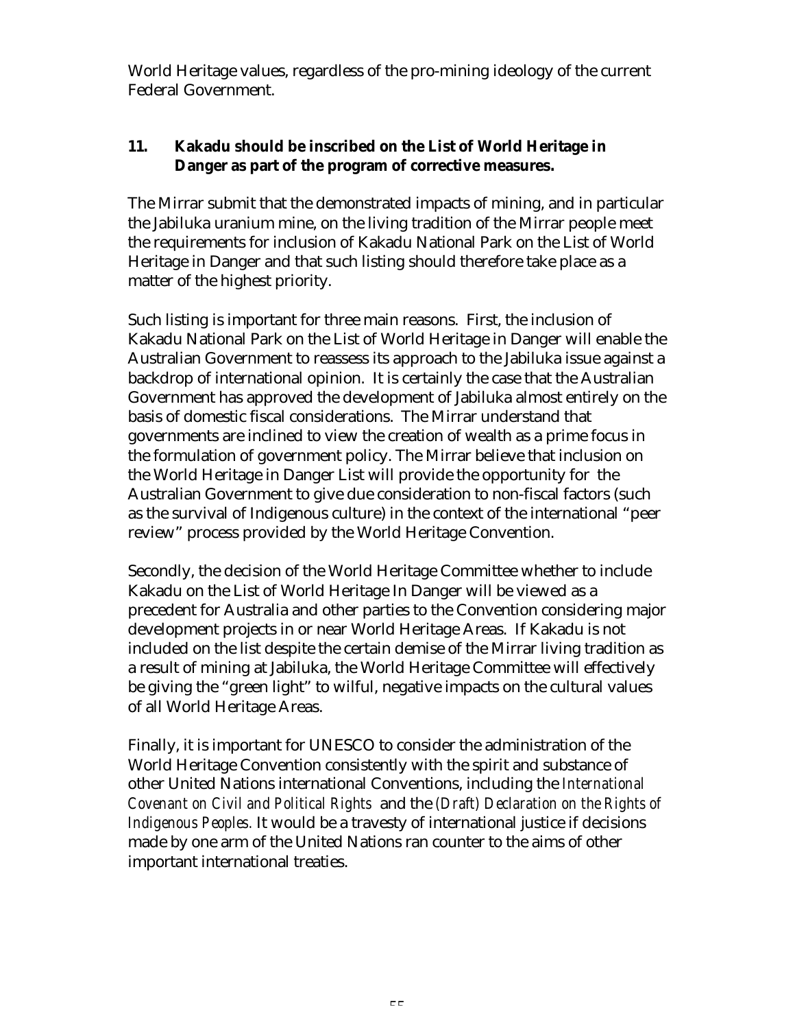World Heritage values, regardless of the pro-mining ideology of the current Federal Government.

**11. Kakadu should be inscribed on the List of World Heritage in Danger as part of the program of corrective measures.**

The Mirrar submit that the demonstrated impacts of mining, and in particular the Jabiluka uranium mine, on the living tradition of the Mirrar people meet the requirements for inclusion of Kakadu National Park on the List of World Heritage in Danger and that such listing should therefore take place as a matter of the highest priority.

Such listing is important for three main reasons. First, the inclusion of Kakadu National Park on the List of World Heritage in Danger will enable the Australian Government to reassess its approach to the Jabiluka issue against a backdrop of international opinion. It is certainly the case that the Australian Government has approved the development of Jabiluka almost entirely on the basis of domestic fiscal considerations. The Mirrar understand that governments are inclined to view the creation of wealth as a prime focus in the formulation of government policy. The Mirrar believe that inclusion on the World Heritage in Danger List will provide the opportunity for the Australian Government to give due consideration to non-fiscal factors (such as the survival of Indigenous culture) in the context of the international "peer review" process provided by the World Heritage Convention.

Secondly, the decision of the World Heritage Committee whether to include Kakadu on the List of World Heritage In Danger will be viewed as a precedent for Australia and other parties to the Convention considering major development projects in or near World Heritage Areas. If Kakadu is not included on the list despite the certain demise of the Mirrar living tradition as a result of mining at Jabiluka, the World Heritage Committee will effectively be giving the "green light" to wilful, negative impacts on the cultural values of all World Heritage Areas.

Finally, it is important for UNESCO to consider the administration of the World Heritage Convention consistently with the spirit and substance of other United Nations international Conventions, including the *International Covenant on Civil and Political Rights* and the *(Draft) Declaration on the Rights of Indigenous Peoples.* It would be a travesty of international justice if decisions made by one arm of the United Nations ran counter to the aims of other important international treaties.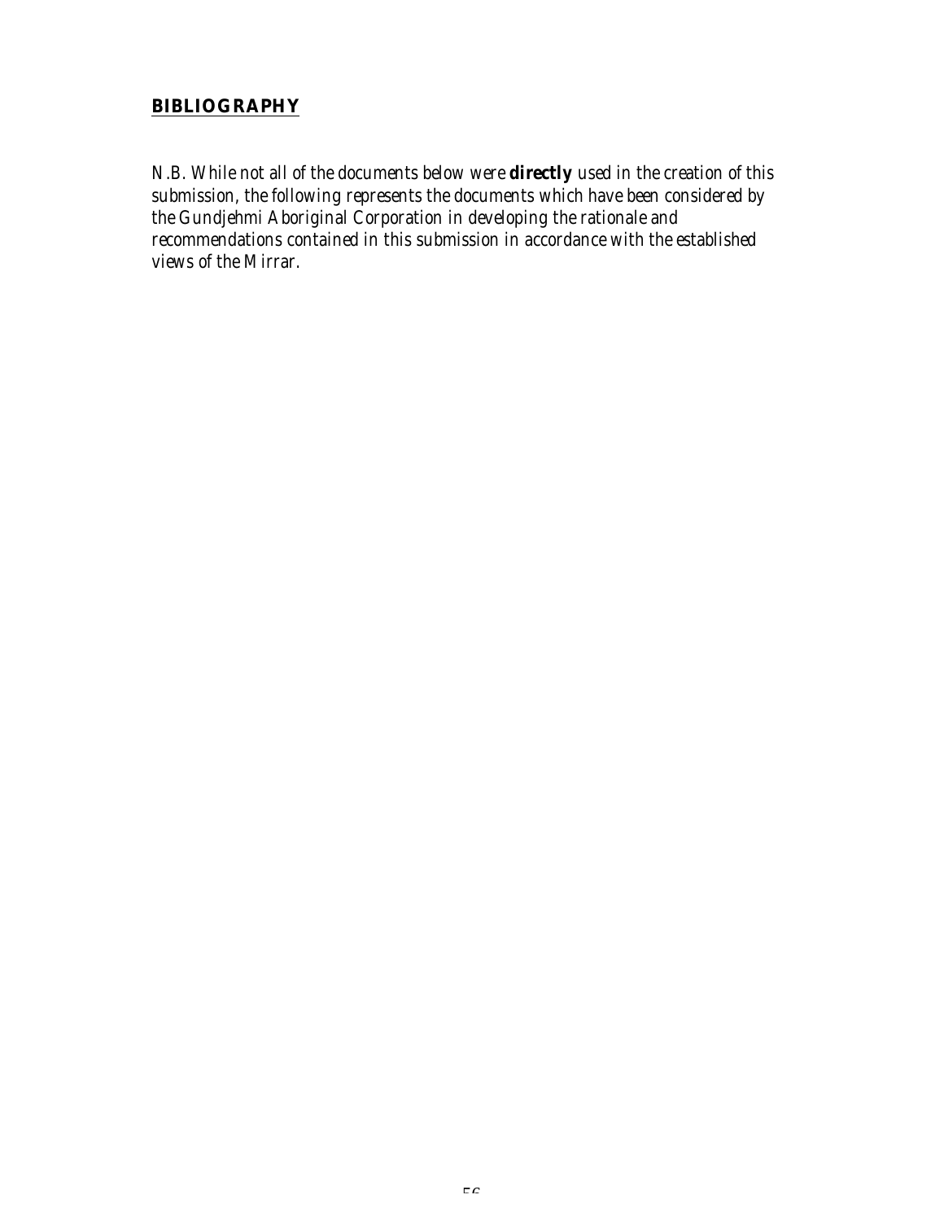## **BIBLIOGRAPHY**

*N.B. While not all of the documents below were* ***directly*** *used in the creation of this submission, the following represents the documents which have been considered by the Gundjehmi Aboriginal Corporation in developing the rationale and recommendations contained in this submission in accordance with the established views of the Mirrar.*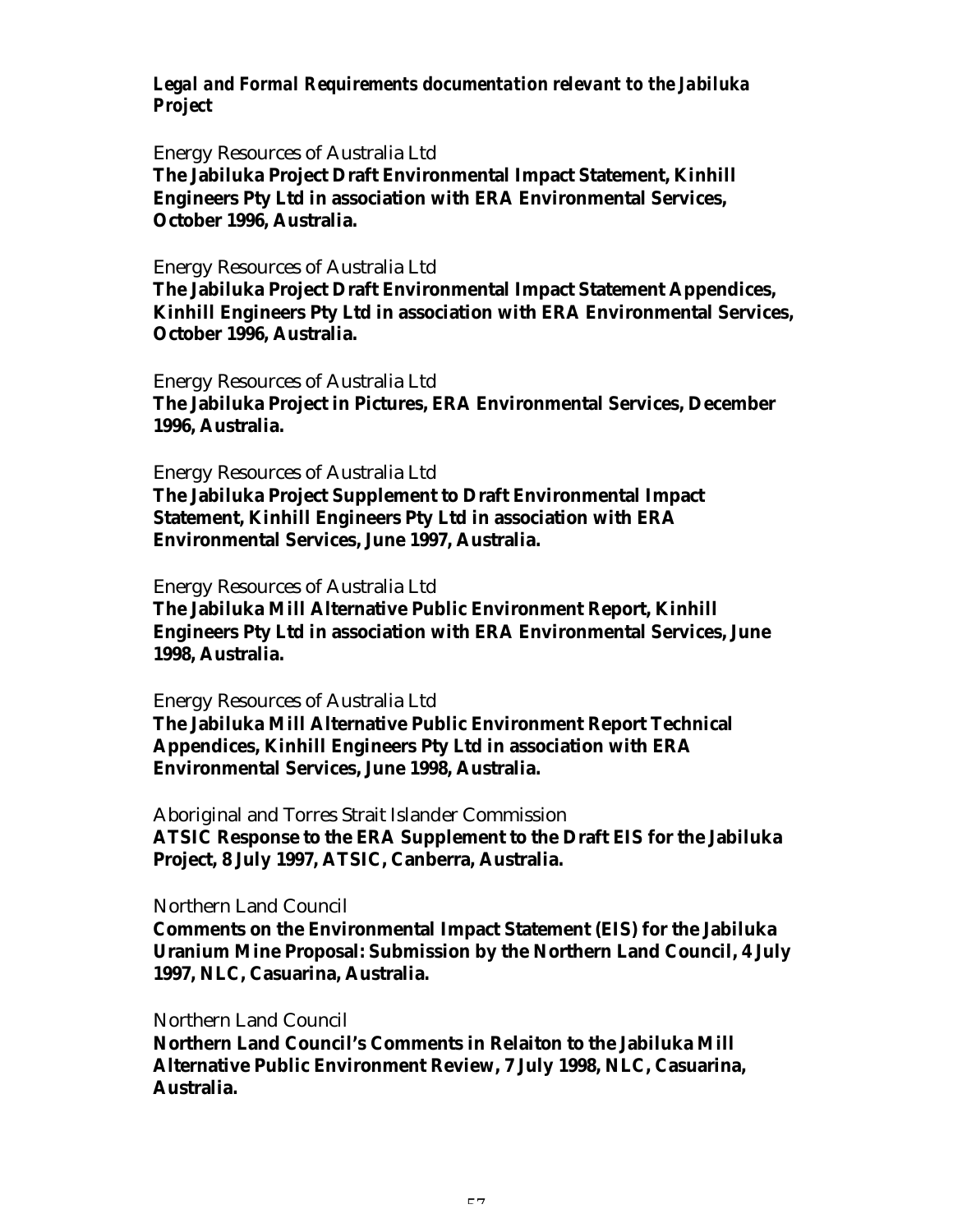***Legal and Formal Requirements documentation relevant to the Jabiluka Project***

Energy Resources of Australia Ltd
**The Jabiluka Project Draft Environmental Impact Statement, Kinhill Engineers Pty Ltd in association with ERA Environmental Services, October 1996, Australia.**

Energy Resources of Australia Ltd
**The Jabiluka Project Draft Environmental Impact Statement Appendices, Kinhill Engineers Pty Ltd in association with ERA Environmental Services, October 1996, Australia.**

Energy Resources of Australia Ltd
**The Jabiluka Project in Pictures, ERA Environmental Services, December 1996, Australia.**

Energy Resources of Australia Ltd
**The Jabiluka Project Supplement to Draft Environmental Impact Statement, Kinhill Engineers Pty Ltd in association with ERA Environmental Services, June 1997, Australia.**

Energy Resources of Australia Ltd
**The Jabiluka Mill Alternative Public Environment Report, Kinhill Engineers Pty Ltd in association with ERA Environmental Services, June 1998, Australia.**

Energy Resources of Australia Ltd
**The Jabiluka Mill Alternative Public Environment Report Technical Appendices, Kinhill Engineers Pty Ltd in association with ERA Environmental Services, June 1998, Australia.**

Aboriginal and Torres Strait Islander Commission
**ATSIC Response to the ERA Supplement to the Draft EIS for the Jabiluka Project, 8 July 1997, ATSIC, Canberra, Australia.**

Northern Land Council
**Comments on the Environmental Impact Statement (EIS) for the Jabiluka Uranium Mine Proposal: Submission by the Northern Land Council, 4 July 1997, NLC, Casuarina, Australia.**

Northern Land Council
**Northern Land Council's Comments in Relaiton to the Jabiluka Mill Alternative Public Environment Review, 7 July 1998, NLC, Casuarina, Australia.**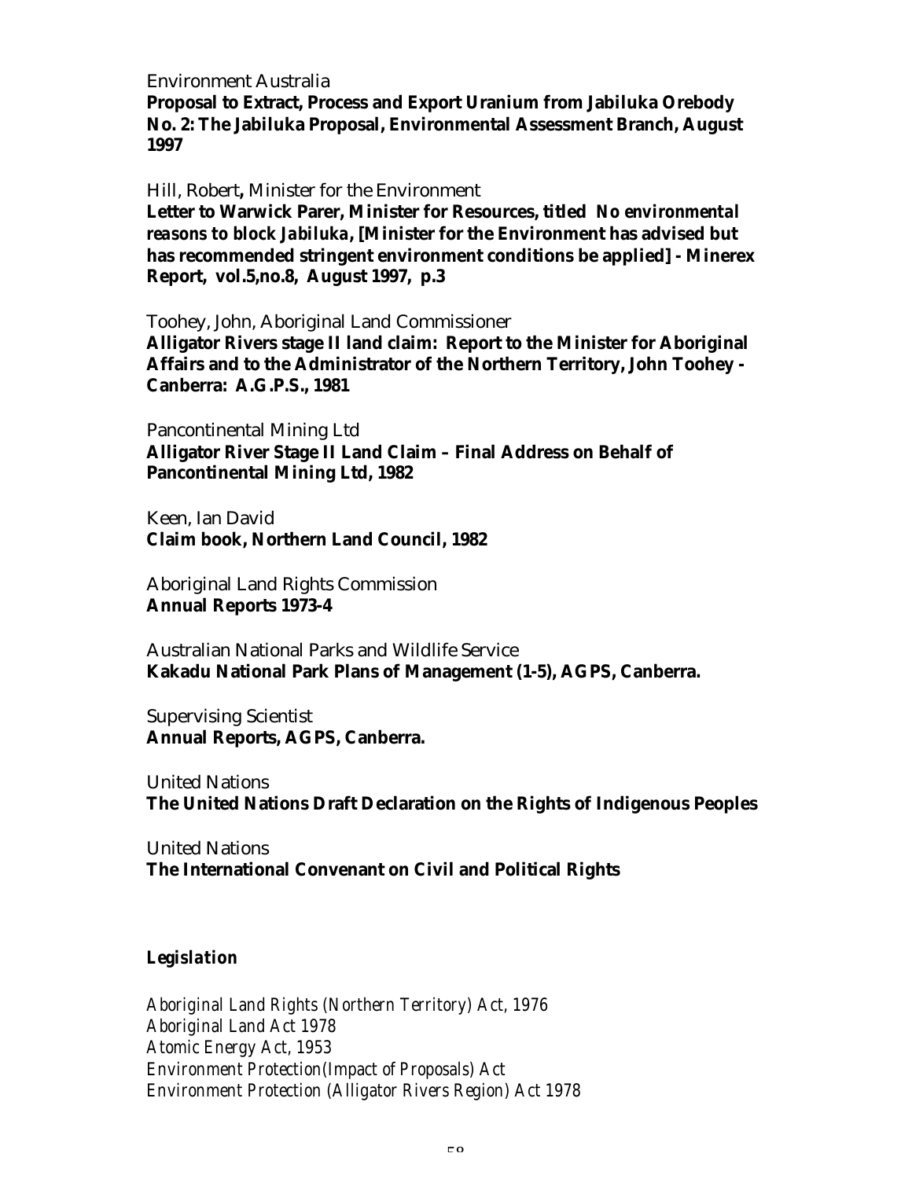Environment Australia
**Proposal to Extract, Process and Export Uranium from Jabiluka Orebody No. 2: The Jabiluka Proposal, Environmental Assessment Branch, August 1997**

Hill, Robert**,** Minister for the Environment
**Letter to Warwick Parer, Minister for Resources, titled *No environmental reasons to block Jabiluka*, [Minister for the Environment has advised but has recommended stringent environment conditions be applied] - Minerex Report, vol.5,no.8, August 1997, p.3**

Toohey, John, Aboriginal Land Commissioner
**Alligator Rivers stage II land claim: Report to the Minister for Aboriginal Affairs and to the Administrator of the Northern Territory, John Toohey - Canberra: A.G.P.S., 1981**

Pancontinental Mining Ltd
**Alligator River Stage II Land Claim – Final Address on Behalf of Pancontinental Mining Ltd, 1982**

Keen, Ian David
**Claim book, Northern Land Council, 1982**

Aboriginal Land Rights Commission
**Annual Reports 1973-4**

Australian National Parks and Wildlife Service
**Kakadu National Park Plans of Management (1-5), AGPS, Canberra.**

Supervising Scientist
**Annual Reports, AGPS, Canberra.**

United Nations
**The United Nations Draft Declaration on the Rights of Indigenous Peoples**

United Nations
**The International Convenant on Civil and Political Rights**

***Legislation***

*Aboriginal Land Rights (Northern Territory) Act, 1976*
*Aboriginal Land Act 1978*
*Atomic Energy Act, 1953*
*Environment Protection(Impact of Proposals) Act*
*Environment Protection (Alligator Rivers Region) Act 1978*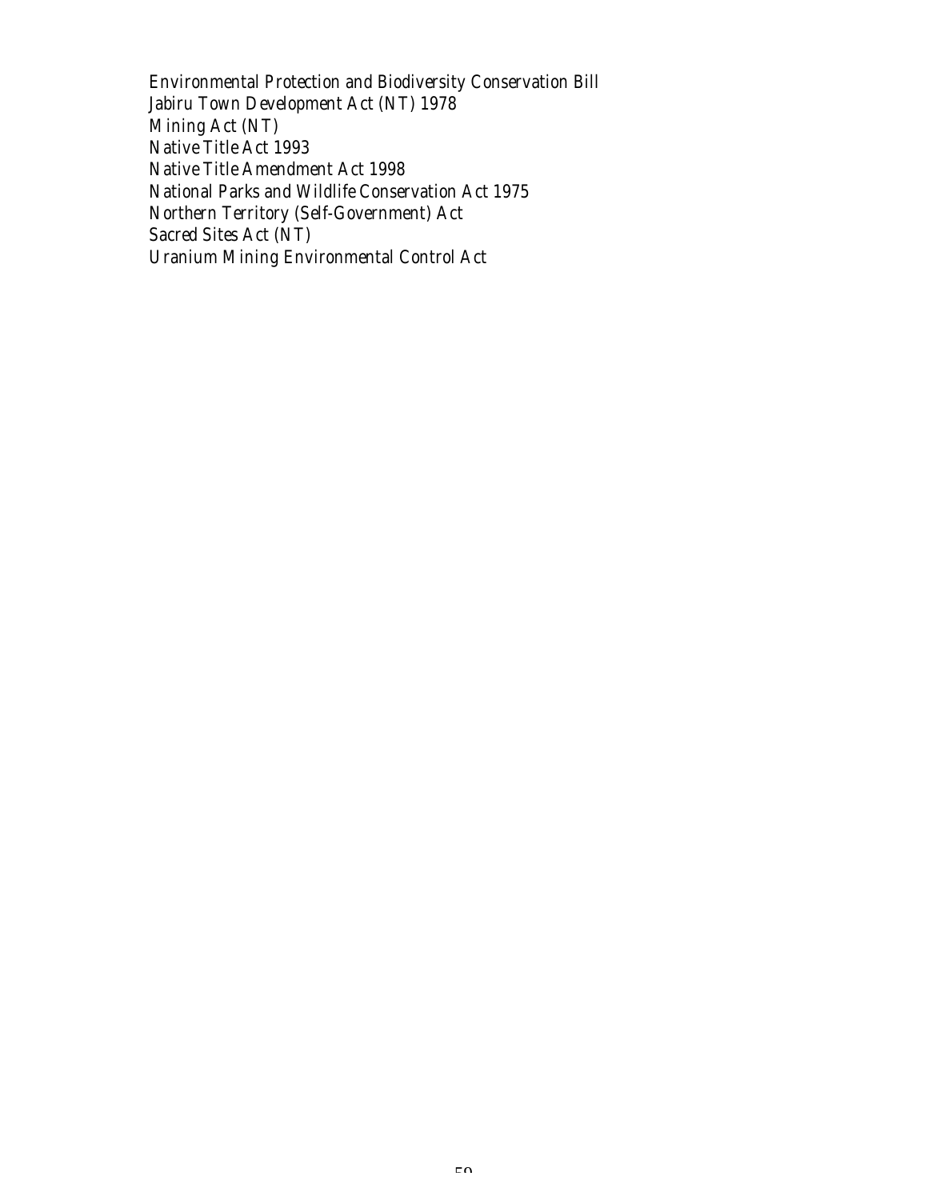Environmental Protection and Biodiversity Conservation Bill
Jabiru Town Development Act (NT) 1978
Mining Act (NT)
Native Title Act 1993
Native Title Amendment Act 1998
National Parks and Wildlife Conservation Act 1975
Northern Territory (Self-Government) Act
Sacred Sites Act (NT)
Uranium Mining Environmental Control Act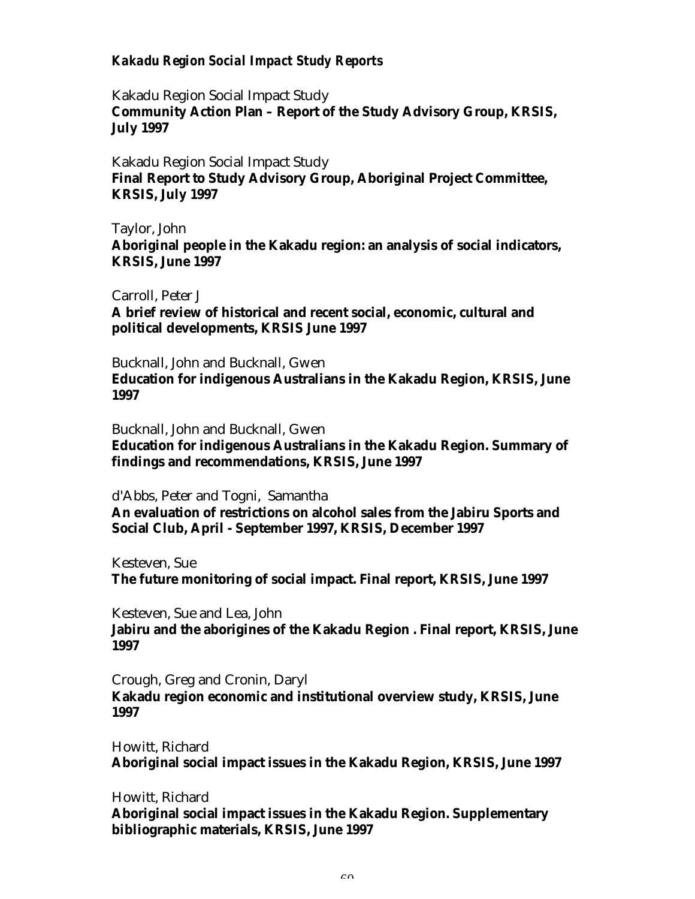***Kakadu Region Social Impact Study Reports***

Kakadu Region Social Impact Study
**Community Action Plan – Report of the Study Advisory Group, KRSIS, July 1997**

Kakadu Region Social Impact Study
**Final Report to Study Advisory Group, Aboriginal Project Committee, KRSIS, July 1997**

Taylor, John
**Aboriginal people in the Kakadu region: an analysis of social indicators, KRSIS, June 1997**

Carroll, Peter J
**A brief review of historical and recent social, economic, cultural and political developments, KRSIS June 1997**

Bucknall, John and Bucknall, Gwen
**Education for indigenous Australians in the Kakadu Region, KRSIS, June 1997**

Bucknall, John and Bucknall, Gwen
**Education for indigenous Australians in the Kakadu Region. Summary of findings and recommendations, KRSIS, June 1997**

d'Abbs, Peter and Togni, Samantha
**An evaluation of restrictions on alcohol sales from the Jabiru Sports and Social Club, April - September 1997, KRSIS, December 1997**

Kesteven, Sue
**The future monitoring of social impact. Final report, KRSIS, June 1997**

Kesteven, Sue and Lea, John
**Jabiru and the aborigines of the Kakadu Region . Final report, KRSIS, June 1997**

Crough, Greg and Cronin, Daryl
**Kakadu region economic and institutional overview study, KRSIS, June 1997**

Howitt, Richard
**Aboriginal social impact issues in the Kakadu Region, KRSIS, June 1997**

Howitt, Richard
**Aboriginal social impact issues in the Kakadu Region. Supplementary bibliographic materials, KRSIS, June 1997**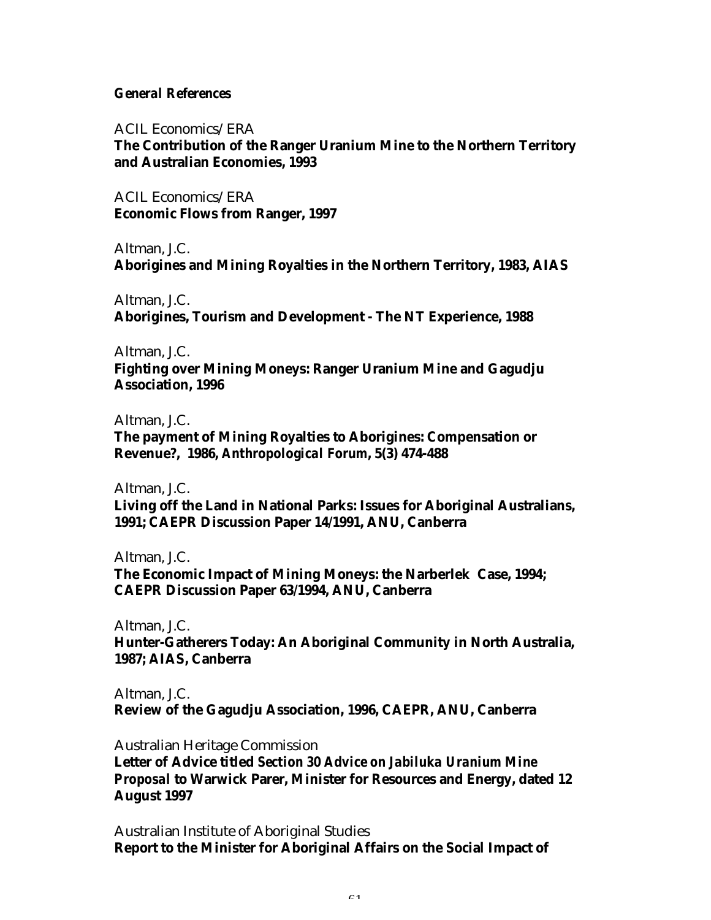***General References***

ACIL Economics/ERA
**The Contribution of the Ranger Uranium Mine to the Northern Territory and Australian Economies, 1993**

ACIL Economics/ERA
**Economic Flows from Ranger, 1997**

Altman, J.C.
**Aborigines and Mining Royalties in the Northern Territory, 1983, AIAS**

Altman, J.C.
**Aborigines, Tourism and Development - The NT Experience, 1988**

Altman, J.C.
**Fighting over Mining Moneys: Ranger Uranium Mine and Gagudju Association, 1996**

Altman, J.C.
**The payment of Mining Royalties to Aborigines: Compensation or Revenue?, 1986, *Anthropological Forum*, 5(3) 474-488**

Altman, J.C.
**Living off the Land in National Parks: Issues for Aboriginal Australians, 1991; CAEPR Discussion Paper 14/1991, ANU, Canberra**

Altman, J.C.
**The Economic Impact of Mining Moneys: the Narberlek Case, 1994; CAEPR Discussion Paper 63/1994, ANU, Canberra**

Altman, J.C.
**Hunter-Gatherers Today: An Aboriginal Community in North Australia, 1987; AIAS, Canberra**

Altman, J.C.
**Review of the Gagudju Association, 1996, CAEPR, ANU, Canberra**

Australian Heritage Commission
**Letter of Advice titled *Section 30 Advice on Jabiluka Uranium Mine Proposal* to Warwick Parer, Minister for Resources and Energy, dated 12 August 1997**

Australian Institute of Aboriginal Studies
**Report to the Minister for Aboriginal Affairs on the Social Impact of**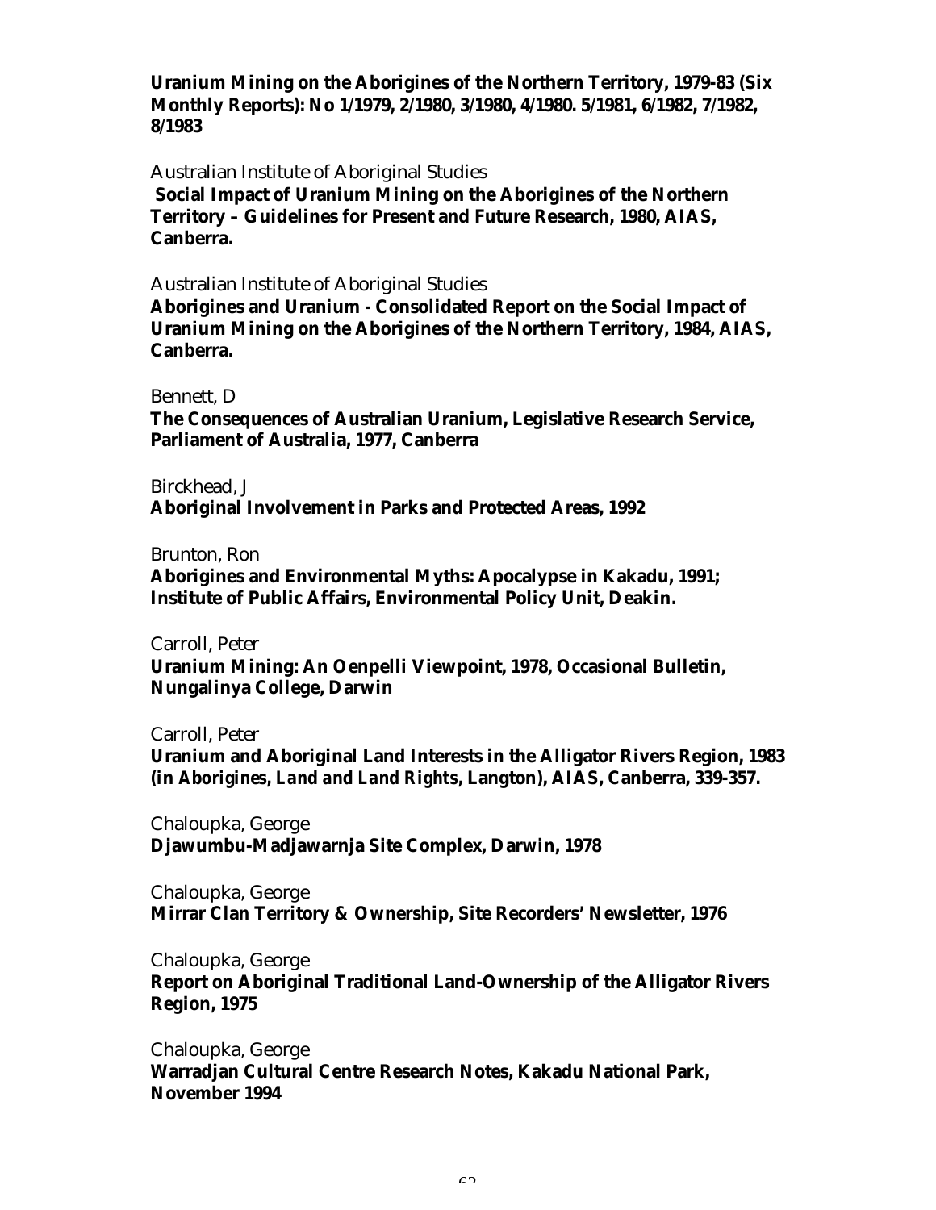**Uranium Mining on the Aborigines of the Northern Territory, 1979-83 (Six Monthly Reports): No 1/1979, 2/1980, 3/1980, 4/1980. 5/1981, 6/1982, 7/1982, 8/1983**

Australian Institute of Aboriginal Studies
**Social Impact of Uranium Mining on the Aborigines of the Northern Territory – Guidelines for Present and Future Research, 1980, AIAS, Canberra.**

Australian Institute of Aboriginal Studies
**Aborigines and Uranium - Consolidated Report on the Social Impact of Uranium Mining on the Aborigines of the Northern Territory, 1984, AIAS, Canberra.**

Bennett, D
**The Consequences of Australian Uranium, Legislative Research Service, Parliament of Australia, 1977, Canberra**

Birckhead, J
**Aboriginal Involvement in Parks and Protected Areas, 1992**

Brunton, Ron
**Aborigines and Environmental Myths: Apocalypse in Kakadu, 1991; Institute of Public Affairs, Environmental Policy Unit, Deakin.**

Carroll, Peter
**Uranium Mining: An Oenpelli Viewpoint, 1978, Occasional Bulletin, Nungalinya College, Darwin**

Carroll, Peter
**Uranium and Aboriginal Land Interests in the Alligator Rivers Region, 1983 (in *Aborigines, Land and Land Rights*, Langton), AIAS, Canberra, 339-357.**

Chaloupka, George
**Djawumbu-Madjawarnja Site Complex, Darwin, 1978**

Chaloupka, George
**Mirrar Clan Territory & Ownership, Site Recorders' Newsletter, 1976**

Chaloupka, George
**Report on Aboriginal Traditional Land-Ownership of the Alligator Rivers Region, 1975**

Chaloupka, George
**Warradjan Cultural Centre Research Notes, Kakadu National Park, November 1994**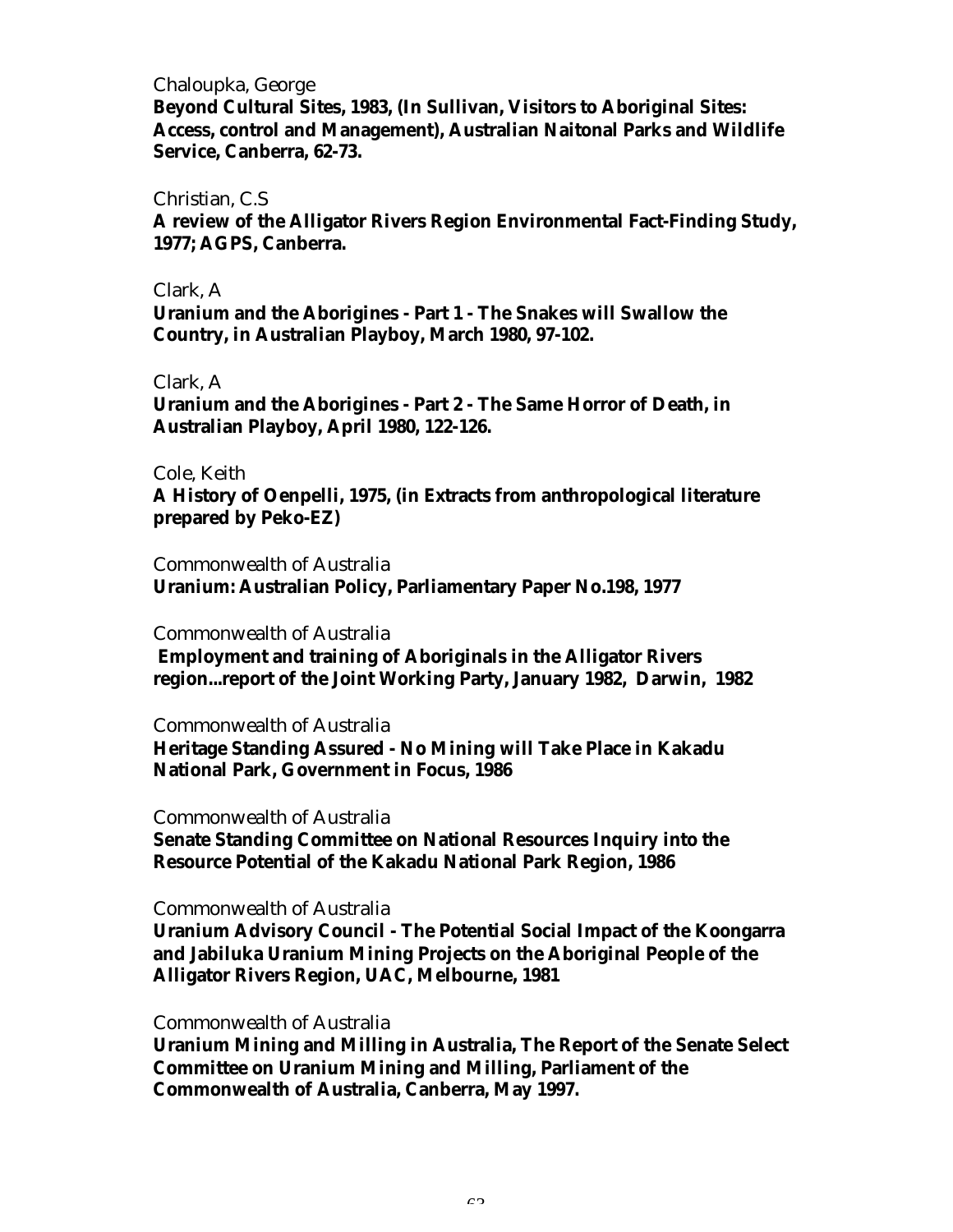Chaloupka, George

**Beyond Cultural Sites, 1983, (In Sullivan, Visitors to Aboriginal Sites: Access, control and Management), Australian Naitonal Parks and Wildlife Service, Canberra, 62-73.**

Christian, C.S

**A review of the Alligator Rivers Region Environmental Fact-Finding Study, 1977; AGPS, Canberra.**

Clark, A

**Uranium and the Aborigines - Part 1 - The Snakes will Swallow the Country, in Australian Playboy, March 1980, 97-102.**

Clark, A

**Uranium and the Aborigines - Part 2 - The Same Horror of Death, in Australian Playboy, April 1980, 122-126.**

Cole, Keith

**A History of Oenpelli, 1975, (in Extracts from anthropological literature prepared by Peko-EZ)**

Commonwealth of Australia

**Uranium: Australian Policy, Parliamentary Paper No.198, 1977**

Commonwealth of Australia

**Employment and training of Aboriginals in the Alligator Rivers region...report of the Joint Working Party, January 1982, Darwin, 1982**

Commonwealth of Australia

**Heritage Standing Assured - No Mining will Take Place in Kakadu National Park, Government in Focus, 1986**

Commonwealth of Australia

**Senate Standing Committee on National Resources Inquiry into the Resource Potential of the Kakadu National Park Region, 1986**

Commonwealth of Australia

**Uranium Advisory Council - The Potential Social Impact of the Koongarra and Jabiluka Uranium Mining Projects on the Aboriginal People of the Alligator Rivers Region, UAC, Melbourne, 1981**

Commonwealth of Australia

**Uranium Mining and Milling in Australia, The Report of the Senate Select Committee on Uranium Mining and Milling, Parliament of the Commonwealth of Australia, Canberra, May 1997.**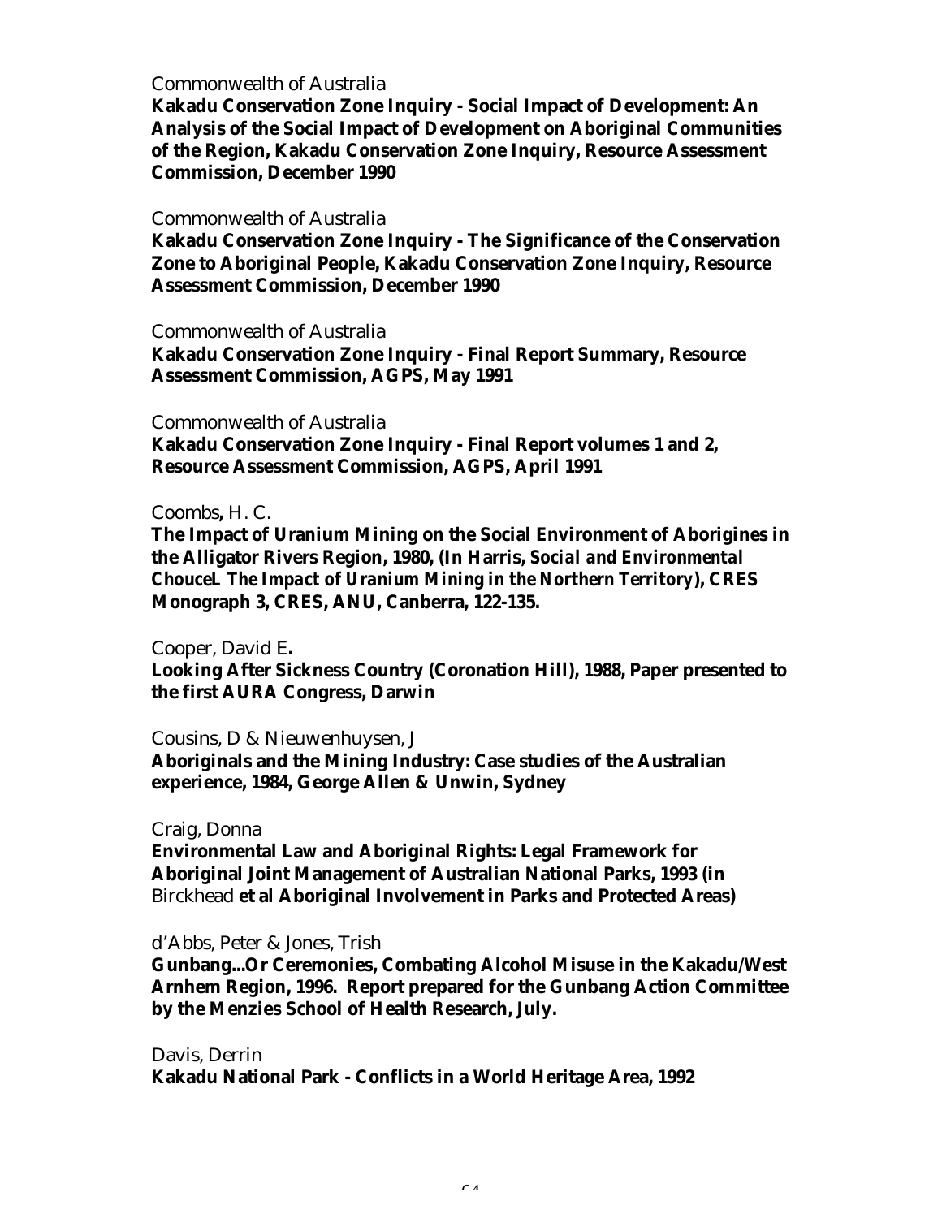Commonwealth of Australia

**Kakadu Conservation Zone Inquiry - Social Impact of Development: An Analysis of the Social Impact of Development on Aboriginal Communities of the Region, Kakadu Conservation Zone Inquiry, Resource Assessment Commission, December 1990**

Commonwealth of Australia

**Kakadu Conservation Zone Inquiry - The Significance of the Conservation Zone to Aboriginal People, Kakadu Conservation Zone Inquiry, Resource Assessment Commission, December 1990**

Commonwealth of Australia

**Kakadu Conservation Zone Inquiry - Final Report Summary, Resource Assessment Commission, AGPS, May 1991**

Commonwealth of Australia

**Kakadu Conservation Zone Inquiry - Final Report volumes 1 and 2, Resource Assessment Commission, AGPS, April 1991**

Coombs**,** H. C.

**The Impact of Uranium Mining on the Social Environment of Aborigines in the Alligator Rivers Region, 1980, (In Harris, *Social and Environmental ChouceL The Impact of Uranium Mining in the Northern Territory*), CRES Monograph 3, CRES, ANU, Canberra, 122-135.**

Cooper, David E**.**

**Looking After Sickness Country (Coronation Hill), 1988, Paper presented to the first AURA Congress, Darwin**

Cousins, D & Nieuwenhuysen, J

**Aboriginals and the Mining Industry: Case studies of the Australian experience, 1984, George Allen & Unwin, Sydney**

Craig, Donna

**Environmental Law and Aboriginal Rights: Legal Framework for Aboriginal Joint Management of Australian National Parks, 1993 (in** Birckhead **et al Aboriginal Involvement in Parks and Protected Areas)**

d'Abbs, Peter & Jones, Trish

**Gunbang...Or Ceremonies, Combating Alcohol Misuse in the Kakadu/West Arnhem Region, 1996. Report prepared for the Gunbang Action Committee by the Menzies School of Health Research, July.**

Davis, Derrin

**Kakadu National Park - Conflicts in a World Heritage Area, 1992**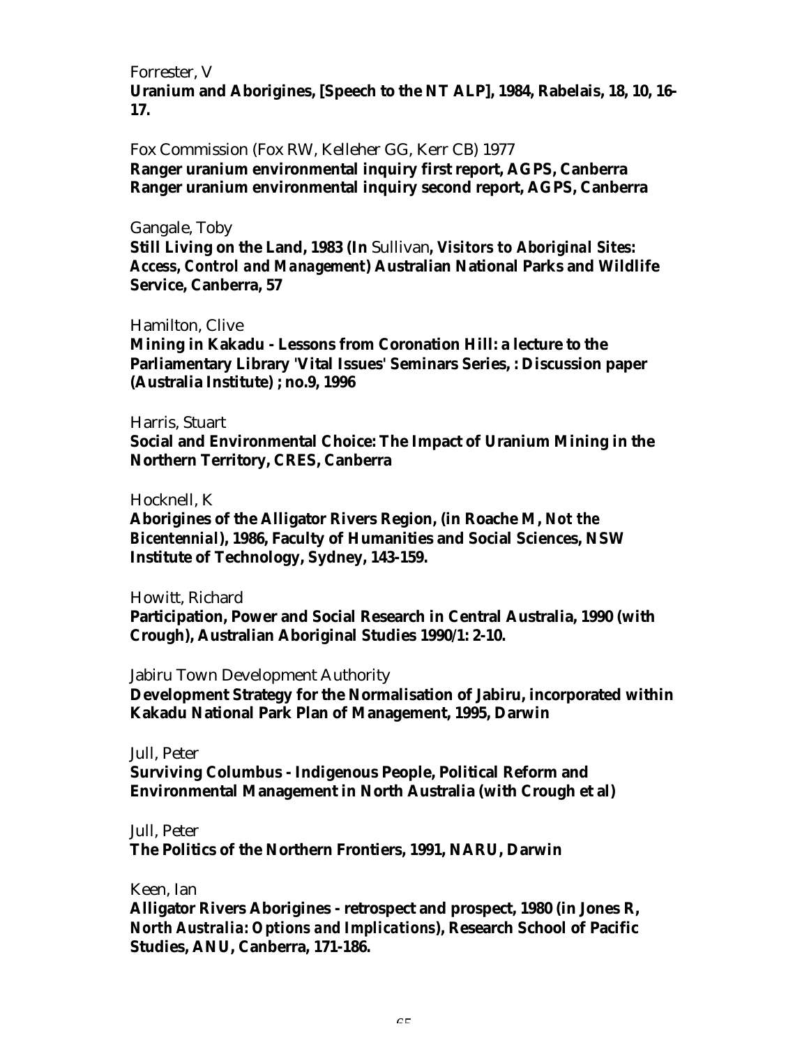Forrester, V

**Uranium and Aborigines, [Speech to the NT ALP], 1984, Rabelais, 18, 10, 16-17.**

Fox Commission (Fox RW, Kelleher GG, Kerr CB) 1977

**Ranger uranium environmental inquiry first report, AGPS, Canberra**
**Ranger uranium environmental inquiry second report, AGPS, Canberra**

Gangale, Toby

**Still Living on the Land, 1983 (In** Sullivan**, *Visitors to Aboriginal Sites: Access, Control and Management*) Australian National Parks and Wildlife Service, Canberra, 57**

Hamilton, Clive

**Mining in Kakadu - Lessons from Coronation Hill: a lecture to the Parliamentary Library 'Vital Issues' Seminars Series, : Discussion paper (Australia Institute) ; no.9, 1996**

Harris, Stuart

**Social and Environmental Choice: The Impact of Uranium Mining in the Northern Territory, CRES, Canberra**

Hocknell, K

**Aborigines of the Alligator Rivers Region, (in Roache M, *Not the Bicentennial*), 1986, Faculty of Humanities and Social Sciences, NSW Institute of Technology, Sydney, 143-159.**

Howitt, Richard

**Participation, Power and Social Research in Central Australia, 1990 (with Crough), Australian Aboriginal Studies 1990/1: 2-10.**

Jabiru Town Development Authority

**Development Strategy for the Normalisation of Jabiru, incorporated within Kakadu National Park Plan of Management, 1995, Darwin**

Jull, Peter

**Surviving Columbus - Indigenous People, Political Reform and Environmental Management in North Australia (with Crough et al)**

Jull, Peter

**The Politics of the Northern Frontiers, 1991, NARU, Darwin**

Keen, Ian

**Alligator Rivers Aborigines - retrospect and prospect, 1980 (in Jones R, *North Australia: Options and Implications*), Research School of Pacific Studies, ANU, Canberra, 171-186.**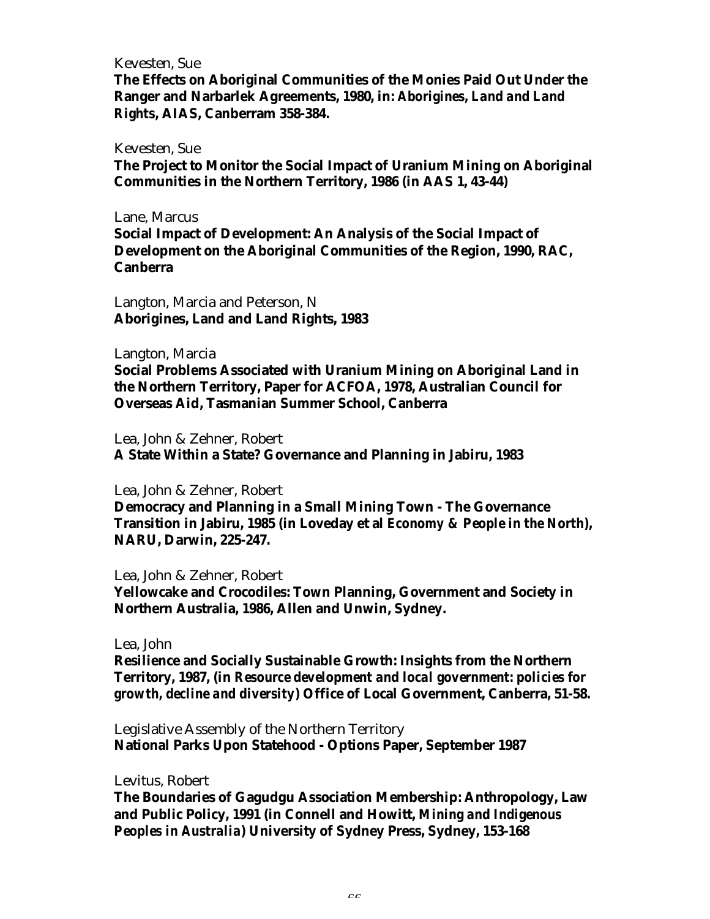Kevesten, Sue

**The Effects on Aboriginal Communities of the Monies Paid Out Under the Ranger and Narbarlek Agreements, 1980, in: *Aborigines, Land and Land Rights*, AIAS, Canberram 358-384.**

Kevesten, Sue

**The Project to Monitor the Social Impact of Uranium Mining on Aboriginal Communities in the Northern Territory, 1986 (in AAS 1, 43-44)**

Lane, Marcus

**Social Impact of Development: An Analysis of the Social Impact of Development on the Aboriginal Communities of the Region, 1990, RAC, Canberra**

Langton, Marcia and Peterson, N

**Aborigines, Land and Land Rights, 1983**

Langton, Marcia

**Social Problems Associated with Uranium Mining on Aboriginal Land in the Northern Territory, Paper for ACFOA, 1978, Australian Council for Overseas Aid, Tasmanian Summer School, Canberra**

Lea, John & Zehner, Robert

**A State Within a State? Governance and Planning in Jabiru, 1983**

Lea, John & Zehner, Robert

**Democracy and Planning in a Small Mining Town - The Governance Transition in Jabiru, 1985 (in Loveday et al *Economy & People in the North*), NARU, Darwin, 225-247.**

Lea, John & Zehner, Robert

**Yellowcake and Crocodiles: Town Planning, Government and Society in Northern Australia, 1986, Allen and Unwin, Sydney.**

Lea, John

**Resilience and Socially Sustainable Growth: Insights from the Northern Territory, 1987, (in *Resource development and local government: policies for growth, decline and diversity*) Office of Local Government, Canberra, 51-58.**

Legislative Assembly of the Northern Territory

**National Parks Upon Statehood - Options Paper, September 1987**

Levitus, Robert

**The Boundaries of Gagudgu Association Membership: Anthropology, Law and Public Policy, 1991 (in Connell and Howitt, *Mining and Indigenous Peoples in Australia*) University of Sydney Press, Sydney, 153-168**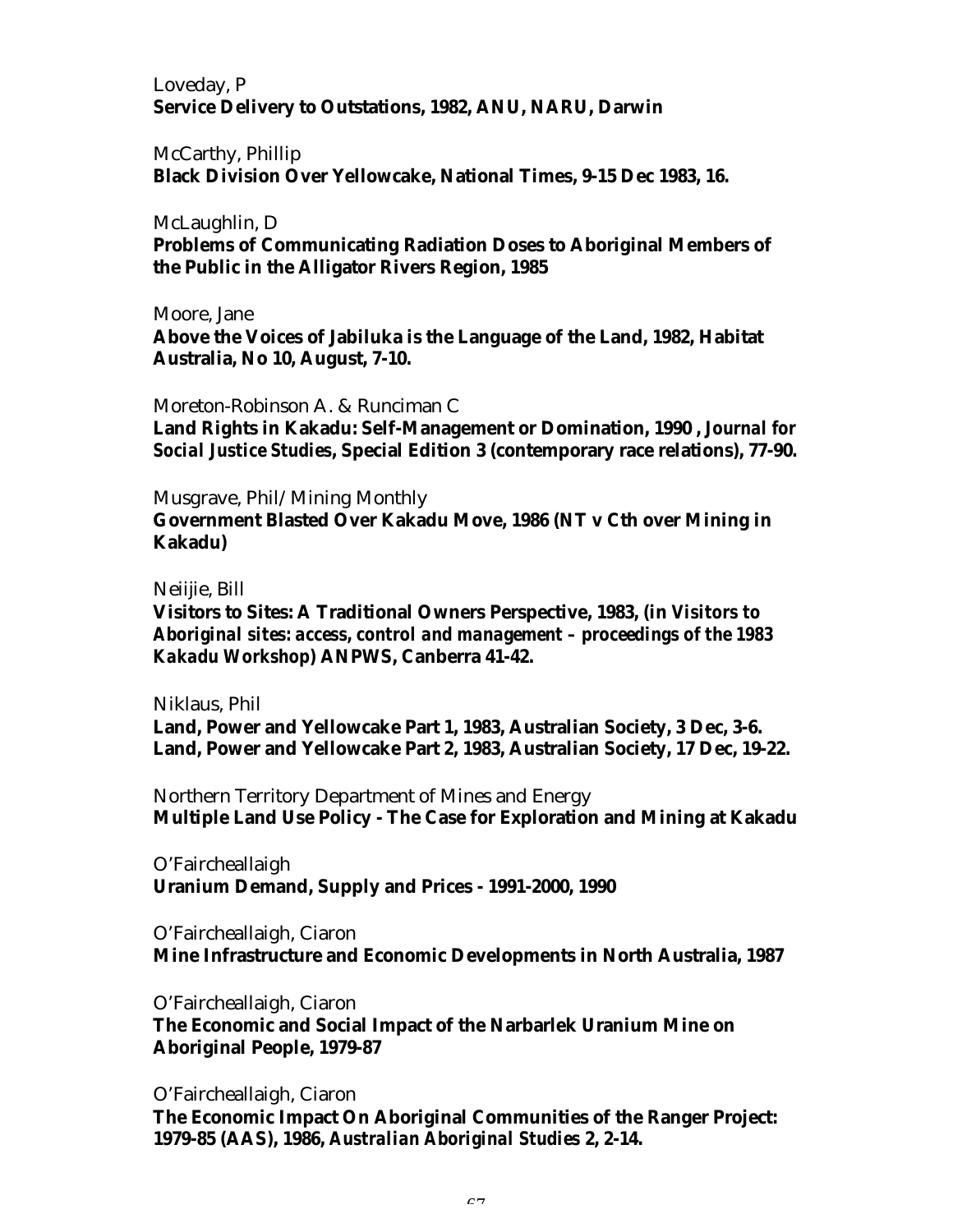Loveday, P
**Service Delivery to Outstations, 1982, ANU, NARU, Darwin**

McCarthy, Phillip
**Black Division Over Yellowcake, National Times, 9-15 Dec 1983, 16.**

McLaughlin, D
**Problems of Communicating Radiation Doses to Aboriginal Members of the Public in the Alligator Rivers Region, 1985**

Moore, Jane
**Above the Voices of Jabiluka is the Language of the Land, 1982, Habitat Australia, No 10, August, 7-10.**

Moreton-Robinson A. & Runciman C
**Land Rights in Kakadu: Self-Management or Domination, 1990 , *Journal for Social Justice Studies*, Special Edition 3 (contemporary race relations), 77-90.**

Musgrave, Phil/ Mining Monthly
**Government Blasted Over Kakadu Move, 1986 (NT v Cth over Mining in Kakadu)**

Neiijie, Bill
**Visitors to Sites: A Traditional Owners Perspective, 1983, (in *Visitors to Aboriginal sites: access, control and management – proceedings of the 1983 Kakadu Workshop*) ANPWS, Canberra 41-42.**

Niklaus, Phil
**Land, Power and Yellowcake Part 1, 1983, Australian Society, 3 Dec, 3-6.**
**Land, Power and Yellowcake Part 2, 1983, Australian Society, 17 Dec, 19-22.**

Northern Territory Department of Mines and Energy
**Multiple Land Use Policy - The Case for Exploration and Mining at Kakadu**

O'Faircheallaigh
**Uranium Demand, Supply and Prices - 1991-2000, 1990**

O'Faircheallaigh, Ciaron
**Mine Infrastructure and Economic Developments in North Australia, 1987**

O'Faircheallaigh, Ciaron
**The Economic and Social Impact of the Narbarlek Uranium Mine on Aboriginal People, 1979-87**

O'Faircheallaigh, Ciaron
**The Economic Impact On Aboriginal Communities of the Ranger Project: 1979-85 (AAS), 1986, *Australian Aboriginal Studies* 2, 2-14.**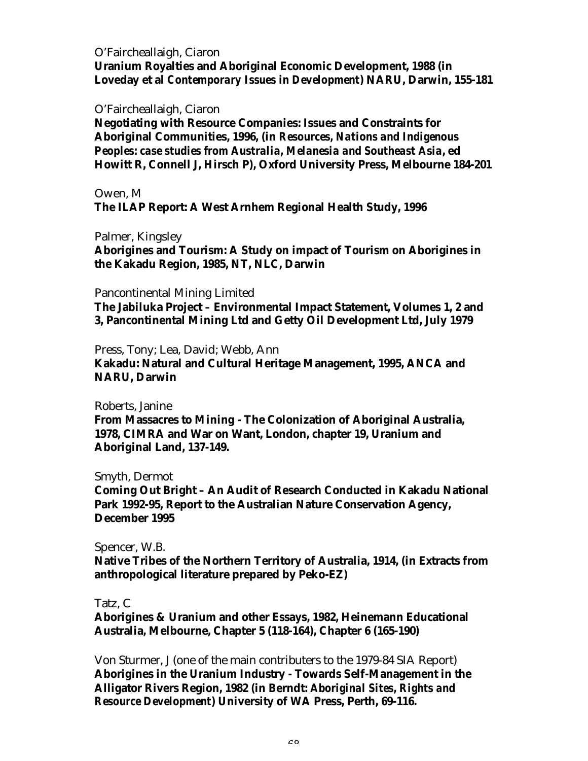O'Faircheallaigh, Ciaron

**Uranium Royalties and Aboriginal Economic Development, 1988 (in Loveday et al *Contemporary Issues in Development*) NARU, Darwin, 155-181**

O'Faircheallaigh, Ciaron

**Negotiating with Resource Companies: Issues and Constraints for Aboriginal Communities, 1996, (in *Resources, Nations and Indigenous Peoples: case studies from Australia, Melanesia and Southeast Asia*, ed Howitt R, Connell J, Hirsch P), Oxford University Press, Melbourne 184-201**

Owen, M

**The ILAP Report: A West Arnhem Regional Health Study, 1996**

Palmer, Kingsley

**Aborigines and Tourism: A Study on impact of Tourism on Aborigines in the Kakadu Region, 1985, NT, NLC, Darwin**

Pancontinental Mining Limited

**The Jabiluka Project – Environmental Impact Statement, Volumes 1, 2 and 3, Pancontinental Mining Ltd and Getty Oil Development Ltd, July 1979**

Press, Tony; Lea, David; Webb, Ann

**Kakadu: Natural and Cultural Heritage Management, 1995, ANCA and NARU, Darwin**

Roberts, Janine

**From Massacres to Mining - The Colonization of Aboriginal Australia, 1978, CIMRA and War on Want, London, chapter 19, Uranium and Aboriginal Land, 137-149.**

Smyth, Dermot

**Coming Out Bright – An Audit of Research Conducted in Kakadu National Park 1992-95, Report to the Australian Nature Conservation Agency, December 1995**

Spencer, W.B.

**Native Tribes of the Northern Territory of Australia, 1914, (in Extracts from anthropological literature prepared by Peko-EZ)**

Tatz, C

**Aborigines & Uranium and other Essays, 1982, Heinemann Educational Australia, Melbourne, Chapter 5 (118-164), Chapter 6 (165-190)**

Von Sturmer, J (one of the main contributers to the 1979-84 SIA Report)

**Aborigines in the Uranium Industry - Towards Self-Management in the Alligator Rivers Region, 1982 (in Berndt: *Aboriginal Sites, Rights and Resource Development*) University of WA Press, Perth, 69-116.**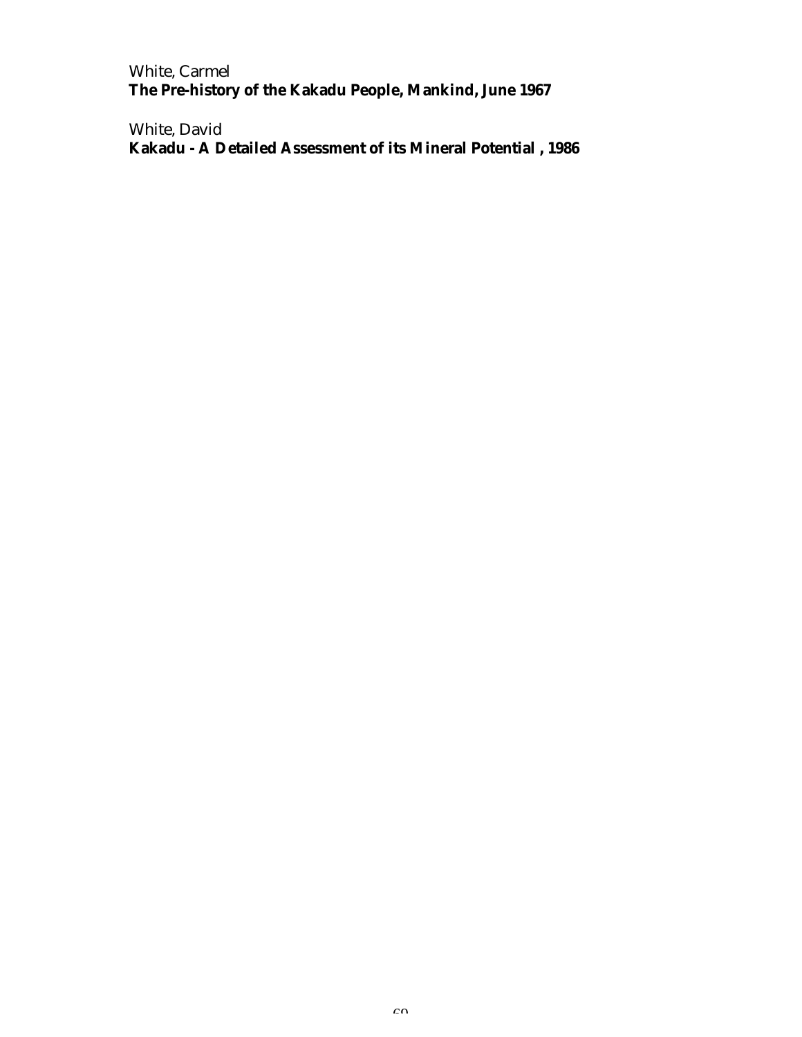White, Carmel
**The Pre-history of the Kakadu People, Mankind, June 1967**

White, David
**Kakadu - A Detailed Assessment of its Mineral Potential , 1986**